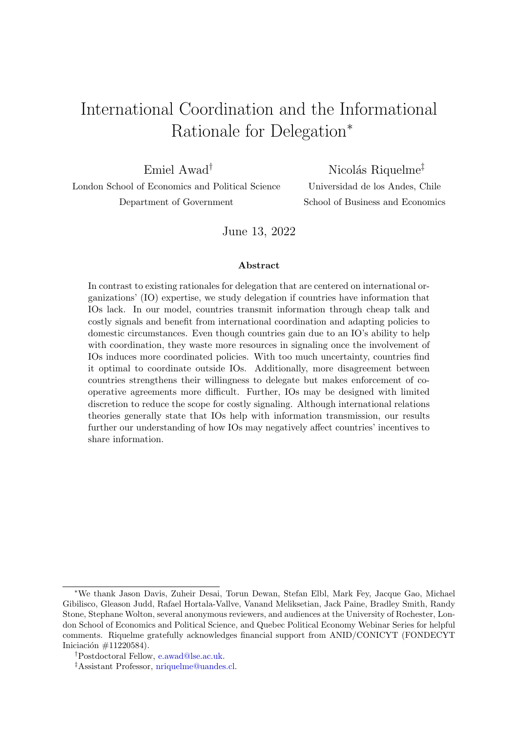# International Coordination and the Informational Rationale for Delegation*

Emiel Awad[†]
London School of Economics and Political Science
Department of Government

Nicolás Riquelme[‡]
Universidad de los Andes, Chile
School of Business and Economics

June 13, 2022

### Abstract

In contrast to existing rationales for delegation that are centered on international organizations' (IO) expertise, we study delegation if countries have information that IOs lack. In our model, countries transmit information through cheap talk and costly signals and benefit from international coordination and adapting policies to domestic circumstances. Even though countries gain due to an IO's ability to help with coordination, they waste more resources in signaling once the involvement of IOs induces more coordinated policies. With too much uncertainty, countries find it optimal to coordinate outside IOs. Additionally, more disagreement between countries strengthens their willingness to delegate but makes enforcement of cooperative agreements more difficult. Further, IOs may be designed with limited discretion to reduce the scope for costly signaling. Although international relations theories generally state that IOs help with information transmission, our results further our understanding of how IOs may negatively affect countries' incentives to share information.

---

*We thank Jason Davis, Zuheir Desai, Torun Dewan, Stefan Elbl, Mark Fey, Jacque Gao, Michael Gibilisco, Gleason Judd, Rafael Hortala-Vallve, Vanand Meliksetian, Jack Paine, Bradley Smith, Randy Stone, Stephane Wolton, several anonymous reviewers, and audiences at the University of Rochester, London School of Economics and Political Science, and Quebec Political Economy Webinar Series for helpful comments. Riquelme gratefully acknowledges financial support from ANID/CONICYT (FONDECYT Iniciación #11220584).

[†]Postdoctoral Fellow, e.awad@lse.ac.uk.

[‡]Assistant Professor, nriquelme@uandes.cl.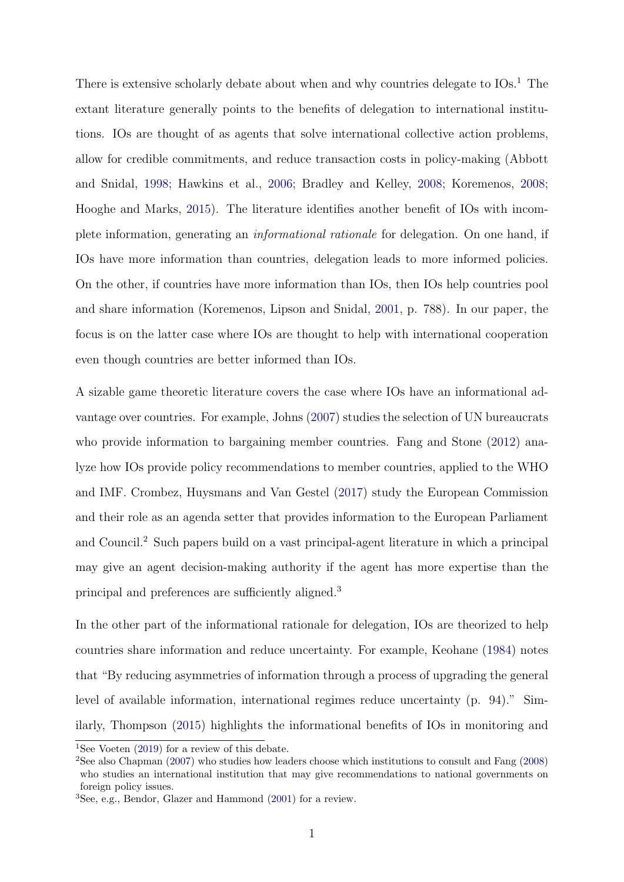There is extensive scholarly debate about when and why countries delegate to IOs.[1] The extant literature generally points to the benefits of delegation to international institutions. IOs are thought of as agents that solve international collective action problems, allow for credible commitments, and reduce transaction costs in policy-making (Abbott and Snidal, 1998; Hawkins et al., 2006; Bradley and Kelley, 2008; Koremenos, 2008; Hooghe and Marks, 2015). The literature identifies another benefit of IOs with incomplete information, generating an *informational rationale* for delegation. On one hand, if IOs have more information than countries, delegation leads to more informed policies. On the other, if countries have more information than IOs, then IOs help countries pool and share information (Koremenos, Lipson and Snidal, 2001, p. 788). In our paper, the focus is on the latter case where IOs are thought to help with international cooperation even though countries are better informed than IOs.

A sizable game theoretic literature covers the case where IOs have an informational advantage over countries. For example, Johns (2007) studies the selection of UN bureaucrats who provide information to bargaining member countries. Fang and Stone (2012) analyze how IOs provide policy recommendations to member countries, applied to the WHO and IMF. Crombez, Huysmans and Van Gestel (2017) study the European Commission and their role as an agenda setter that provides information to the European Parliament and Council.[2] Such papers build on a vast principal-agent literature in which a principal may give an agent decision-making authority if the agent has more expertise than the principal and preferences are sufficiently aligned.[3]

In the other part of the informational rationale for delegation, IOs are theorized to help countries share information and reduce uncertainty. For example, Keohane (1984) notes that "By reducing asymmetries of information through a process of upgrading the general level of available information, international regimes reduce uncertainty (p. 94)." Similarly, Thompson (2015) highlights the informational benefits of IOs in monitoring and

[1] See Voeten (2019) for a review of this debate.

[2] See also Chapman (2007) who studies how leaders choose which institutions to consult and Fang (2008) who studies an international institution that may give recommendations to national governments on foreign policy issues.

[3] See, e.g., Bendor, Glazer and Hammond (2001) for a review.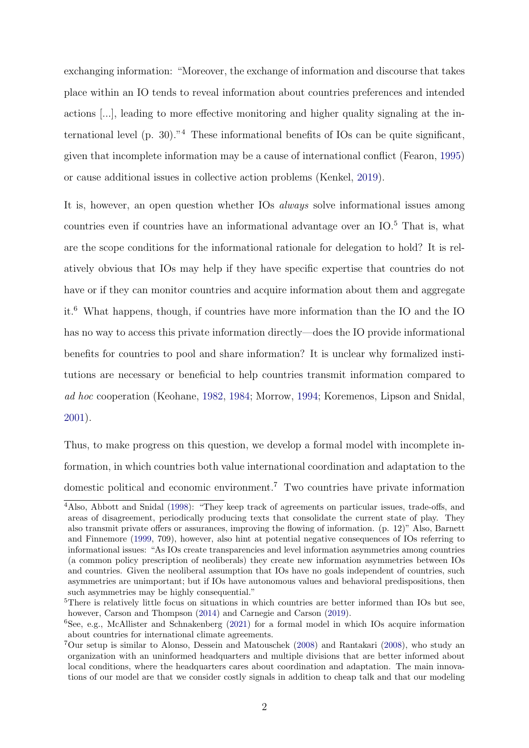exchanging information: "Moreover, the exchange of information and discourse that takes place within an IO tends to reveal information about countries preferences and intended actions [...], leading to more effective monitoring and higher quality signaling at the international level (p. 30)."[4] These informational benefits of IOs can be quite significant, given that incomplete information may be a cause of international conflict (Fearon, 1995) or cause additional issues in collective action problems (Kenkel, 2019).

It is, however, an open question whether IOs *always* solve informational issues among countries even if countries have an informational advantage over an IO.[5] That is, what are the scope conditions for the informational rationale for delegation to hold? It is relatively obvious that IOs may help if they have specific expertise that countries do not have or if they can monitor countries and acquire information about them and aggregate it.[6] What happens, though, if countries have more information than the IO and the IO has no way to access this private information directly—does the IO provide informational benefits for countries to pool and share information? It is unclear why formalized institutions are necessary or beneficial to help countries transmit information compared to *ad hoc* cooperation (Keohane, 1982, 1984; Morrow, 1994; Koremenos, Lipson and Snidal, 2001).

Thus, to make progress on this question, we develop a formal model with incomplete information, in which countries both value international coordination and adaptation to the domestic political and economic environment.[7] Two countries have private information

---

[4] Also, Abbott and Snidal (1998): "They keep track of agreements on particular issues, trade-offs, and areas of disagreement, periodically producing texts that consolidate the current state of play. They also transmit private offers or assurances, improving the flowing of information. (p. 12)" Also, Barnett and Finnemore (1999, 709), however, also hint at potential negative consequences of IOs referring to informational issues: "As IOs create transparencies and level information asymmetries among countries (a common policy prescription of neoliberals) they create new information asymmetries between IOs and countries. Given the neoliberal assumption that IOs have no goals independent of countries, such asymmetries are unimportant; but if IOs have autonomous values and behavioral predispositions, then such asymmetries may be highly consequential."

[5] There is relatively little focus on situations in which countries are better informed than IOs but see, however, Carson and Thompson (2014) and Carnegie and Carson (2019).

[6] See, e.g., McAllister and Schnakenberg (2021) for a formal model in which IOs acquire information about countries for international climate agreements.

[7] Our setup is similar to Alonso, Dessein and Matouschek (2008) and Rantakari (2008), who study an organization with an uninformed headquarters and multiple divisions that are better informed about local conditions, where the headquarters cares about coordination and adaptation. The main innovations of our model are that we consider costly signals in addition to cheap talk and that our modeling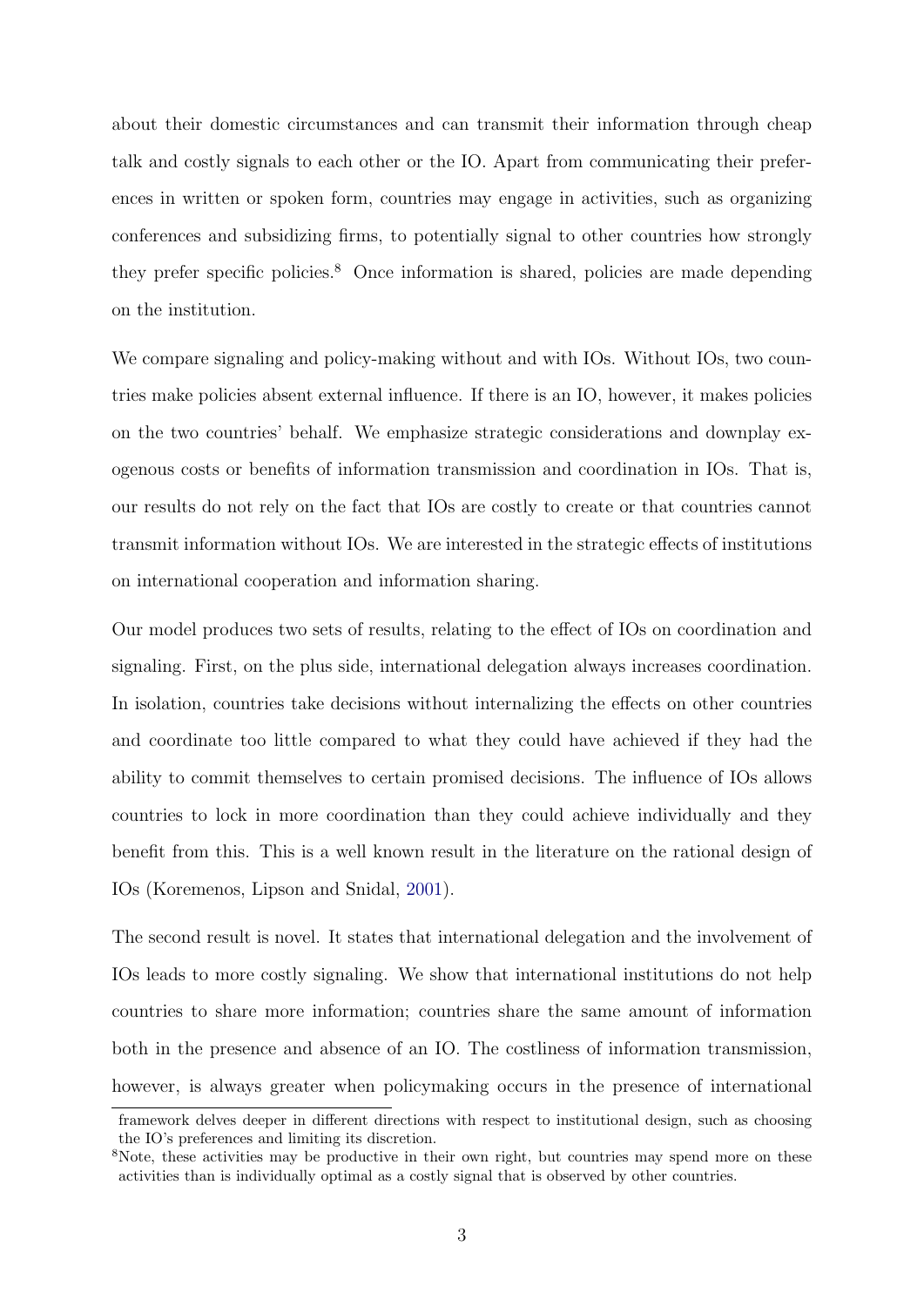about their domestic circumstances and can transmit their information through cheap talk and costly signals to each other or the IO. Apart from communicating their preferences in written or spoken form, countries may engage in activities, such as organizing conferences and subsidizing firms, to potentially signal to other countries how strongly they prefer specific policies.[8] Once information is shared, policies are made depending on the institution.

We compare signaling and policy-making without and with IOs. Without IOs, two countries make policies absent external influence. If there is an IO, however, it makes policies on the two countries' behalf. We emphasize strategic considerations and downplay exogenous costs or benefits of information transmission and coordination in IOs. That is, our results do not rely on the fact that IOs are costly to create or that countries cannot transmit information without IOs. We are interested in the strategic effects of institutions on international cooperation and information sharing.

Our model produces two sets of results, relating to the effect of IOs on coordination and signaling. First, on the plus side, international delegation always increases coordination. In isolation, countries take decisions without internalizing the effects on other countries and coordinate too little compared to what they could have achieved if they had the ability to commit themselves to certain promised decisions. The influence of IOs allows countries to lock in more coordination than they could achieve individually and they benefit from this. This is a well known result in the literature on the rational design of IOs (Koremenos, Lipson and Snidal, 2001).

The second result is novel. It states that international delegation and the involvement of IOs leads to more costly signaling. We show that international institutions do not help countries to share more information; countries share the same amount of information both in the presence and absence of an IO. The costliness of information transmission, however, is always greater when policymaking occurs in the presence of international

framework delves deeper in different directions with respect to institutional design, such as choosing the IO's preferences and limiting its discretion.

[8] Note, these activities may be productive in their own right, but countries may spend more on these activities than is individually optimal as a costly signal that is observed by other countries.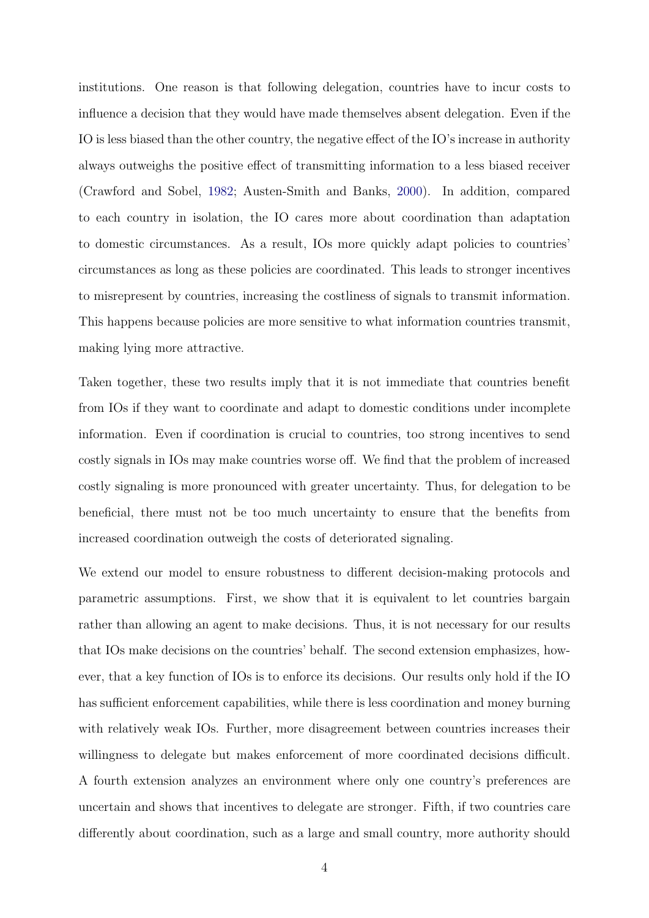institutions. One reason is that following delegation, countries have to incur costs to influence a decision that they would have made themselves absent delegation. Even if the IO is less biased than the other country, the negative effect of the IO's increase in authority always outweighs the positive effect of transmitting information to a less biased receiver (Crawford and Sobel, 1982; Austen-Smith and Banks, 2000). In addition, compared to each country in isolation, the IO cares more about coordination than adaptation to domestic circumstances. As a result, IOs more quickly adapt policies to countries' circumstances as long as these policies are coordinated. This leads to stronger incentives to misrepresent by countries, increasing the costliness of signals to transmit information. This happens because policies are more sensitive to what information countries transmit, making lying more attractive.

Taken together, these two results imply that it is not immediate that countries benefit from IOs if they want to coordinate and adapt to domestic conditions under incomplete information. Even if coordination is crucial to countries, too strong incentives to send costly signals in IOs may make countries worse off. We find that the problem of increased costly signaling is more pronounced with greater uncertainty. Thus, for delegation to be beneficial, there must not be too much uncertainty to ensure that the benefits from increased coordination outweigh the costs of deteriorated signaling.

We extend our model to ensure robustness to different decision-making protocols and parametric assumptions. First, we show that it is equivalent to let countries bargain rather than allowing an agent to make decisions. Thus, it is not necessary for our results that IOs make decisions on the countries' behalf. The second extension emphasizes, however, that a key function of IOs is to enforce its decisions. Our results only hold if the IO has sufficient enforcement capabilities, while there is less coordination and money burning with relatively weak IOs. Further, more disagreement between countries increases their willingness to delegate but makes enforcement of more coordinated decisions difficult. A fourth extension analyzes an environment where only one country's preferences are uncertain and shows that incentives to delegate are stronger. Fifth, if two countries care differently about coordination, such as a large and small country, more authority should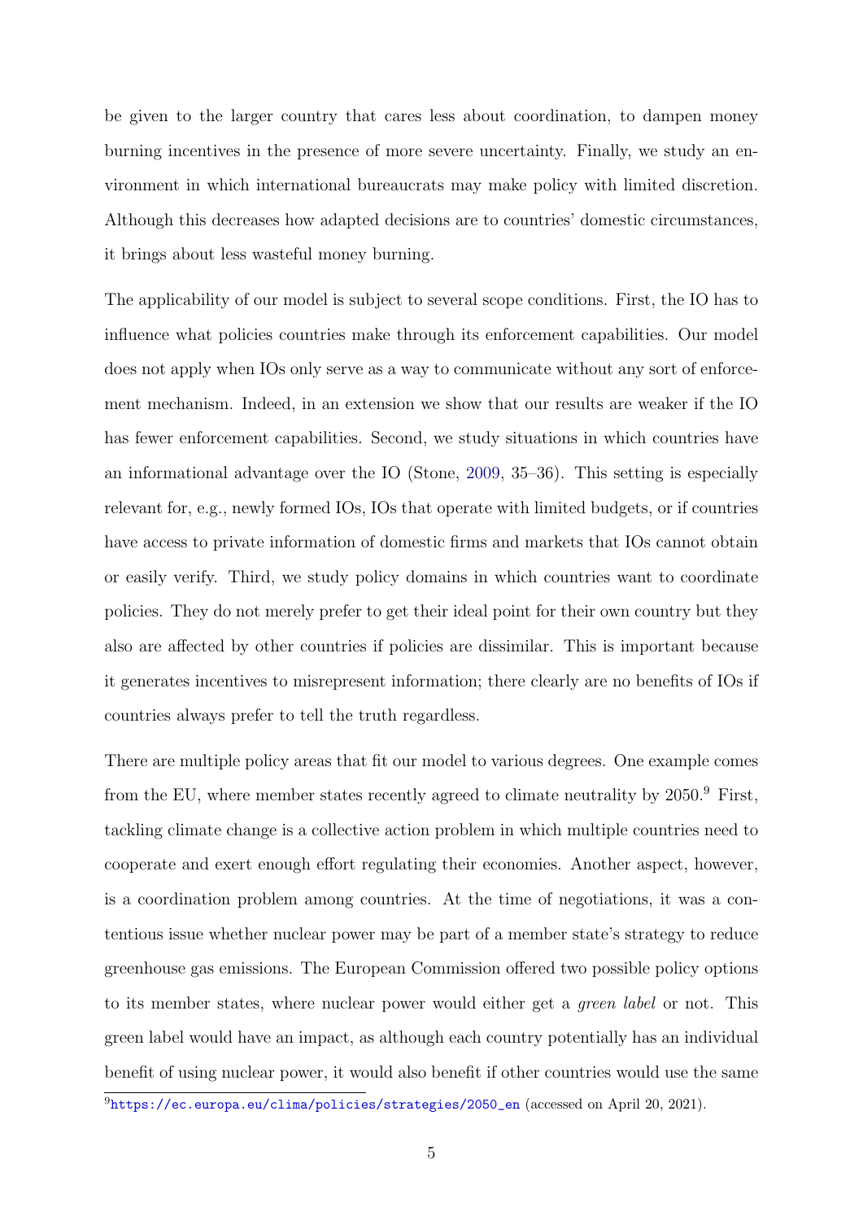be given to the larger country that cares less about coordination, to dampen money burning incentives in the presence of more severe uncertainty. Finally, we study an environment in which international bureaucrats may make policy with limited discretion. Although this decreases how adapted decisions are to countries' domestic circumstances, it brings about less wasteful money burning.

The applicability of our model is subject to several scope conditions. First, the IO has to influence what policies countries make through its enforcement capabilities. Our model does not apply when IOs only serve as a way to communicate without any sort of enforcement mechanism. Indeed, in an extension we show that our results are weaker if the IO has fewer enforcement capabilities. Second, we study situations in which countries have an informational advantage over the IO (Stone, 2009, 35–36). This setting is especially relevant for, e.g., newly formed IOs, IOs that operate with limited budgets, or if countries have access to private information of domestic firms and markets that IOs cannot obtain or easily verify. Third, we study policy domains in which countries want to coordinate policies. They do not merely prefer to get their ideal point for their own country but they also are affected by other countries if policies are dissimilar. This is important because it generates incentives to misrepresent information; there clearly are no benefits of IOs if countries always prefer to tell the truth regardless.

There are multiple policy areas that fit our model to various degrees. One example comes from the EU, where member states recently agreed to climate neutrality by 2050.[9] First, tackling climate change is a collective action problem in which multiple countries need to cooperate and exert enough effort regulating their economies. Another aspect, however, is a coordination problem among countries. At the time of negotiations, it was a contentious issue whether nuclear power may be part of a member state's strategy to reduce greenhouse gas emissions. The European Commission offered two possible policy options to its member states, where nuclear power would either get a *green label* or not. This green label would have an impact, as although each country potentially has an individual benefit of using nuclear power, it would also benefit if other countries would use the same

[9] https://ec.europa.eu/clima/policies/strategies/2050_en (accessed on April 20, 2021).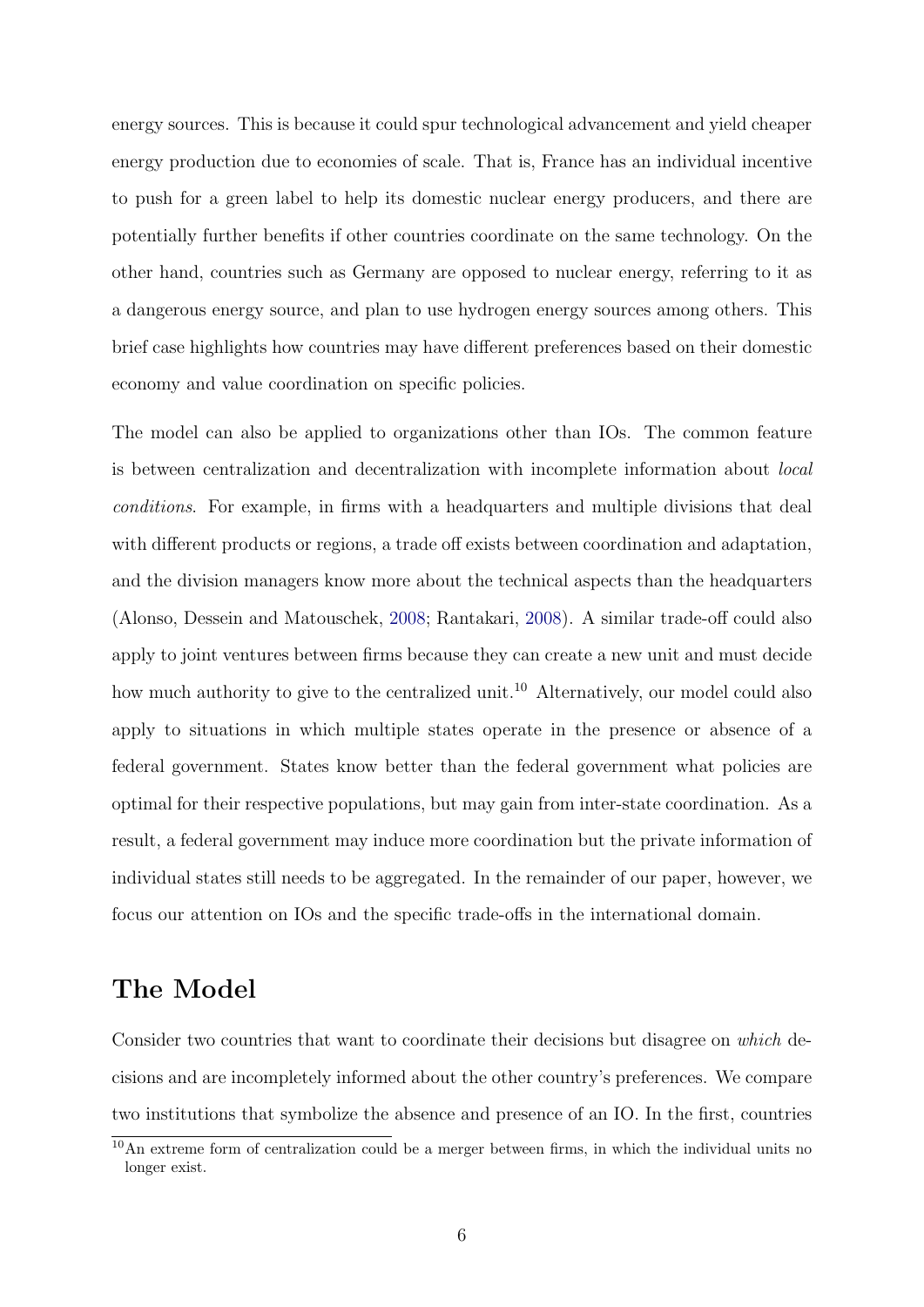energy sources. This is because it could spur technological advancement and yield cheaper energy production due to economies of scale. That is, France has an individual incentive to push for a green label to help its domestic nuclear energy producers, and there are potentially further benefits if other countries coordinate on the same technology. On the other hand, countries such as Germany are opposed to nuclear energy, referring to it as a dangerous energy source, and plan to use hydrogen energy sources among others. This brief case highlights how countries may have different preferences based on their domestic economy and value coordination on specific policies.

The model can also be applied to organizations other than IOs. The common feature is between centralization and decentralization with incomplete information about *local conditions*. For example, in firms with a headquarters and multiple divisions that deal with different products or regions, a trade off exists between coordination and adaptation, and the division managers know more about the technical aspects than the headquarters (Alonso, Dessein and Matouschek, 2008; Rantakari, 2008). A similar trade-off could also apply to joint ventures between firms because they can create a new unit and must decide how much authority to give to the centralized unit.[10] Alternatively, our model could also apply to situations in which multiple states operate in the presence or absence of a federal government. States know better than the federal government what policies are optimal for their respective populations, but may gain from inter-state coordination. As a result, a federal government may induce more coordination but the private information of individual states still needs to be aggregated. In the remainder of our paper, however, we focus our attention on IOs and the specific trade-offs in the international domain.

## The Model

Consider two countries that want to coordinate their decisions but disagree on *which* decisions and are incompletely informed about the other country's preferences. We compare two institutions that symbolize the absence and presence of an IO. In the first, countries

[10] An extreme form of centralization could be a merger between firms, in which the individual units no longer exist.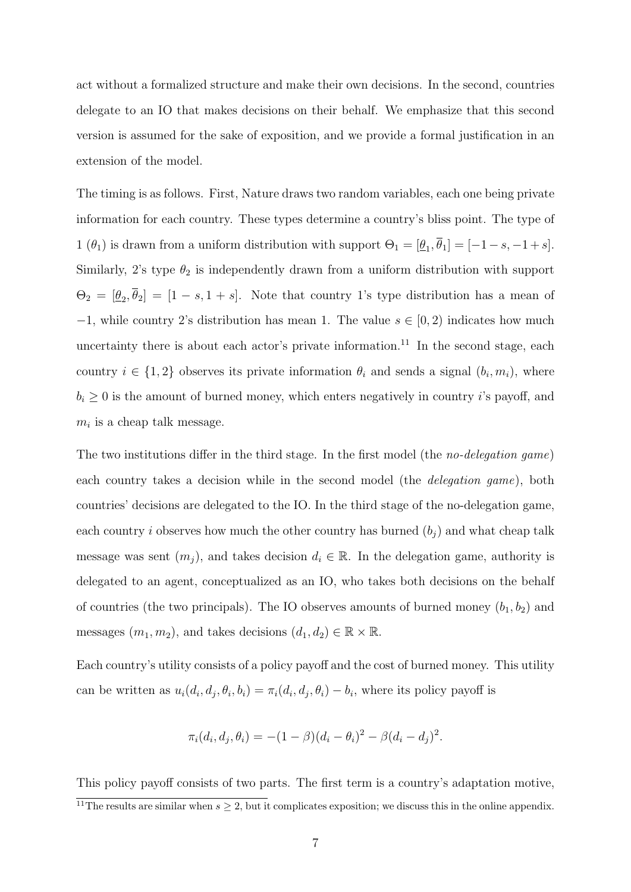act without a formalized structure and make their own decisions. In the second, countries delegate to an IO that makes decisions on their behalf. We emphasize that this second version is assumed for the sake of exposition, and we provide a formal justification in an extension of the model.

The timing is as follows. First, Nature draws two random variables, each one being private information for each country. These types determine a country's bliss point. The type of 1 ($\theta_1$) is drawn from a uniform distribution with support $\Theta_1 = [\underline{\theta}_1, \overline{\theta}_1] = [-1-s, -1+s]$. Similarly, 2's type $\theta_2$ is independently drawn from a uniform distribution with support $\Theta_2 = [\underline{\theta}_2, \overline{\theta}_2] = [1-s, 1+s]$. Note that country 1's type distribution has a mean of $-1$, while country 2's distribution has mean 1. The value $s \in [0, 2)$ indicates how much uncertainty there is about each actor's private information.[11] In the second stage, each country $i \in \{1, 2\}$ observes its private information $\theta_i$ and sends a signal $(b_i, m_i)$, where $b_i \geq 0$ is the amount of burned money, which enters negatively in country $i$'s payoff, and $m_i$ is a cheap talk message.

The two institutions differ in the third stage. In the first model (the *no-delegation game*) each country takes a decision while in the second model (the *delegation game*), both countries' decisions are delegated to the IO. In the third stage of the no-delegation game, each country $i$ observes how much the other country has burned ($b_j$) and what cheap talk message was sent ($m_j$), and takes decision $d_i \in \mathbb{R}$. In the delegation game, authority is delegated to an agent, conceptualized as an IO, who takes both decisions on the behalf of countries (the two principals). The IO observes amounts of burned money $(b_1, b_2)$ and messages $(m_1, m_2)$, and takes decisions $(d_1, d_2) \in \mathbb{R} \times \mathbb{R}$.

Each country's utility consists of a policy payoff and the cost of burned money. This utility can be written as $u_i(d_i, d_j, \theta_i, b_i) = \pi_i(d_i, d_j, \theta_i) - b_i$, where its policy payoff is

$$\pi_i(d_i, d_j, \theta_i) = -(1-\beta)(d_i - \theta_i)^2 - \beta(d_i - d_j)^2.$$

This policy payoff consists of two parts. The first term is a country's adaptation motive,

[11] The results are similar when $s \geq 2$, but it complicates exposition; we discuss this in the online appendix.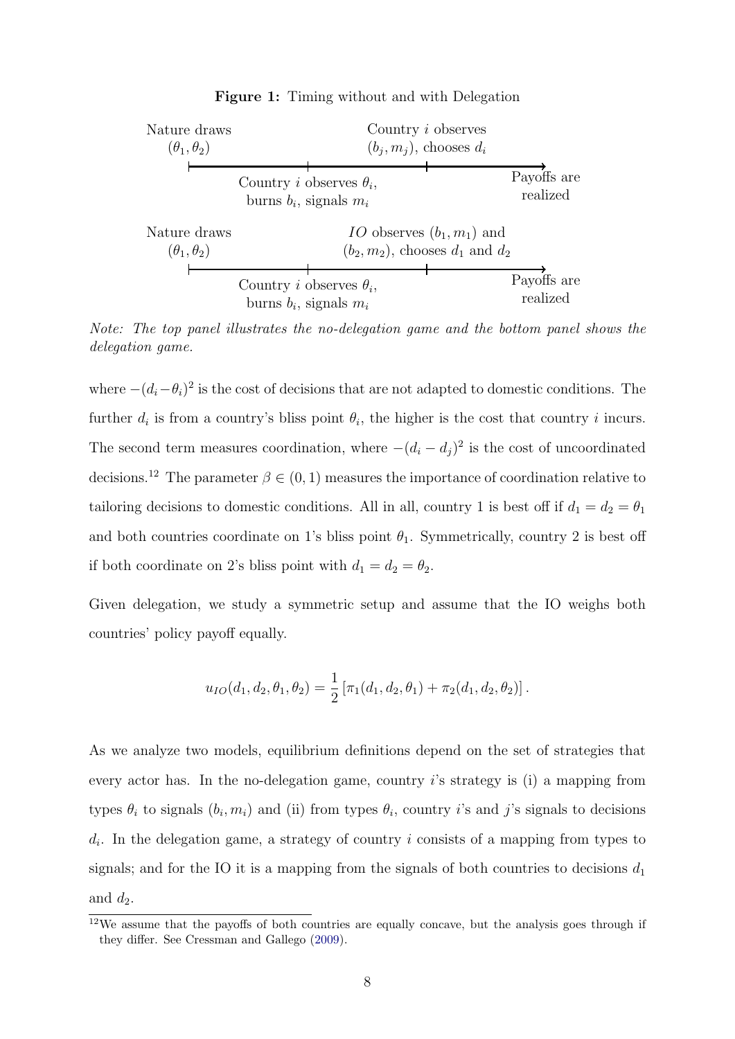**Figure 1:** Timing without and with Delegation

Nature draws $(\theta_1, \theta_2)$ → Country $i$ observes $\theta_i$, burns $b_i$, signals $m_i$ → Country $i$ observes $(b_j, m_j)$, chooses $d_i$ → Payoffs are realized

Nature draws $(\theta_1, \theta_2)$ → Country $i$ observes $\theta_i$, burns $b_i$, signals $m_i$ → $IO$ observes $(b_1, m_1)$ and $(b_2, m_2)$, chooses $d_1$ and $d_2$ → Payoffs are realized

*Note: The top panel illustrates the no-delegation game and the bottom panel shows the delegation game.*

where $-(d_i - \theta_i)^2$ is the cost of decisions that are not adapted to domestic conditions. The further $d_i$ is from a country's bliss point $\theta_i$, the higher is the cost that country $i$ incurs. The second term measures coordination, where $-(d_i - d_j)^2$ is the cost of uncoordinated decisions.[12] The parameter $\beta \in (0, 1)$ measures the importance of coordination relative to tailoring decisions to domestic conditions. All in all, country 1 is best off if $d_1 = d_2 = \theta_1$ and both countries coordinate on 1's bliss point $\theta_1$. Symmetrically, country 2 is best off if both coordinate on 2's bliss point with $d_1 = d_2 = \theta_2$.

Given delegation, we study a symmetric setup and assume that the IO weighs both countries' policy payoff equally.

$$u_{IO}(d_1, d_2, \theta_1, \theta_2) = \frac{1}{2}\left[\pi_1(d_1, d_2, \theta_1) + \pi_2(d_1, d_2, \theta_2)\right].$$

As we analyze two models, equilibrium definitions depend on the set of strategies that every actor has. In the no-delegation game, country $i$'s strategy is (i) a mapping from types $\theta_i$ to signals $(b_i, m_i)$ and (ii) from types $\theta_i$, country $i$'s and $j$'s signals to decisions $d_i$. In the delegation game, a strategy of country $i$ consists of a mapping from types to signals; and for the IO it is a mapping from the signals of both countries to decisions $d_1$ and $d_2$.

[12] We assume that the payoffs of both countries are equally concave, but the analysis goes through if they differ. See Cressman and Gallego (2009).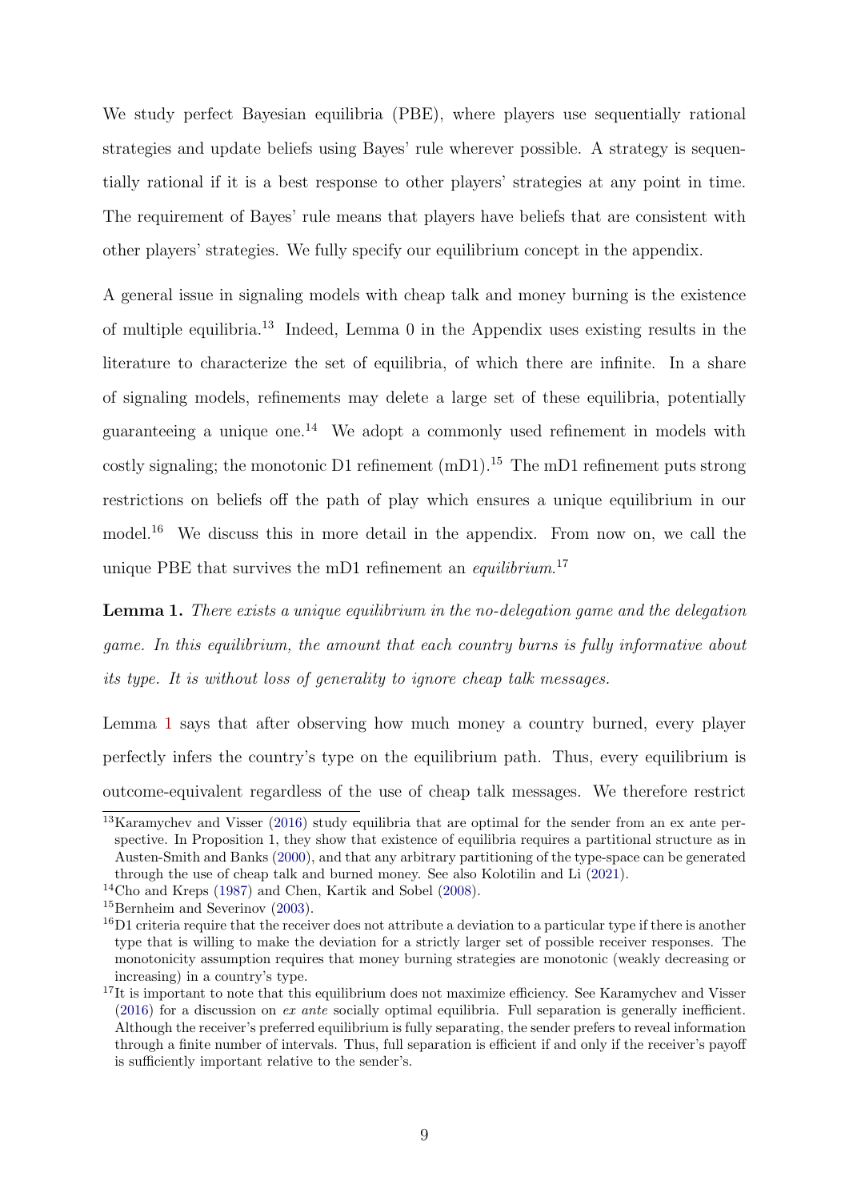We study perfect Bayesian equilibria (PBE), where players use sequentially rational strategies and update beliefs using Bayes' rule wherever possible. A strategy is sequentially rational if it is a best response to other players' strategies at any point in time. The requirement of Bayes' rule means that players have beliefs that are consistent with other players' strategies. We fully specify our equilibrium concept in the appendix.

A general issue in signaling models with cheap talk and money burning is the existence of multiple equilibria.[13] Indeed, Lemma 0 in the Appendix uses existing results in the literature to characterize the set of equilibria, of which there are infinite. In a share of signaling models, refinements may delete a large set of these equilibria, potentially guaranteeing a unique one.[14] We adopt a commonly used refinement in models with costly signaling; the monotonic D1 refinement (mD1).[15] The mD1 refinement puts strong restrictions on beliefs off the path of play which ensures a unique equilibrium in our model.[16] We discuss this in more detail in the appendix. From now on, we call the unique PBE that survives the mD1 refinement an *equilibrium*.[17]

**Lemma 1.** *There exists a unique equilibrium in the no-delegation game and the delegation game. In this equilibrium, the amount that each country burns is fully informative about its type. It is without loss of generality to ignore cheap talk messages.*

Lemma 1 says that after observing how much money a country burned, every player perfectly infers the country's type on the equilibrium path. Thus, every equilibrium is outcome-equivalent regardless of the use of cheap talk messages. We therefore restrict

---

[13] Karamychev and Visser (2016) study equilibria that are optimal for the sender from an ex ante perspective. In Proposition 1, they show that existence of equilibria requires a partitional structure as in Austen-Smith and Banks (2000), and that any arbitrary partitioning of the type-space can be generated through the use of cheap talk and burned money. See also Kolotilin and Li (2021).

[14] Cho and Kreps (1987) and Chen, Kartik and Sobel (2008).

[15] Bernheim and Severinov (2003).

[16] D1 criteria require that the receiver does not attribute a deviation to a particular type if there is another type that is willing to make the deviation for a strictly larger set of possible receiver responses. The monotonicity assumption requires that money burning strategies are monotonic (weakly decreasing or increasing) in a country's type.

[17] It is important to note that this equilibrium does not maximize efficiency. See Karamychev and Visser (2016) for a discussion on *ex ante* socially optimal equilibria. Full separation is generally inefficient. Although the receiver's preferred equilibrium is fully separating, the sender prefers to reveal information through a finite number of intervals. Thus, full separation is efficient if and only if the receiver's payoff is sufficiently important relative to the sender's.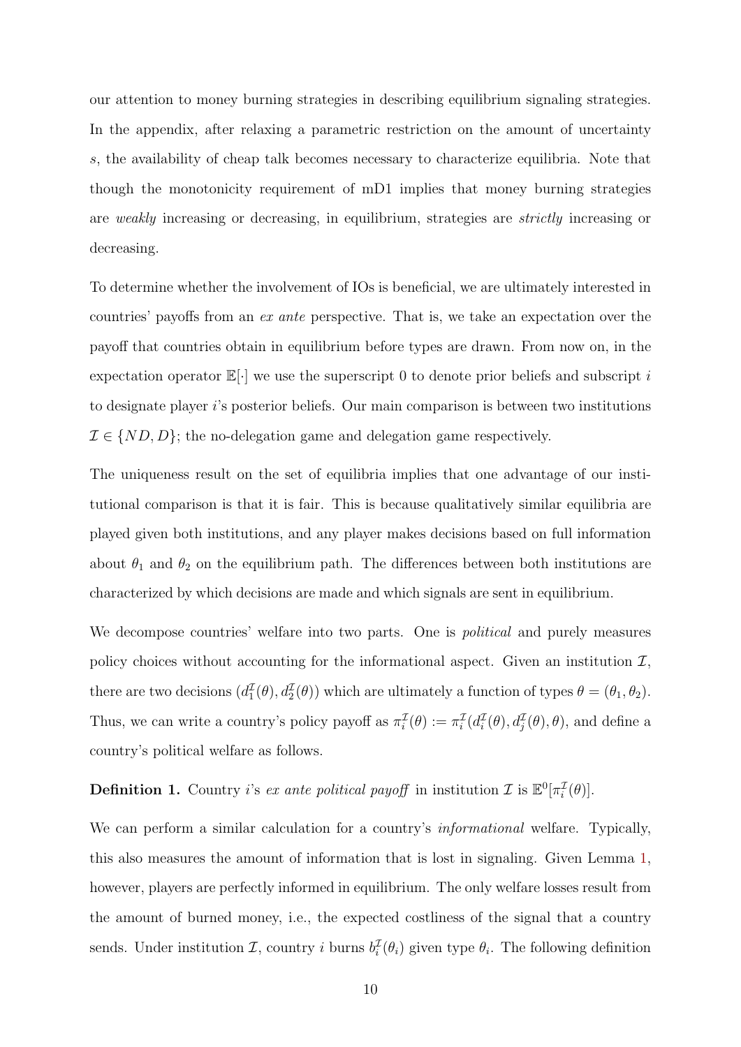our attention to money burning strategies in describing equilibrium signaling strategies. In the appendix, after relaxing a parametric restriction on the amount of uncertainty $s$, the availability of cheap talk becomes necessary to characterize equilibria. Note that though the monotonicity requirement of mD1 implies that money burning strategies are *weakly* increasing or decreasing, in equilibrium, strategies are *strictly* increasing or decreasing.

To determine whether the involvement of IOs is beneficial, we are ultimately interested in countries' payoffs from an *ex ante* perspective. That is, we take an expectation over the payoff that countries obtain in equilibrium before types are drawn. From now on, in the expectation operator $\mathbb{E}[\cdot]$ we use the superscript 0 to denote prior beliefs and subscript $i$ to designate player $i$'s posterior beliefs. Our main comparison is between two institutions $\mathcal{I} \in \{ND, D\}$; the no-delegation game and delegation game respectively.

The uniqueness result on the set of equilibria implies that one advantage of our institutional comparison is that it is fair. This is because qualitatively similar equilibria are played given both institutions, and any player makes decisions based on full information about $\theta_1$ and $\theta_2$ on the equilibrium path. The differences between both institutions are characterized by which decisions are made and which signals are sent in equilibrium.

We decompose countries' welfare into two parts. One is *political* and purely measures policy choices without accounting for the informational aspect. Given an institution $\mathcal{I}$, there are two decisions $(d_1^{\mathcal{I}}(\theta), d_2^{\mathcal{I}}(\theta))$ which are ultimately a function of types $\theta = (\theta_1, \theta_2)$. Thus, we can write a country's policy payoff as $\pi_i^{\mathcal{I}}(\theta) := \pi_i^{\mathcal{I}}(d_i^{\mathcal{I}}(\theta), d_j^{\mathcal{I}}(\theta), \theta)$, and define a country's political welfare as follows.

**Definition 1.** Country $i$'s *ex ante political payoff* in institution $\mathcal{I}$ is $\mathbb{E}^0[\pi_i^{\mathcal{I}}(\theta)]$.

We can perform a similar calculation for a country's *informational* welfare. Typically, this also measures the amount of information that is lost in signaling. Given Lemma 1, however, players are perfectly informed in equilibrium. The only welfare losses result from the amount of burned money, i.e., the expected costliness of the signal that a country sends. Under institution $\mathcal{I}$, country $i$ burns $b_i^{\mathcal{I}}(\theta_i)$ given type $\theta_i$. The following definition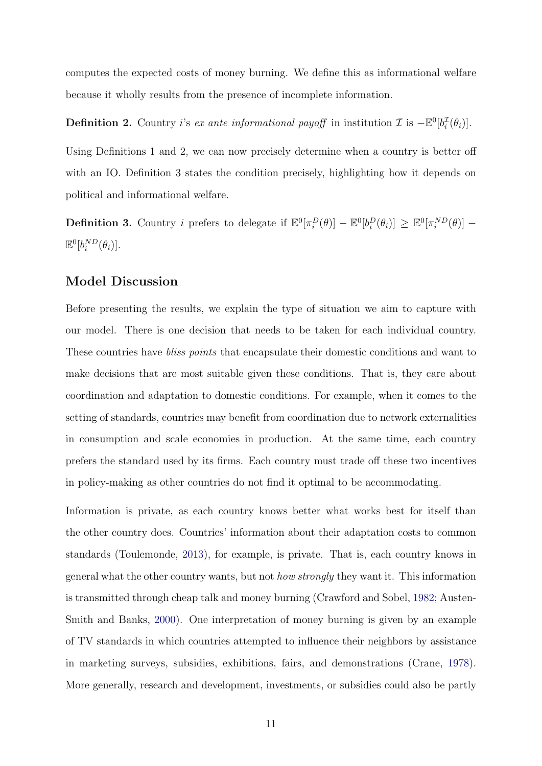computes the expected costs of money burning. We define this as informational welfare because it wholly results from the presence of incomplete information.

**Definition 2.** Country $i$'s *ex ante informational payoff* in institution $\mathcal{I}$ is $-\mathbb{E}^0[b_i^{\mathcal{I}}(\theta_i)]$.

Using Definitions 1 and 2, we can now precisely determine when a country is better off with an IO. Definition 3 states the condition precisely, highlighting how it depends on political and informational welfare.

**Definition 3.** Country $i$ prefers to delegate if $\mathbb{E}^0[\pi_i^D(\theta)] - \mathbb{E}^0[b_i^D(\theta_i)] \geq \mathbb{E}^0[\pi_i^{ND}(\theta)] - \mathbb{E}^0[b_i^{ND}(\theta_i)]$.

## Model Discussion

Before presenting the results, we explain the type of situation we aim to capture with our model. There is one decision that needs to be taken for each individual country. These countries have *bliss points* that encapsulate their domestic conditions and want to make decisions that are most suitable given these conditions. That is, they care about coordination and adaptation to domestic conditions. For example, when it comes to the setting of standards, countries may benefit from coordination due to network externalities in consumption and scale economies in production. At the same time, each country prefers the standard used by its firms. Each country must trade off these two incentives in policy-making as other countries do not find it optimal to be accommodating.

Information is private, as each country knows better what works best for itself than the other country does. Countries' information about their adaptation costs to common standards (Toulemonde, 2013), for example, is private. That is, each country knows in general what the other country wants, but not *how strongly* they want it. This information is transmitted through cheap talk and money burning (Crawford and Sobel, 1982; Austen-Smith and Banks, 2000). One interpretation of money burning is given by an example of TV standards in which countries attempted to influence their neighbors by assistance in marketing surveys, subsidies, exhibitions, fairs, and demonstrations (Crane, 1978). More generally, research and development, investments, or subsidies could also be partly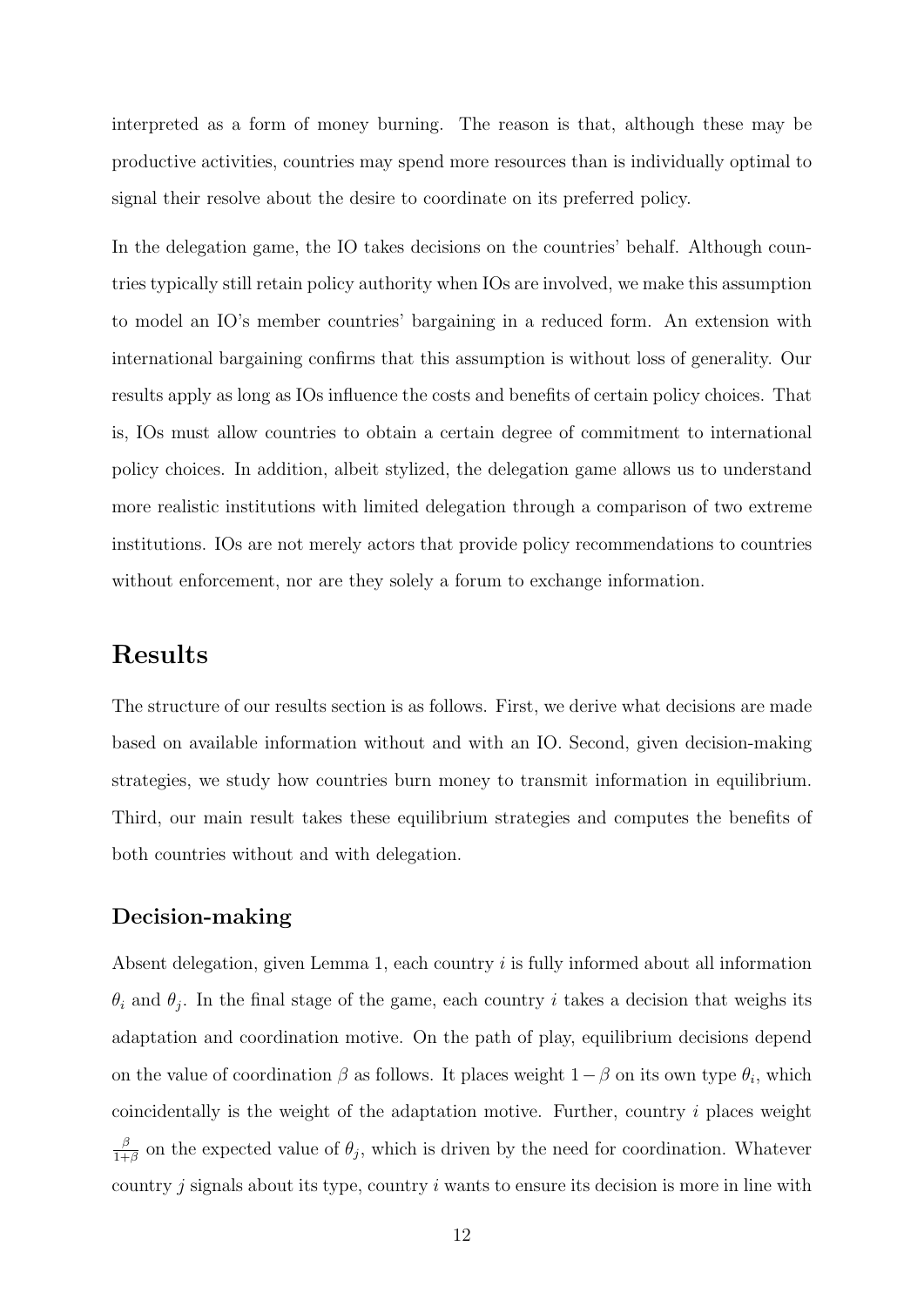interpreted as a form of money burning. The reason is that, although these may be productive activities, countries may spend more resources than is individually optimal to signal their resolve about the desire to coordinate on its preferred policy.

In the delegation game, the IO takes decisions on the countries' behalf. Although countries typically still retain policy authority when IOs are involved, we make this assumption to model an IO's member countries' bargaining in a reduced form. An extension with international bargaining confirms that this assumption is without loss of generality. Our results apply as long as IOs influence the costs and benefits of certain policy choices. That is, IOs must allow countries to obtain a certain degree of commitment to international policy choices. In addition, albeit stylized, the delegation game allows us to understand more realistic institutions with limited delegation through a comparison of two extreme institutions. IOs are not merely actors that provide policy recommendations to countries without enforcement, nor are they solely a forum to exchange information.

# Results

The structure of our results section is as follows. First, we derive what decisions are made based on available information without and with an IO. Second, given decision-making strategies, we study how countries burn money to transmit information in equilibrium. Third, our main result takes these equilibrium strategies and computes the benefits of both countries without and with delegation.

## Decision-making

Absent delegation, given Lemma 1, each country $i$ is fully informed about all information $\theta_i$ and $\theta_j$. In the final stage of the game, each country $i$ takes a decision that weighs its adaptation and coordination motive. On the path of play, equilibrium decisions depend on the value of coordination $\beta$ as follows. It places weight $1-\beta$ on its own type $\theta_i$, which coincidentally is the weight of the adaptation motive. Further, country $i$ places weight $\frac{\beta}{1+\beta}$ on the expected value of $\theta_j$, which is driven by the need for coordination. Whatever country $j$ signals about its type, country $i$ wants to ensure its decision is more in line with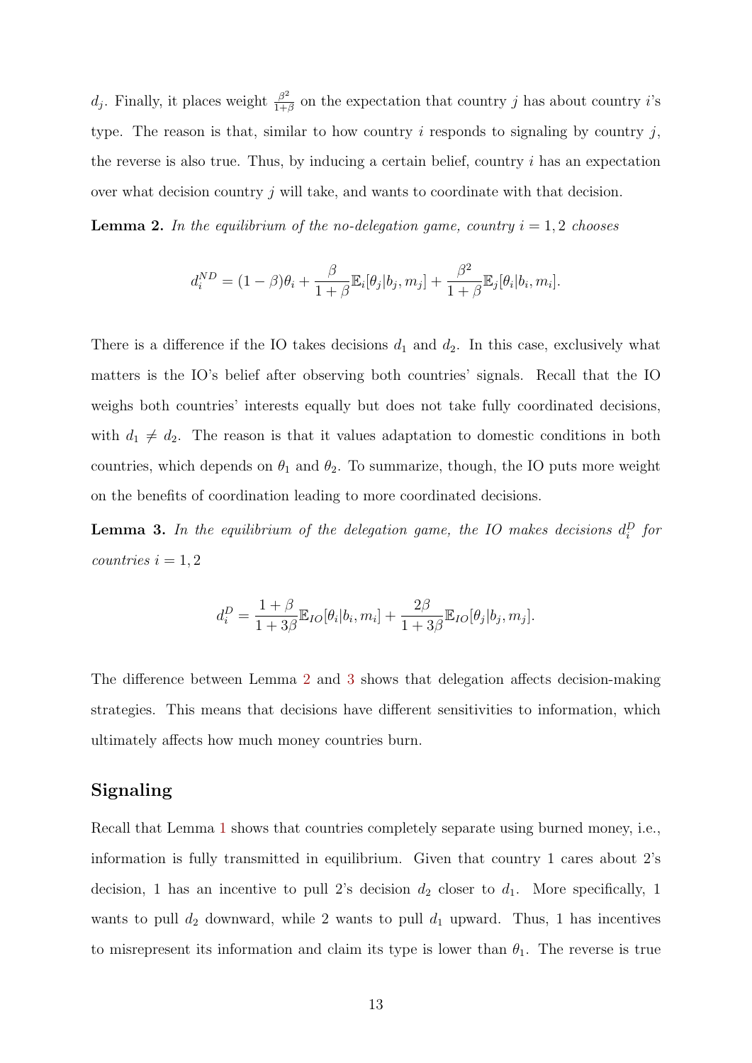$d_j$. Finally, it places weight $\frac{\beta^2}{1+\beta}$ on the expectation that country $j$ has about country $i$'s type. The reason is that, similar to how country $i$ responds to signaling by country $j$, the reverse is also true. Thus, by inducing a certain belief, country $i$ has an expectation over what decision country $j$ will take, and wants to coordinate with that decision.

**Lemma 2.** *In the equilibrium of the no-delegation game, country $i = 1, 2$ chooses*

$$d_i^{ND} = (1-\beta)\theta_i + \frac{\beta}{1+\beta}\mathbb{E}_i[\theta_j|b_j, m_j] + \frac{\beta^2}{1+\beta}\mathbb{E}_j[\theta_i|b_i, m_i].$$

There is a difference if the IO takes decisions $d_1$ and $d_2$. In this case, exclusively what matters is the IO's belief after observing both countries' signals. Recall that the IO weighs both countries' interests equally but does not take fully coordinated decisions, with $d_1 \neq d_2$. The reason is that it values adaptation to domestic conditions in both countries, which depends on $\theta_1$ and $\theta_2$. To summarize, though, the IO puts more weight on the benefits of coordination leading to more coordinated decisions.

**Lemma 3.** *In the equilibrium of the delegation game, the IO makes decisions $d_i^D$ for countries $i = 1, 2$*

$$d_i^D = \frac{1+\beta}{1+3\beta}\mathbb{E}_{IO}[\theta_i|b_i, m_i] + \frac{2\beta}{1+3\beta}\mathbb{E}_{IO}[\theta_j|b_j, m_j].$$

The difference between Lemma 2 and 3 shows that delegation affects decision-making strategies. This means that decisions have different sensitivities to information, which ultimately affects how much money countries burn.

## Signaling

Recall that Lemma 1 shows that countries completely separate using burned money, i.e., information is fully transmitted in equilibrium. Given that country 1 cares about 2's decision, 1 has an incentive to pull 2's decision $d_2$ closer to $d_1$. More specifically, 1 wants to pull $d_2$ downward, while 2 wants to pull $d_1$ upward. Thus, 1 has incentives to misrepresent its information and claim its type is lower than $\theta_1$. The reverse is true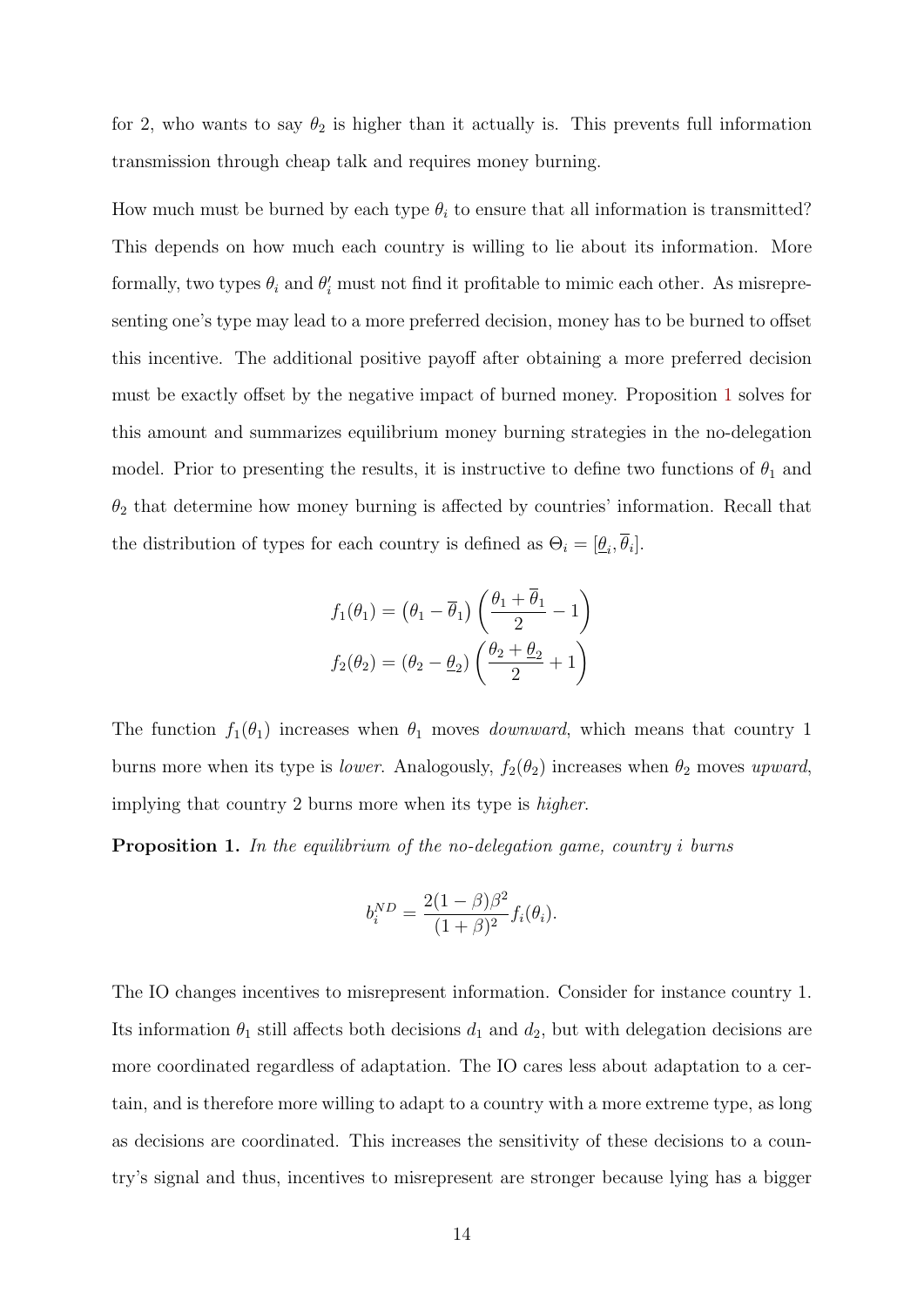for 2, who wants to say $\theta_2$ is higher than it actually is. This prevents full information transmission through cheap talk and requires money burning.

How much must be burned by each type $\theta_i$ to ensure that all information is transmitted? This depends on how much each country is willing to lie about its information. More formally, two types $\theta_i$ and $\theta_i'$ must not find it profitable to mimic each other. As misrepresenting one's type may lead to a more preferred decision, money has to be burned to offset this incentive. The additional positive payoff after obtaining a more preferred decision must be exactly offset by the negative impact of burned money. Proposition 1 solves for this amount and summarizes equilibrium money burning strategies in the no-delegation model. Prior to presenting the results, it is instructive to define two functions of $\theta_1$ and $\theta_2$ that determine how money burning is affected by countries' information. Recall that the distribution of types for each country is defined as $\Theta_i = [\underline{\theta}_i, \overline{\theta}_i]$.

$$f_1(\theta_1) = \left(\theta_1 - \overline{\theta}_1\right)\left(\frac{\theta_1 + \overline{\theta}_1}{2} - 1\right)$$

$$f_2(\theta_2) = \left(\theta_2 - \underline{\theta}_2\right)\left(\frac{\theta_2 + \underline{\theta}_2}{2} + 1\right)$$

The function $f_1(\theta_1)$ increases when $\theta_1$ moves *downward*, which means that country 1 burns more when its type is *lower*. Analogously, $f_2(\theta_2)$ increases when $\theta_2$ moves *upward*, implying that country 2 burns more when its type is *higher*.

**Proposition 1.** *In the equilibrium of the no-delegation game, country i burns*

$$b_i^{ND} = \frac{2(1-\beta)\beta^2}{(1+\beta)^2} f_i(\theta_i).$$

The IO changes incentives to misrepresent information. Consider for instance country 1. Its information $\theta_1$ still affects both decisions $d_1$ and $d_2$, but with delegation decisions are more coordinated regardless of adaptation. The IO cares less about adaptation to a certain, and is therefore more willing to adapt to a country with a more extreme type, as long as decisions are coordinated. This increases the sensitivity of these decisions to a country's signal and thus, incentives to misrepresent are stronger because lying has a bigger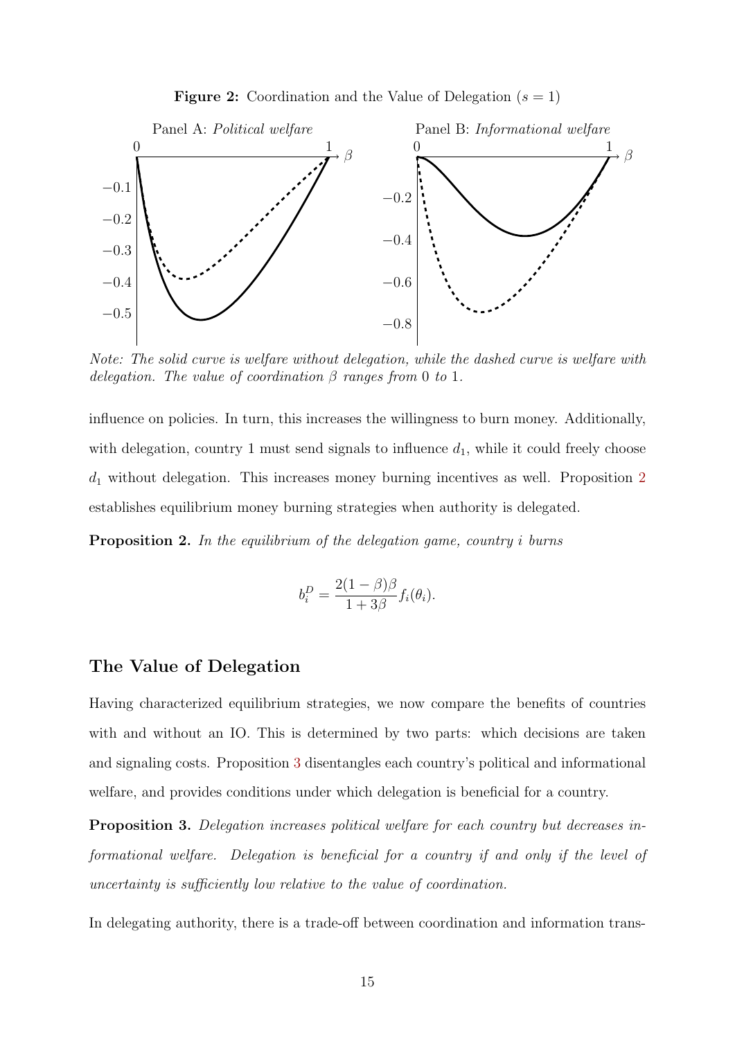**Figure 2:** Coordination and the Value of Delegation ($s = 1$)

*Note: The solid curve is welfare without delegation, while the dashed curve is welfare with delegation. The value of coordination $\beta$ ranges from 0 to 1.*

influence on policies. In turn, this increases the willingness to burn money. Additionally, with delegation, country 1 must send signals to influence $d_1$, while it could freely choose $d_1$ without delegation. This increases money burning incentives as well. Proposition 2 establishes equilibrium money burning strategies when authority is delegated.

**Proposition 2.** *In the equilibrium of the delegation game, country $i$ burns*

$$b_i^D = \frac{2(1-\beta)\beta}{1+3\beta} f_i(\theta_i).$$

## The Value of Delegation

Having characterized equilibrium strategies, we now compare the benefits of countries with and without an IO. This is determined by two parts: which decisions are taken and signaling costs. Proposition 3 disentangles each country's political and informational welfare, and provides conditions under which delegation is beneficial for a country.

**Proposition 3.** *Delegation increases political welfare for each country but decreases informational welfare. Delegation is beneficial for a country if and only if the level of uncertainty is sufficiently low relative to the value of coordination.*

In delegating authority, there is a trade-off between coordination and information trans-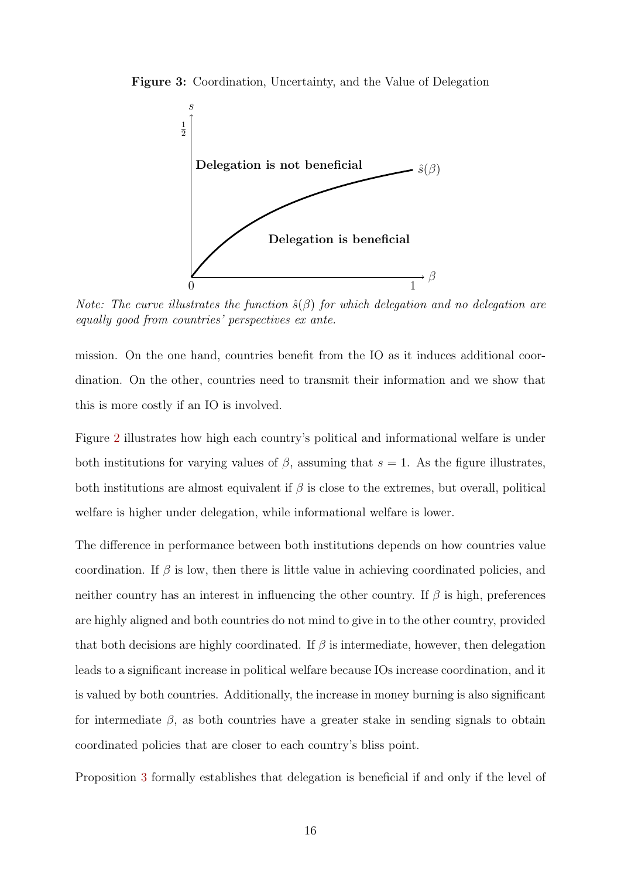**Figure 3:** Coordination, Uncertainty, and the Value of Delegation

*Note: The curve illustrates the function $\hat{s}(\beta)$ for which delegation and no delegation are equally good from countries' perspectives ex ante.*

mission. On the one hand, countries benefit from the IO as it induces additional coordination. On the other, countries need to transmit their information and we show that this is more costly if an IO is involved.

Figure 2 illustrates how high each country's political and informational welfare is under both institutions for varying values of $\beta$, assuming that $s = 1$. As the figure illustrates, both institutions are almost equivalent if $\beta$ is close to the extremes, but overall, political welfare is higher under delegation, while informational welfare is lower.

The difference in performance between both institutions depends on how countries value coordination. If $\beta$ is low, then there is little value in achieving coordinated policies, and neither country has an interest in influencing the other country. If $\beta$ is high, preferences are highly aligned and both countries do not mind to give in to the other country, provided that both decisions are highly coordinated. If $\beta$ is intermediate, however, then delegation leads to a significant increase in political welfare because IOs increase coordination, and it is valued by both countries. Additionally, the increase in money burning is also significant for intermediate $\beta$, as both countries have a greater stake in sending signals to obtain coordinated policies that are closer to each country's bliss point.

Proposition 3 formally establishes that delegation is beneficial if and only if the level of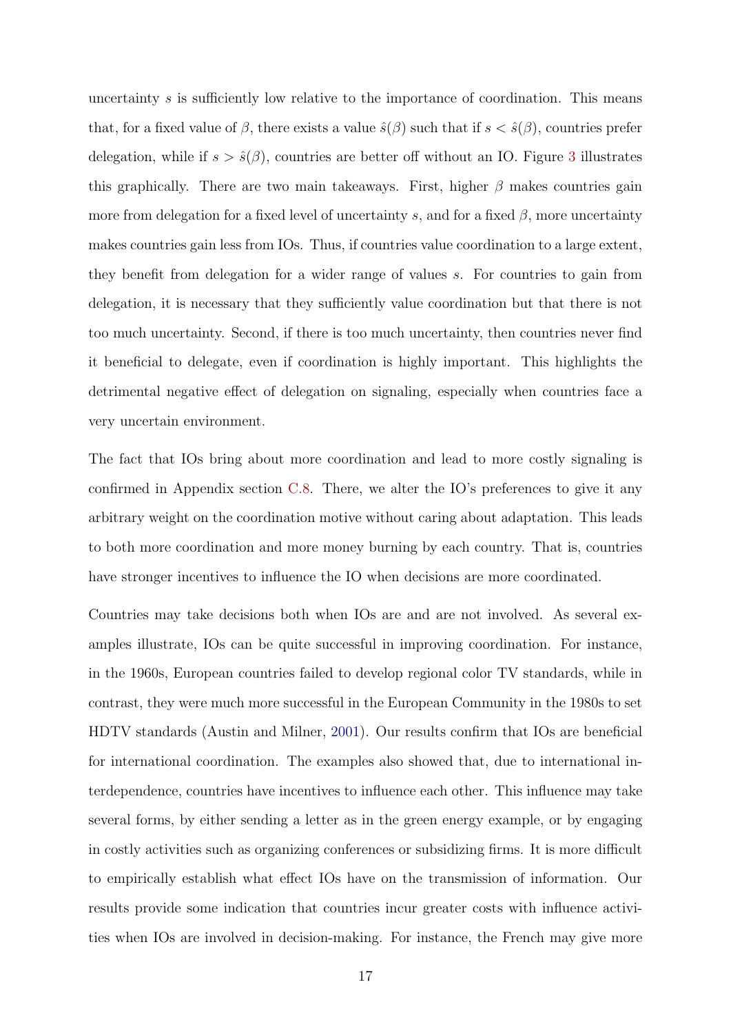uncertainty $s$ is sufficiently low relative to the importance of coordination. This means that, for a fixed value of $\beta$, there exists a value $\hat{s}(\beta)$ such that if $s < \hat{s}(\beta)$, countries prefer delegation, while if $s > \hat{s}(\beta)$, countries are better off without an IO. Figure 3 illustrates this graphically. There are two main takeaways. First, higher $\beta$ makes countries gain more from delegation for a fixed level of uncertainty $s$, and for a fixed $\beta$, more uncertainty makes countries gain less from IOs. Thus, if countries value coordination to a large extent, they benefit from delegation for a wider range of values $s$. For countries to gain from delegation, it is necessary that they sufficiently value coordination but that there is not too much uncertainty. Second, if there is too much uncertainty, then countries never find it beneficial to delegate, even if coordination is highly important. This highlights the detrimental negative effect of delegation on signaling, especially when countries face a very uncertain environment.

The fact that IOs bring about more coordination and lead to more costly signaling is confirmed in Appendix section C.8. There, we alter the IO's preferences to give it any arbitrary weight on the coordination motive without caring about adaptation. This leads to both more coordination and more money burning by each country. That is, countries have stronger incentives to influence the IO when decisions are more coordinated.

Countries may take decisions both when IOs are and are not involved. As several examples illustrate, IOs can be quite successful in improving coordination. For instance, in the 1960s, European countries failed to develop regional color TV standards, while in contrast, they were much more successful in the European Community in the 1980s to set HDTV standards (Austin and Milner, 2001). Our results confirm that IOs are beneficial for international coordination. The examples also showed that, due to international interdependence, countries have incentives to influence each other. This influence may take several forms, by either sending a letter as in the green energy example, or by engaging in costly activities such as organizing conferences or subsidizing firms. It is more difficult to empirically establish what effect IOs have on the transmission of information. Our results provide some indication that countries incur greater costs with influence activities when IOs are involved in decision-making. For instance, the French may give more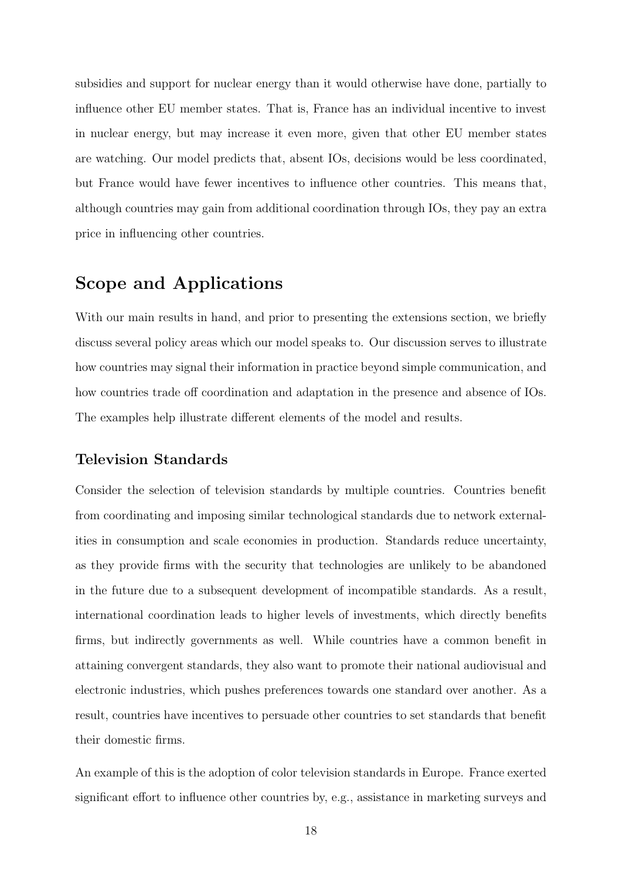subsidies and support for nuclear energy than it would otherwise have done, partially to influence other EU member states. That is, France has an individual incentive to invest in nuclear energy, but may increase it even more, given that other EU member states are watching. Our model predicts that, absent IOs, decisions would be less coordinated, but France would have fewer incentives to influence other countries. This means that, although countries may gain from additional coordination through IOs, they pay an extra price in influencing other countries.

## Scope and Applications

With our main results in hand, and prior to presenting the extensions section, we briefly discuss several policy areas which our model speaks to. Our discussion serves to illustrate how countries may signal their information in practice beyond simple communication, and how countries trade off coordination and adaptation in the presence and absence of IOs. The examples help illustrate different elements of the model and results.

### Television Standards

Consider the selection of television standards by multiple countries. Countries benefit from coordinating and imposing similar technological standards due to network externalities in consumption and scale economies in production. Standards reduce uncertainty, as they provide firms with the security that technologies are unlikely to be abandoned in the future due to a subsequent development of incompatible standards. As a result, international coordination leads to higher levels of investments, which directly benefits firms, but indirectly governments as well. While countries have a common benefit in attaining convergent standards, they also want to promote their national audiovisual and electronic industries, which pushes preferences towards one standard over another. As a result, countries have incentives to persuade other countries to set standards that benefit their domestic firms.

An example of this is the adoption of color television standards in Europe. France exerted significant effort to influence other countries by, e.g., assistance in marketing surveys and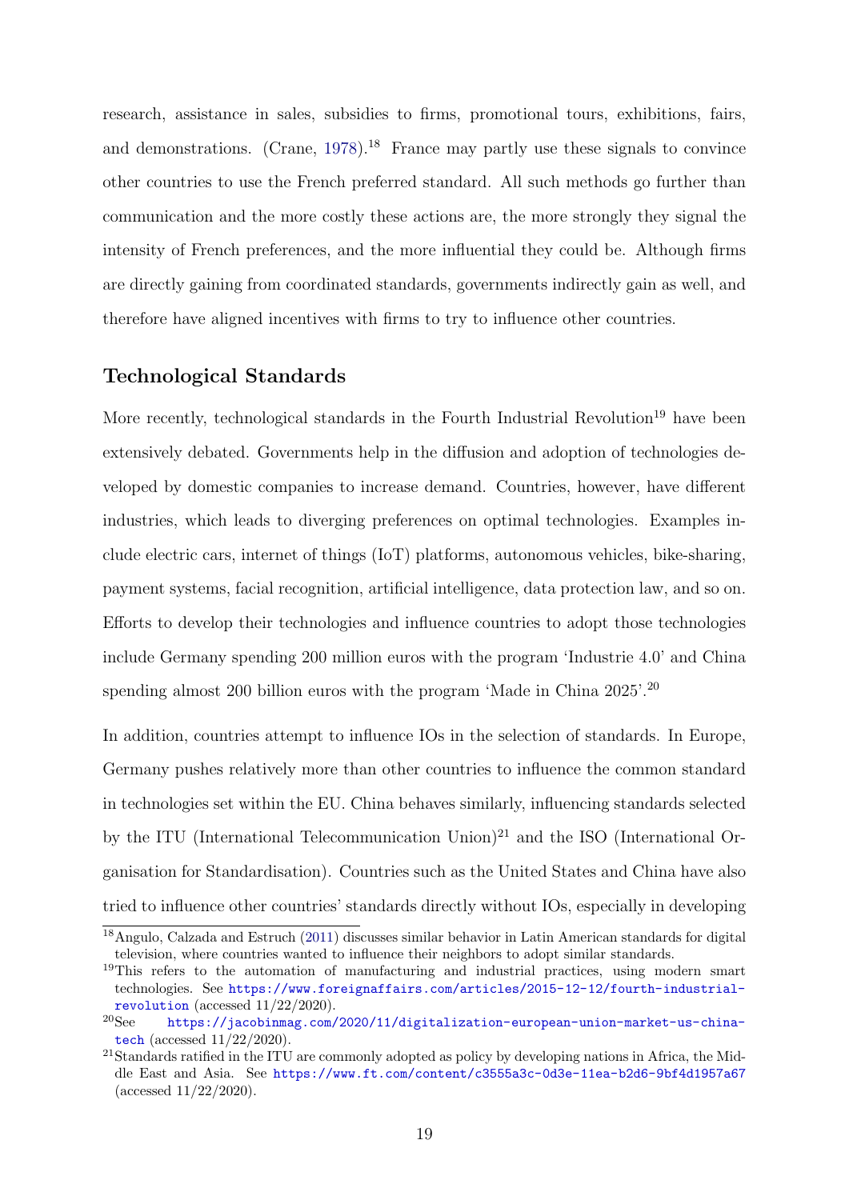research, assistance in sales, subsidies to firms, promotional tours, exhibitions, fairs, and demonstrations. (Crane, 1978).[18] France may partly use these signals to convince other countries to use the French preferred standard. All such methods go further than communication and the more costly these actions are, the more strongly they signal the intensity of French preferences, and the more influential they could be. Although firms are directly gaining from coordinated standards, governments indirectly gain as well, and therefore have aligned incentives with firms to try to influence other countries.

## Technological Standards

More recently, technological standards in the Fourth Industrial Revolution[19] have been extensively debated. Governments help in the diffusion and adoption of technologies developed by domestic companies to increase demand. Countries, however, have different industries, which leads to diverging preferences on optimal technologies. Examples include electric cars, internet of things (IoT) platforms, autonomous vehicles, bike-sharing, payment systems, facial recognition, artificial intelligence, data protection law, and so on. Efforts to develop their technologies and influence countries to adopt those technologies include Germany spending 200 million euros with the program 'Industrie 4.0' and China spending almost 200 billion euros with the program 'Made in China 2025'.[20]

In addition, countries attempt to influence IOs in the selection of standards. In Europe, Germany pushes relatively more than other countries to influence the common standard in technologies set within the EU. China behaves similarly, influencing standards selected by the ITU (International Telecommunication Union)[21] and the ISO (International Organisation for Standardisation). Countries such as the United States and China have also tried to influence other countries' standards directly without IOs, especially in developing

---

[18] Angulo, Calzada and Estruch (2011) discusses similar behavior in Latin American standards for digital television, where countries wanted to influence their neighbors to adopt similar standards.

[19] This refers to the automation of manufacturing and industrial practices, using modern smart technologies. See https://www.foreignaffairs.com/articles/2015-12-12/fourth-industrial-revolution (accessed 11/22/2020).

[20] See https://jacobinmag.com/2020/11/digitalization-european-union-market-us-china-tech (accessed 11/22/2020).

[21] Standards ratified in the ITU are commonly adopted as policy by developing nations in Africa, the Middle East and Asia. See https://www.ft.com/content/c3555a3c-0d3e-11ea-b2d6-9bf4d1957a67 (accessed 11/22/2020).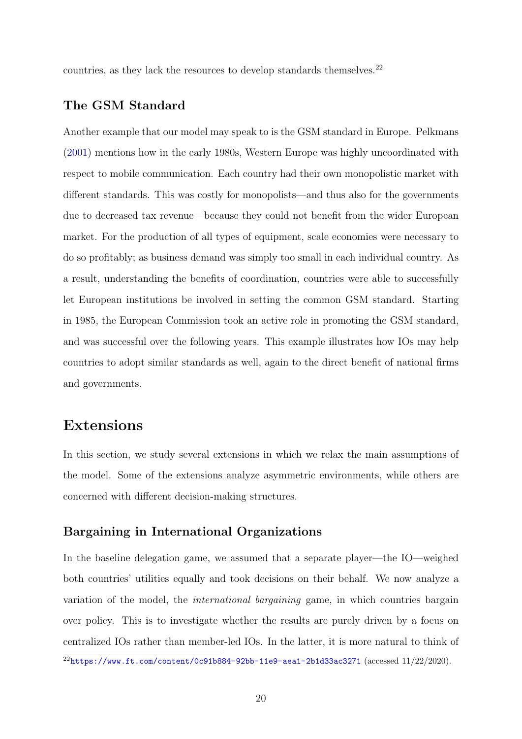countries, as they lack the resources to develop standards themselves.[22]

### The GSM Standard

Another example that our model may speak to is the GSM standard in Europe. Pelkmans (2001) mentions how in the early 1980s, Western Europe was highly uncoordinated with respect to mobile communication. Each country had their own monopolistic market with different standards. This was costly for monopolists—and thus also for the governments due to decreased tax revenue—because they could not benefit from the wider European market. For the production of all types of equipment, scale economies were necessary to do so profitably; as business demand was simply too small in each individual country. As a result, understanding the benefits of coordination, countries were able to successfully let European institutions be involved in setting the common GSM standard. Starting in 1985, the European Commission took an active role in promoting the GSM standard, and was successful over the following years. This example illustrates how IOs may help countries to adopt similar standards as well, again to the direct benefit of national firms and governments.

## Extensions

In this section, we study several extensions in which we relax the main assumptions of the model. Some of the extensions analyze asymmetric environments, while others are concerned with different decision-making structures.

### Bargaining in International Organizations

In the baseline delegation game, we assumed that a separate player—the IO—weighed both countries' utilities equally and took decisions on their behalf. We now analyze a variation of the model, the *international bargaining* game, in which countries bargain over policy. This is to investigate whether the results are purely driven by a focus on centralized IOs rather than member-led IOs. In the latter, it is more natural to think of

[22] https://www.ft.com/content/0c91b884-92bb-11e9-aea1-2b1d33ac3271 (accessed 11/22/2020).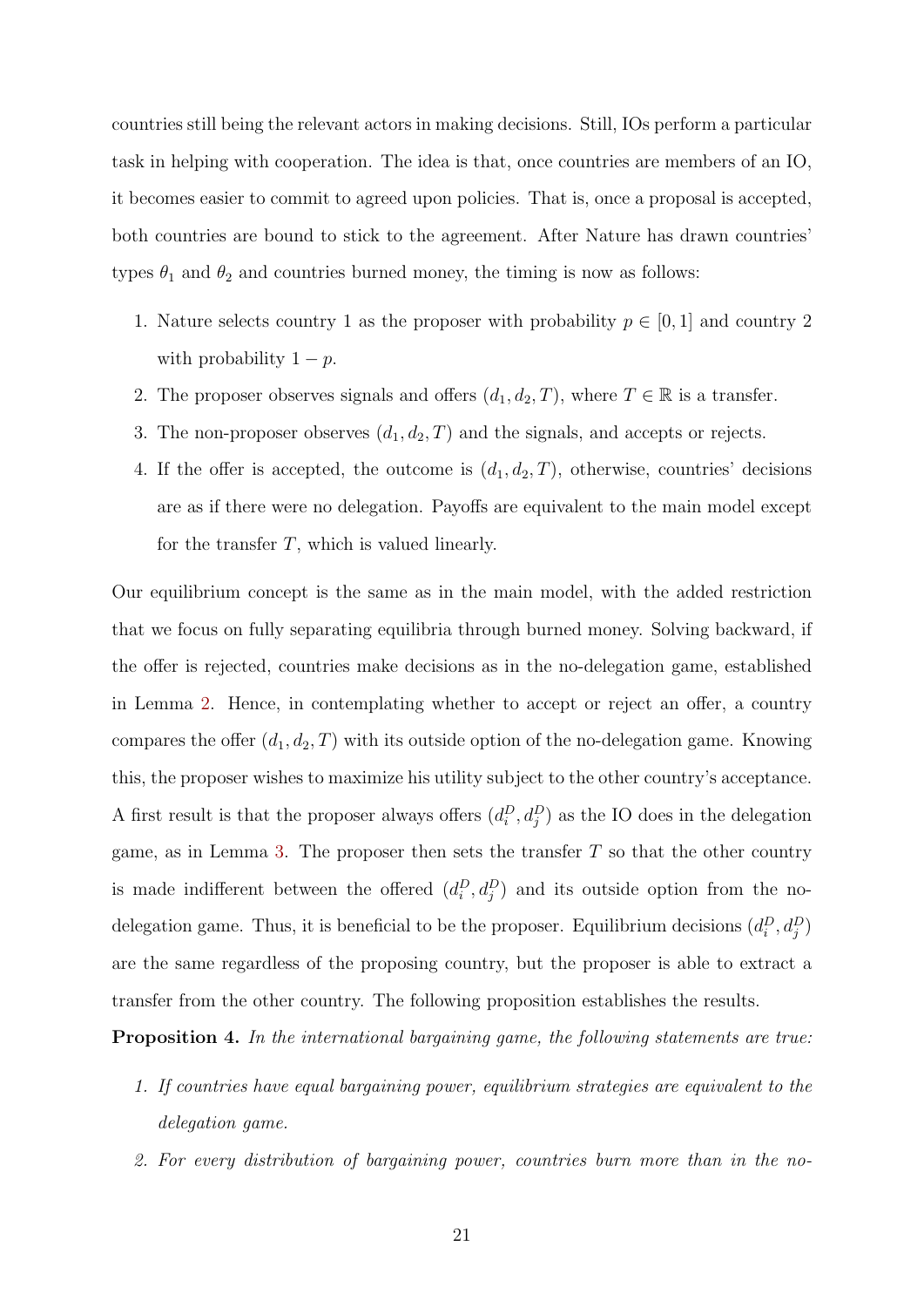countries still being the relevant actors in making decisions. Still, IOs perform a particular task in helping with cooperation. The idea is that, once countries are members of an IO, it becomes easier to commit to agreed upon policies. That is, once a proposal is accepted, both countries are bound to stick to the agreement. After Nature has drawn countries' types $\theta_1$ and $\theta_2$ and countries burned money, the timing is now as follows:

1. Nature selects country 1 as the proposer with probability $p \in [0, 1]$ and country 2 with probability $1 - p$.
2. The proposer observes signals and offers $(d_1, d_2, T)$, where $T \in \mathbb{R}$ is a transfer.
3. The non-proposer observes $(d_1, d_2, T)$ and the signals, and accepts or rejects.
4. If the offer is accepted, the outcome is $(d_1, d_2, T)$, otherwise, countries' decisions are as if there were no delegation. Payoffs are equivalent to the main model except for the transfer $T$, which is valued linearly.

Our equilibrium concept is the same as in the main model, with the added restriction that we focus on fully separating equilibria through burned money. Solving backward, if the offer is rejected, countries make decisions as in the no-delegation game, established in Lemma 2. Hence, in contemplating whether to accept or reject an offer, a country compares the offer $(d_1, d_2, T)$ with its outside option of the no-delegation game. Knowing this, the proposer wishes to maximize his utility subject to the other country's acceptance. A first result is that the proposer always offers $(d_i^D, d_j^D)$ as the IO does in the delegation game, as in Lemma 3. The proposer then sets the transfer $T$ so that the other country is made indifferent between the offered $(d_i^D, d_j^D)$ and its outside option from the no-delegation game. Thus, it is beneficial to be the proposer. Equilibrium decisions $(d_i^D, d_j^D)$ are the same regardless of the proposing country, but the proposer is able to extract a transfer from the other country. The following proposition establishes the results.

**Proposition 4.** *In the international bargaining game, the following statements are true:*

1. *If countries have equal bargaining power, equilibrium strategies are equivalent to the delegation game.*
2. *For every distribution of bargaining power, countries burn more than in the no-*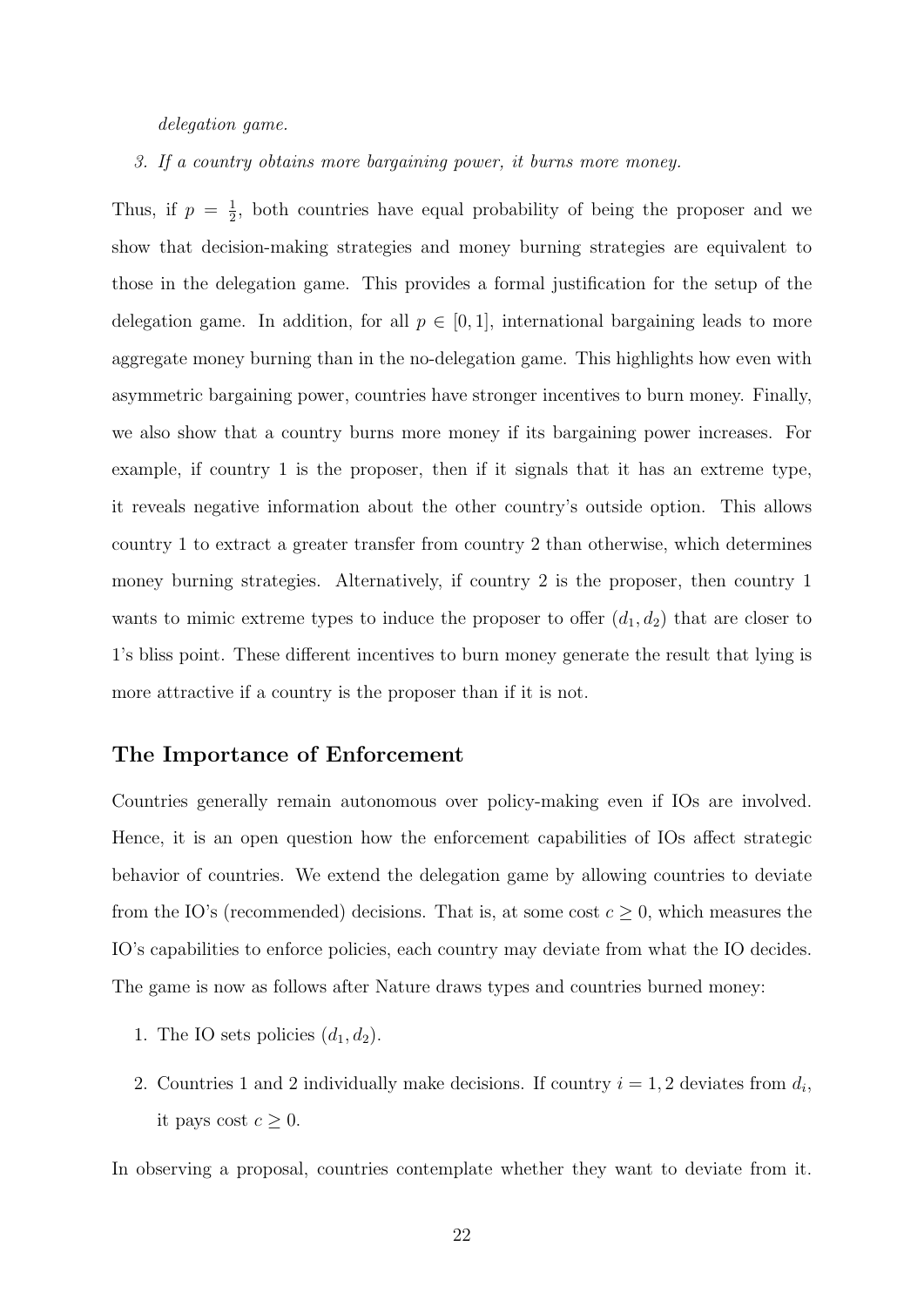*delegation game.*

3. *If a country obtains more bargaining power, it burns more money.*

Thus, if $p = \frac{1}{2}$, both countries have equal probability of being the proposer and we show that decision-making strategies and money burning strategies are equivalent to those in the delegation game. This provides a formal justification for the setup of the delegation game. In addition, for all $p \in [0, 1]$, international bargaining leads to more aggregate money burning than in the no-delegation game. This highlights how even with asymmetric bargaining power, countries have stronger incentives to burn money. Finally, we also show that a country burns more money if its bargaining power increases. For example, if country 1 is the proposer, then if it signals that it has an extreme type, it reveals negative information about the other country's outside option. This allows country 1 to extract a greater transfer from country 2 than otherwise, which determines money burning strategies. Alternatively, if country 2 is the proposer, then country 1 wants to mimic extreme types to induce the proposer to offer $(d_1, d_2)$ that are closer to 1's bliss point. These different incentives to burn money generate the result that lying is more attractive if a country is the proposer than if it is not.

## The Importance of Enforcement

Countries generally remain autonomous over policy-making even if IOs are involved. Hence, it is an open question how the enforcement capabilities of IOs affect strategic behavior of countries. We extend the delegation game by allowing countries to deviate from the IO's (recommended) decisions. That is, at some cost $c \geq 0$, which measures the IO's capabilities to enforce policies, each country may deviate from what the IO decides. The game is now as follows after Nature draws types and countries burned money:

1. The IO sets policies $(d_1, d_2)$.
2. Countries 1 and 2 individually make decisions. If country $i = 1, 2$ deviates from $d_i$, it pays cost $c \geq 0$.

In observing a proposal, countries contemplate whether they want to deviate from it.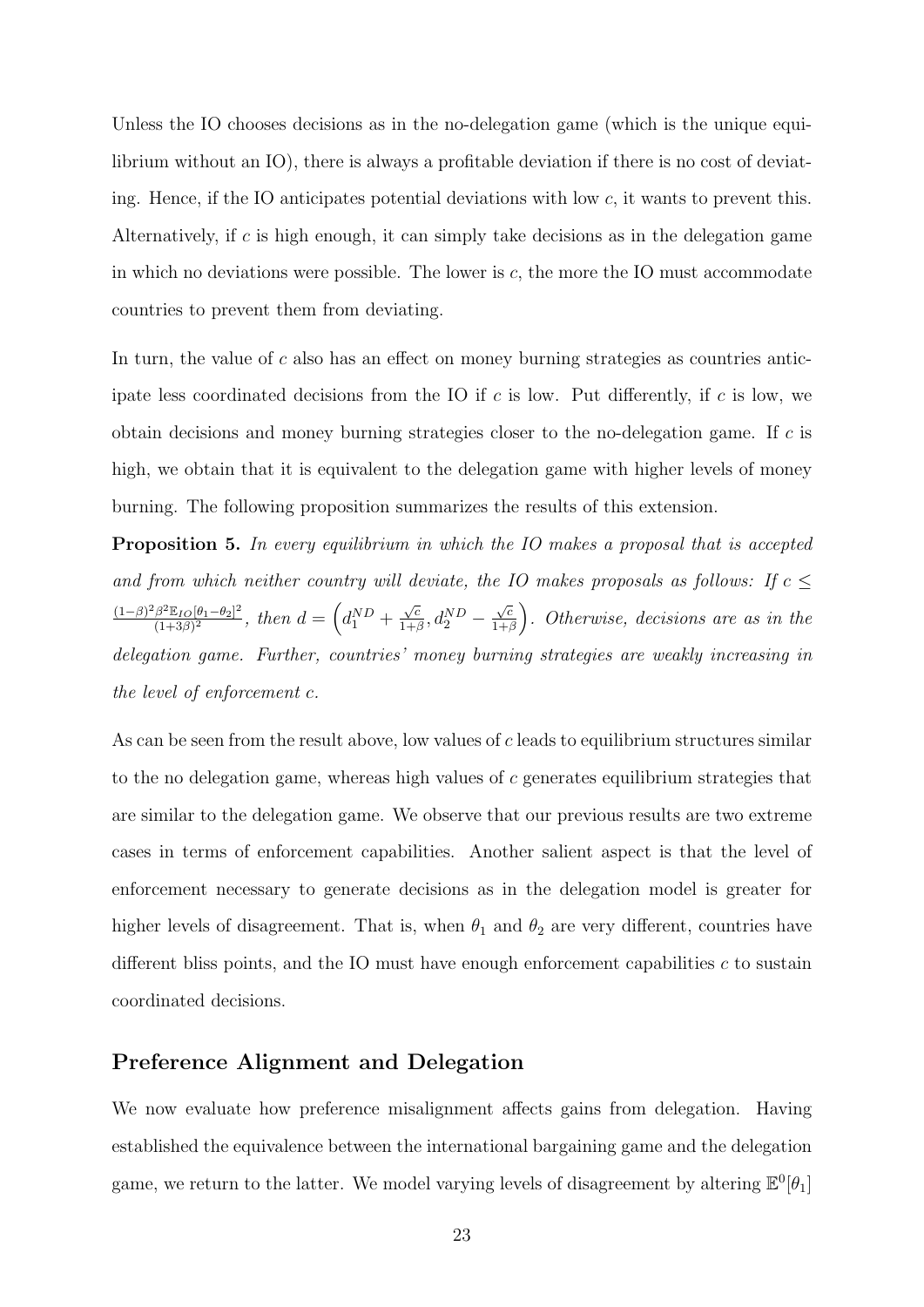Unless the IO chooses decisions as in the no-delegation game (which is the unique equilibrium without an IO), there is always a profitable deviation if there is no cost of deviating. Hence, if the IO anticipates potential deviations with low $c$, it wants to prevent this. Alternatively, if $c$ is high enough, it can simply take decisions as in the delegation game in which no deviations were possible. The lower is $c$, the more the IO must accommodate countries to prevent them from deviating.

In turn, the value of $c$ also has an effect on money burning strategies as countries anticipate less coordinated decisions from the IO if $c$ is low. Put differently, if $c$ is low, we obtain decisions and money burning strategies closer to the no-delegation game. If $c$ is high, we obtain that it is equivalent to the delegation game with higher levels of money burning. The following proposition summarizes the results of this extension.

**Proposition 5.** *In every equilibrium in which the IO makes a proposal that is accepted and from which neither country will deviate, the IO makes proposals as follows: If* $c \leq \frac{(1-\beta)^2\beta^2\mathbb{E}_{IO}[\theta_1-\theta_2]^2}{(1+3\beta)^2}$*, then* $d = \left(d_1^{ND} + \frac{\sqrt{c}}{1+\beta}, d_2^{ND} - \frac{\sqrt{c}}{1+\beta}\right)$*. Otherwise, decisions are as in the delegation game. Further, countries' money burning strategies are weakly increasing in the level of enforcement* $c$*.*

As can be seen from the result above, low values of $c$ leads to equilibrium structures similar to the no delegation game, whereas high values of $c$ generates equilibrium strategies that are similar to the delegation game. We observe that our previous results are two extreme cases in terms of enforcement capabilities. Another salient aspect is that the level of enforcement necessary to generate decisions as in the delegation model is greater for higher levels of disagreement. That is, when $\theta_1$ and $\theta_2$ are very different, countries have different bliss points, and the IO must have enough enforcement capabilities $c$ to sustain coordinated decisions.

## Preference Alignment and Delegation

We now evaluate how preference misalignment affects gains from delegation. Having established the equivalence between the international bargaining game and the delegation game, we return to the latter. We model varying levels of disagreement by altering $\mathbb{E}^0[\theta_1]$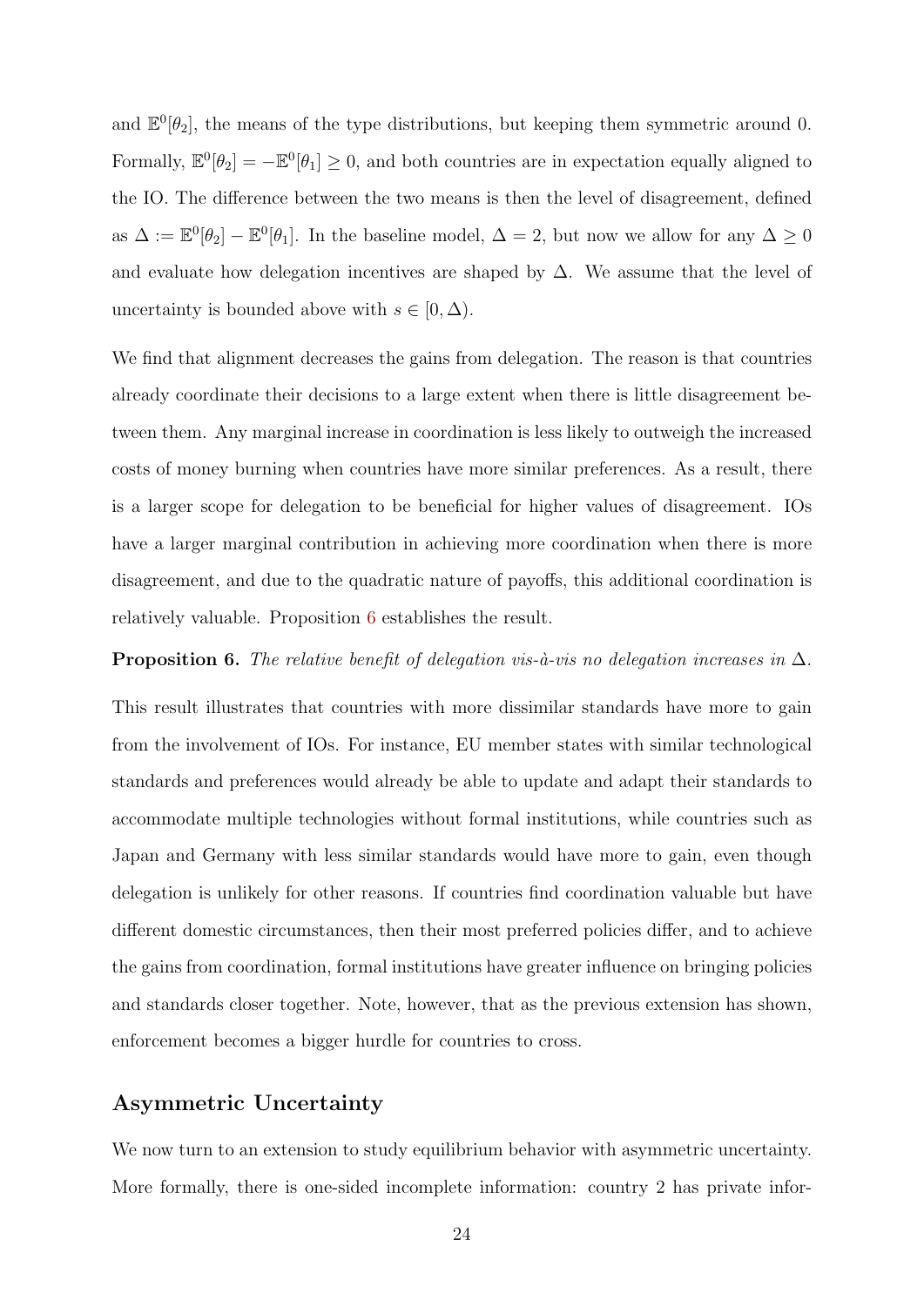and $\mathbb{E}^0[\theta_2]$, the means of the type distributions, but keeping them symmetric around 0. Formally, $\mathbb{E}^0[\theta_2] = -\mathbb{E}^0[\theta_1] \geq 0$, and both countries are in expectation equally aligned to the IO. The difference between the two means is then the level of disagreement, defined as $\Delta := \mathbb{E}^0[\theta_2] - \mathbb{E}^0[\theta_1]$. In the baseline model, $\Delta = 2$, but now we allow for any $\Delta \geq 0$ and evaluate how delegation incentives are shaped by $\Delta$. We assume that the level of uncertainty is bounded above with $s \in [0, \Delta)$.

We find that alignment decreases the gains from delegation. The reason is that countries already coordinate their decisions to a large extent when there is little disagreement between them. Any marginal increase in coordination is less likely to outweigh the increased costs of money burning when countries have more similar preferences. As a result, there is a larger scope for delegation to be beneficial for higher values of disagreement. IOs have a larger marginal contribution in achieving more coordination when there is more disagreement, and due to the quadratic nature of payoffs, this additional coordination is relatively valuable. Proposition 6 establishes the result.

**Proposition 6.** *The relative benefit of delegation vis-à-vis no delegation increases in* $\Delta$.

This result illustrates that countries with more dissimilar standards have more to gain from the involvement of IOs. For instance, EU member states with similar technological standards and preferences would already be able to update and adapt their standards to accommodate multiple technologies without formal institutions, while countries such as Japan and Germany with less similar standards would have more to gain, even though delegation is unlikely for other reasons. If countries find coordination valuable but have different domestic circumstances, then their most preferred policies differ, and to achieve the gains from coordination, formal institutions have greater influence on bringing policies and standards closer together. Note, however, that as the previous extension has shown, enforcement becomes a bigger hurdle for countries to cross.

## Asymmetric Uncertainty

We now turn to an extension to study equilibrium behavior with asymmetric uncertainty. More formally, there is one-sided incomplete information: country 2 has private infor-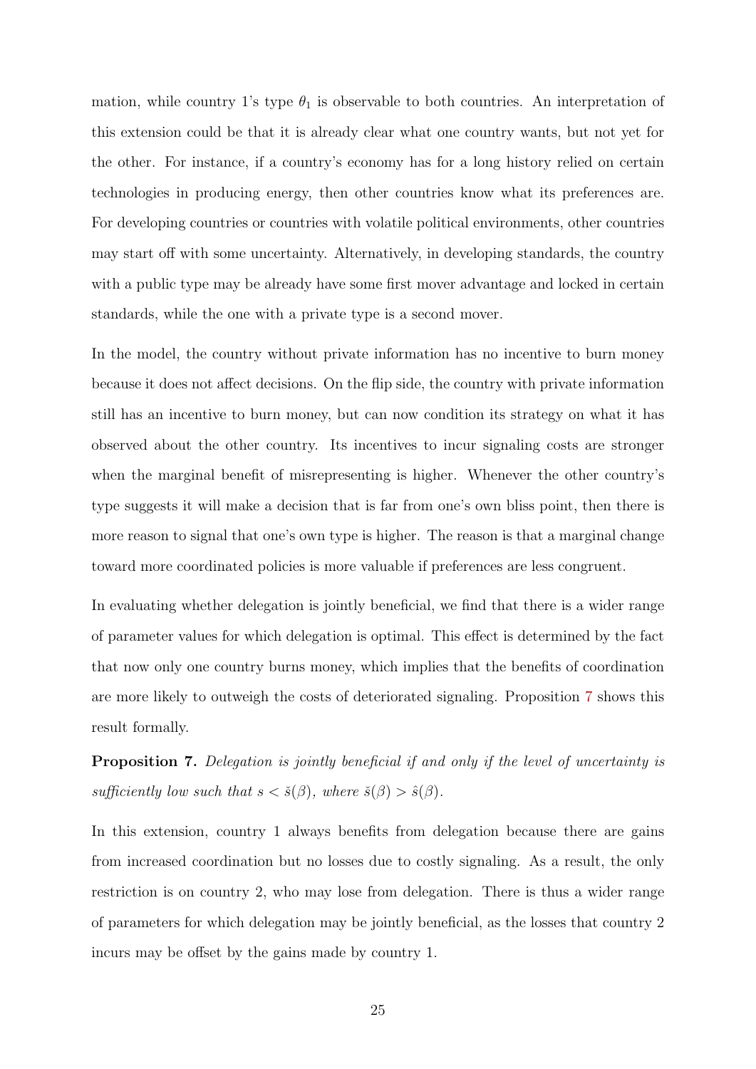mation, while country 1's type $\theta_1$ is observable to both countries. An interpretation of this extension could be that it is already clear what one country wants, but not yet for the other. For instance, if a country's economy has for a long history relied on certain technologies in producing energy, then other countries know what its preferences are. For developing countries or countries with volatile political environments, other countries may start off with some uncertainty. Alternatively, in developing standards, the country with a public type may be already have some first mover advantage and locked in certain standards, while the one with a private type is a second mover.

In the model, the country without private information has no incentive to burn money because it does not affect decisions. On the flip side, the country with private information still has an incentive to burn money, but can now condition its strategy on what it has observed about the other country. Its incentives to incur signaling costs are stronger when the marginal benefit of misrepresenting is higher. Whenever the other country's type suggests it will make a decision that is far from one's own bliss point, then there is more reason to signal that one's own type is higher. The reason is that a marginal change toward more coordinated policies is more valuable if preferences are less congruent.

In evaluating whether delegation is jointly beneficial, we find that there is a wider range of parameter values for which delegation is optimal. This effect is determined by the fact that now only one country burns money, which implies that the benefits of coordination are more likely to outweigh the costs of deteriorated signaling. Proposition 7 shows this result formally.

**Proposition 7.** *Delegation is jointly beneficial if and only if the level of uncertainty is sufficiently low such that $s < \check{s}(\beta)$, where $\check{s}(\beta) > \hat{s}(\beta)$.*

In this extension, country 1 always benefits from delegation because there are gains from increased coordination but no losses due to costly signaling. As a result, the only restriction is on country 2, who may lose from delegation. There is thus a wider range of parameters for which delegation may be jointly beneficial, as the losses that country 2 incurs may be offset by the gains made by country 1.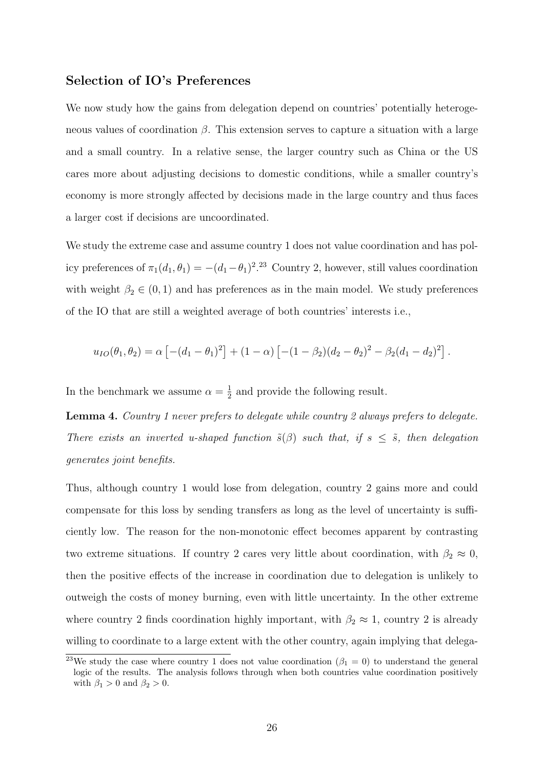### Selection of IO's Preferences

We now study how the gains from delegation depend on countries' potentially heterogeneous values of coordination $\beta$. This extension serves to capture a situation with a large and a small country. In a relative sense, the larger country such as China or the US cares more about adjusting decisions to domestic conditions, while a smaller country's economy is more strongly affected by decisions made in the large country and thus faces a larger cost if decisions are uncoordinated.

We study the extreme case and assume country 1 does not value coordination and has policy preferences of $\pi_1(d_1, \theta_1) = -(d_1 - \theta_1)^2$.[23] Country 2, however, still values coordination with weight $\beta_2 \in (0, 1)$ and has preferences as in the main model. We study preferences of the IO that are still a weighted average of both countries' interests i.e.,

$$u_{IO}(\theta_1, \theta_2) = \alpha \left[ -(d_1 - \theta_1)^2 \right] + (1 - \alpha) \left[ -(1 - \beta_2)(d_2 - \theta_2)^2 - \beta_2(d_1 - d_2)^2 \right].$$

In the benchmark we assume $\alpha = \frac{1}{2}$ and provide the following result.

**Lemma 4.** *Country 1 never prefers to delegate while country 2 always prefers to delegate. There exists an inverted u-shaped function $\tilde{s}(\beta)$ such that, if $s \leq \tilde{s}$, then delegation generates joint benefits.*

Thus, although country 1 would lose from delegation, country 2 gains more and could compensate for this loss by sending transfers as long as the level of uncertainty is sufficiently low. The reason for the non-monotonic effect becomes apparent by contrasting two extreme situations. If country 2 cares very little about coordination, with $\beta_2 \approx 0$, then the positive effects of the increase in coordination due to delegation is unlikely to outweigh the costs of money burning, even with little uncertainty. In the other extreme where country 2 finds coordination highly important, with $\beta_2 \approx 1$, country 2 is already willing to coordinate to a large extent with the other country, again implying that delega-

[23] We study the case where country 1 does not value coordination ($\beta_1 = 0$) to understand the general logic of the results. The analysis follows through when both countries value coordination positively with $\beta_1 > 0$ and $\beta_2 > 0$.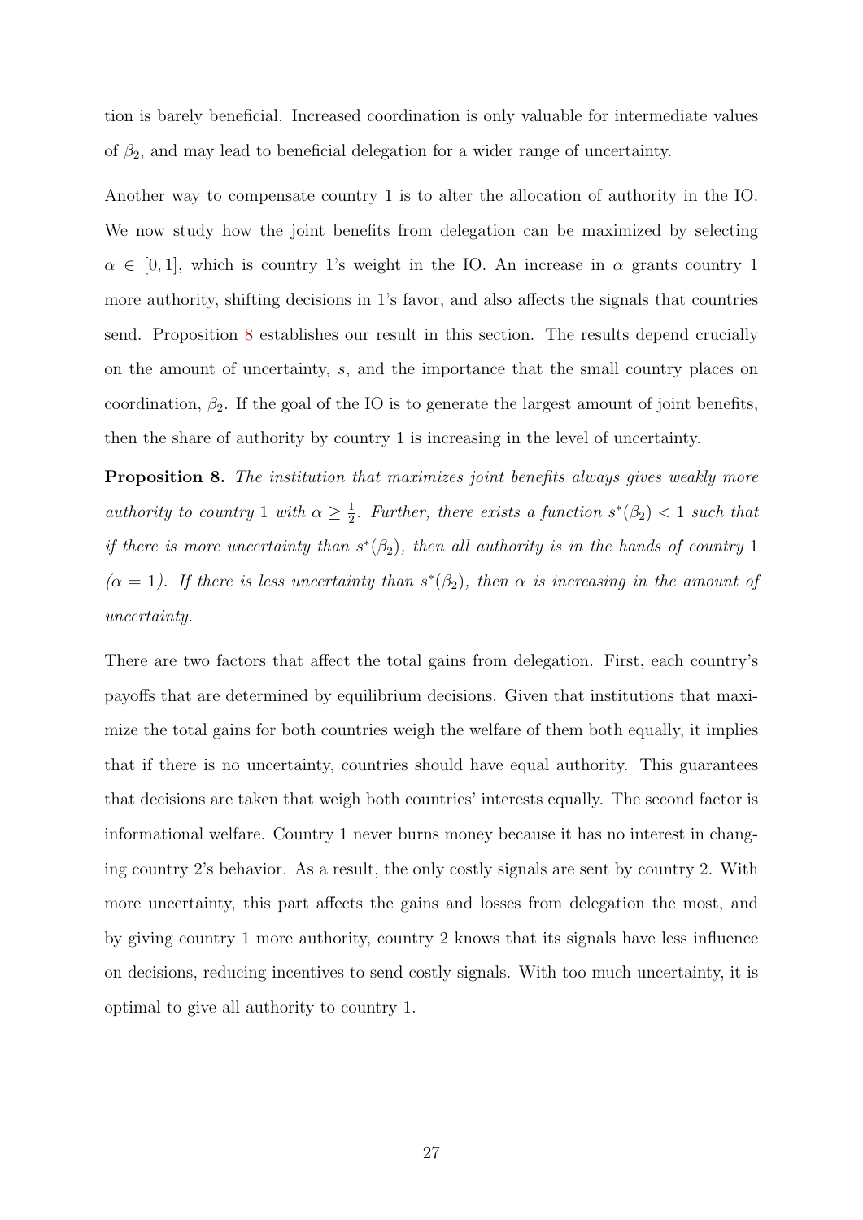tion is barely beneficial. Increased coordination is only valuable for intermediate values of $\beta_2$, and may lead to beneficial delegation for a wider range of uncertainty.

Another way to compensate country 1 is to alter the allocation of authority in the IO. We now study how the joint benefits from delegation can be maximized by selecting $\alpha \in [0, 1]$, which is country 1's weight in the IO. An increase in $\alpha$ grants country 1 more authority, shifting decisions in 1's favor, and also affects the signals that countries send. Proposition 8 establishes our result in this section. The results depend crucially on the amount of uncertainty, $s$, and the importance that the small country places on coordination, $\beta_2$. If the goal of the IO is to generate the largest amount of joint benefits, then the share of authority by country 1 is increasing in the level of uncertainty.

**Proposition 8.** *The institution that maximizes joint benefits always gives weakly more authority to country 1 with $\alpha \geq \frac{1}{2}$. Further, there exists a function $s^*(\beta_2) < 1$ such that if there is more uncertainty than $s^*(\beta_2)$, then all authority is in the hands of country 1 ($\alpha = 1$). If there is less uncertainty than $s^*(\beta_2)$, then $\alpha$ is increasing in the amount of uncertainty.*

There are two factors that affect the total gains from delegation. First, each country's payoffs that are determined by equilibrium decisions. Given that institutions that maximize the total gains for both countries weigh the welfare of them both equally, it implies that if there is no uncertainty, countries should have equal authority. This guarantees that decisions are taken that weigh both countries' interests equally. The second factor is informational welfare. Country 1 never burns money because it has no interest in changing country 2's behavior. As a result, the only costly signals are sent by country 2. With more uncertainty, this part affects the gains and losses from delegation the most, and by giving country 1 more authority, country 2 knows that its signals have less influence on decisions, reducing incentives to send costly signals. With too much uncertainty, it is optimal to give all authority to country 1.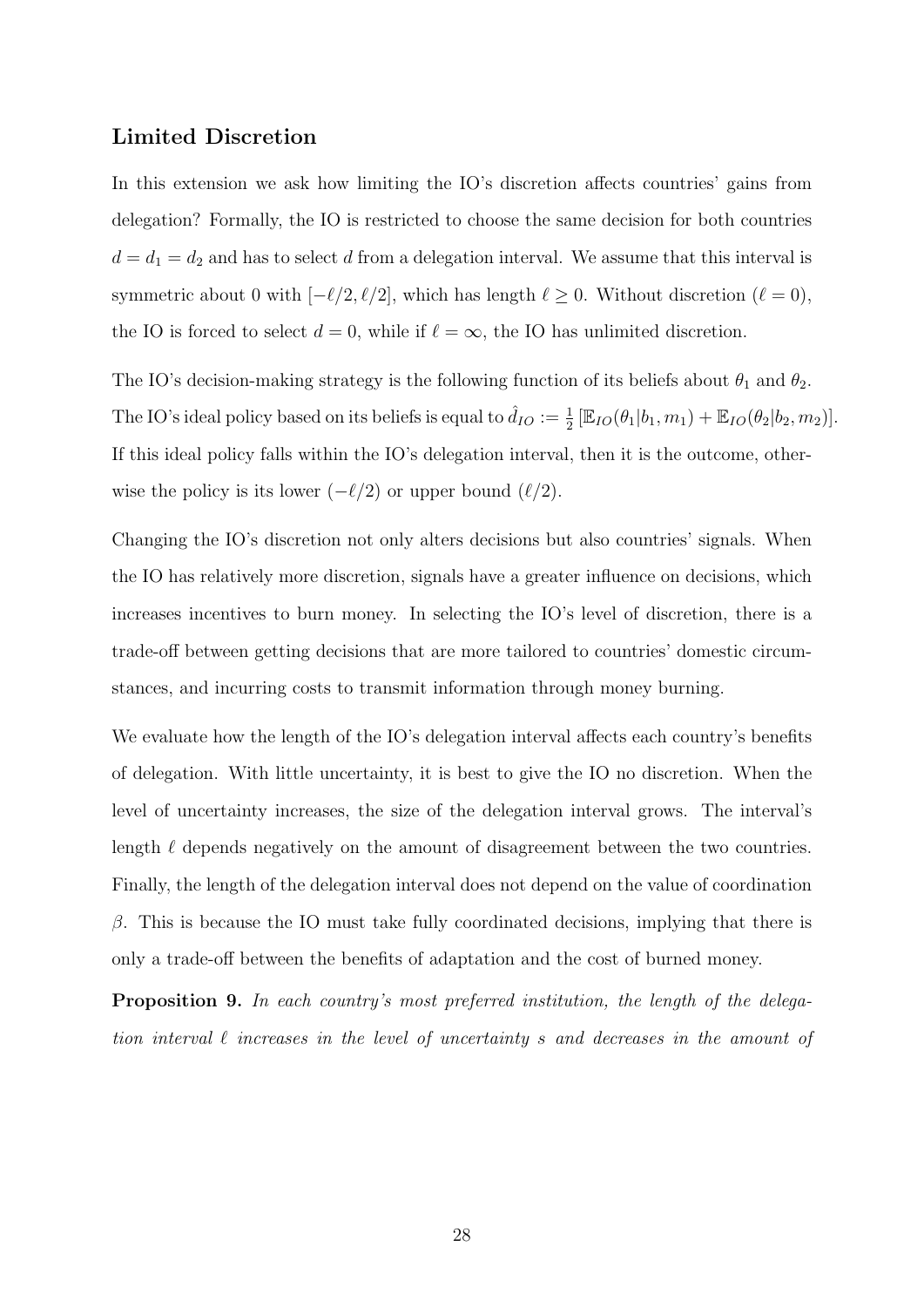## Limited Discretion

In this extension we ask how limiting the IO's discretion affects countries' gains from delegation? Formally, the IO is restricted to choose the same decision for both countries $d = d_1 = d_2$ and has to select $d$ from a delegation interval. We assume that this interval is symmetric about 0 with $[-\ell/2, \ell/2]$, which has length $\ell \geq 0$. Without discretion ($\ell = 0$), the IO is forced to select $d = 0$, while if $\ell = \infty$, the IO has unlimited discretion.

The IO's decision-making strategy is the following function of its beliefs about $\theta_1$ and $\theta_2$. The IO's ideal policy based on its beliefs is equal to $\hat{d}_{IO} := \frac{1}{2}\left[\mathbb{E}_{IO}(\theta_1|b_1, m_1) + \mathbb{E}_{IO}(\theta_2|b_2, m_2)\right]$. If this ideal policy falls within the IO's delegation interval, then it is the outcome, otherwise the policy is its lower ($-\ell/2$) or upper bound ($\ell/2$).

Changing the IO's discretion not only alters decisions but also countries' signals. When the IO has relatively more discretion, signals have a greater influence on decisions, which increases incentives to burn money. In selecting the IO's level of discretion, there is a trade-off between getting decisions that are more tailored to countries' domestic circumstances, and incurring costs to transmit information through money burning.

We evaluate how the length of the IO's delegation interval affects each country's benefits of delegation. With little uncertainty, it is best to give the IO no discretion. When the level of uncertainty increases, the size of the delegation interval grows. The interval's length $\ell$ depends negatively on the amount of disagreement between the two countries. Finally, the length of the delegation interval does not depend on the value of coordination $\beta$. This is because the IO must take fully coordinated decisions, implying that there is only a trade-off between the benefits of adaptation and the cost of burned money.

**Proposition 9.** *In each country's most preferred institution, the length of the delegation interval $\ell$ increases in the level of uncertainty $s$ and decreases in the amount of*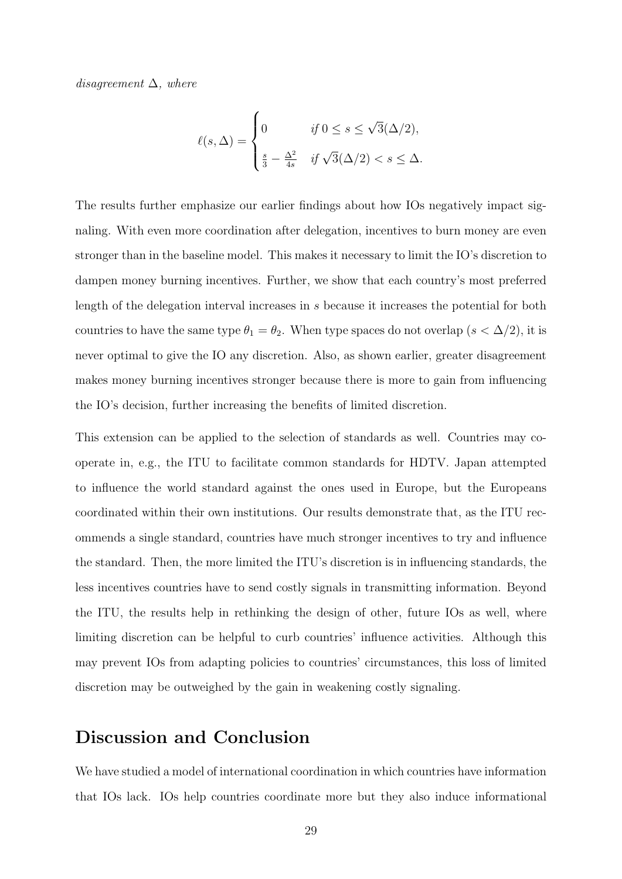*disagreement* $\Delta$*, where*

$$\ell(s,\Delta) = \begin{cases} 0 & \text{if } 0 \leq s \leq \sqrt{3}(\Delta/2), \\ \frac{s}{3} - \frac{\Delta^2}{4s} & \text{if } \sqrt{3}(\Delta/2) < s \leq \Delta. \end{cases}$$

The results further emphasize our earlier findings about how IOs negatively impact signaling. With even more coordination after delegation, incentives to burn money are even stronger than in the baseline model. This makes it necessary to limit the IO's discretion to dampen money burning incentives. Further, we show that each country's most preferred length of the delegation interval increases in $s$ because it increases the potential for both countries to have the same type $\theta_1 = \theta_2$. When type spaces do not overlap ($s < \Delta/2$), it is never optimal to give the IO any discretion. Also, as shown earlier, greater disagreement makes money burning incentives stronger because there is more to gain from influencing the IO's decision, further increasing the benefits of limited discretion.

This extension can be applied to the selection of standards as well. Countries may cooperate in, e.g., the ITU to facilitate common standards for HDTV. Japan attempted to influence the world standard against the ones used in Europe, but the Europeans coordinated within their own institutions. Our results demonstrate that, as the ITU recommends a single standard, countries have much stronger incentives to try and influence the standard. Then, the more limited the ITU's discretion is in influencing standards, the less incentives countries have to send costly signals in transmitting information. Beyond the ITU, the results help in rethinking the design of other, future IOs as well, where limiting discretion can be helpful to curb countries' influence activities. Although this may prevent IOs from adapting policies to countries' circumstances, this loss of limited discretion may be outweighed by the gain in weakening costly signaling.

## Discussion and Conclusion

We have studied a model of international coordination in which countries have information that IOs lack. IOs help countries coordinate more but they also induce informational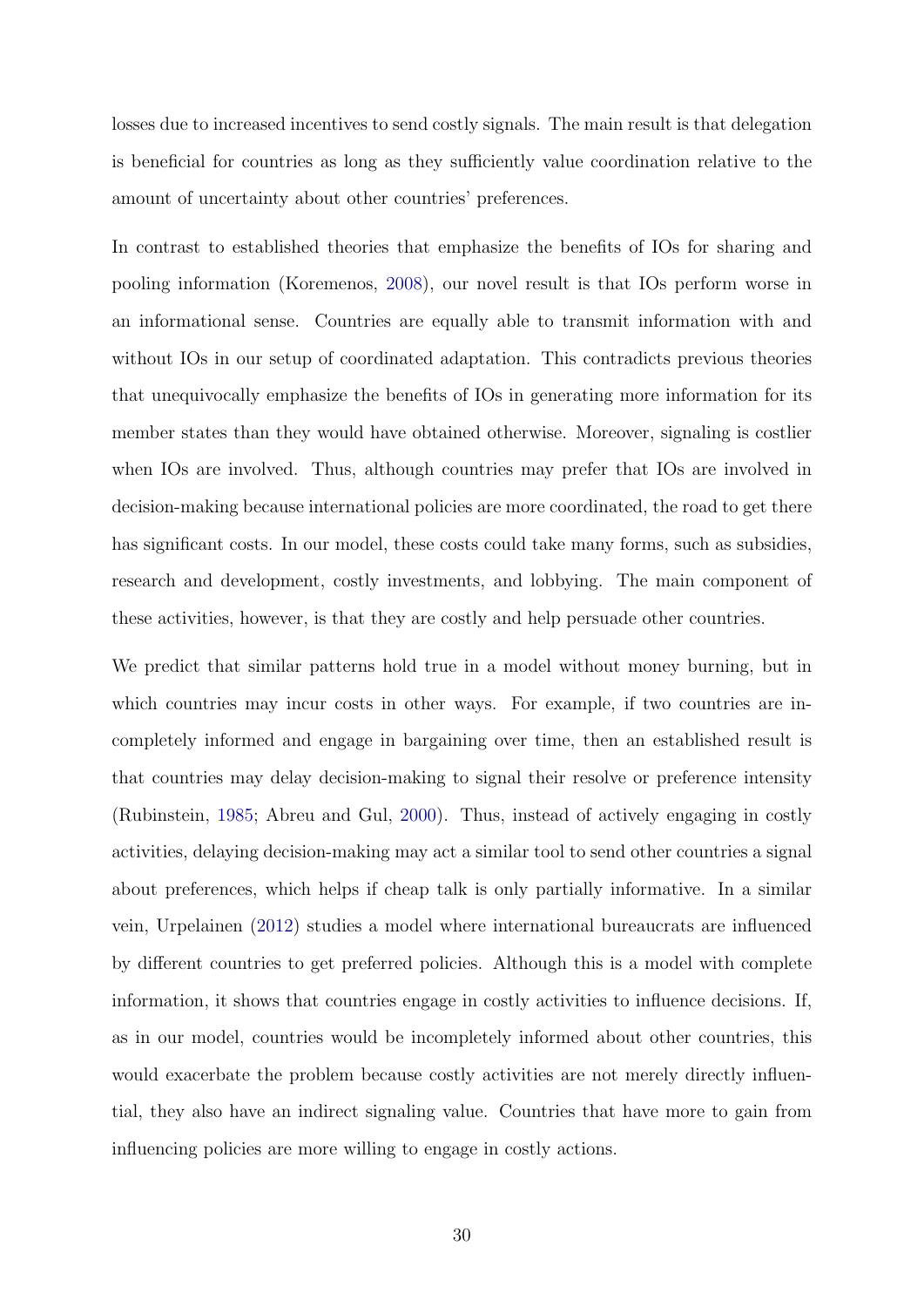losses due to increased incentives to send costly signals. The main result is that delegation is beneficial for countries as long as they sufficiently value coordination relative to the amount of uncertainty about other countries' preferences.

In contrast to established theories that emphasize the benefits of IOs for sharing and pooling information (Koremenos, 2008), our novel result is that IOs perform worse in an informational sense. Countries are equally able to transmit information with and without IOs in our setup of coordinated adaptation. This contradicts previous theories that unequivocally emphasize the benefits of IOs in generating more information for its member states than they would have obtained otherwise. Moreover, signaling is costlier when IOs are involved. Thus, although countries may prefer that IOs are involved in decision-making because international policies are more coordinated, the road to get there has significant costs. In our model, these costs could take many forms, such as subsidies, research and development, costly investments, and lobbying. The main component of these activities, however, is that they are costly and help persuade other countries.

We predict that similar patterns hold true in a model without money burning, but in which countries may incur costs in other ways. For example, if two countries are incompletely informed and engage in bargaining over time, then an established result is that countries may delay decision-making to signal their resolve or preference intensity (Rubinstein, 1985; Abreu and Gul, 2000). Thus, instead of actively engaging in costly activities, delaying decision-making may act a similar tool to send other countries a signal about preferences, which helps if cheap talk is only partially informative. In a similar vein, Urpelainen (2012) studies a model where international bureaucrats are influenced by different countries to get preferred policies. Although this is a model with complete information, it shows that countries engage in costly activities to influence decisions. If, as in our model, countries would be incompletely informed about other countries, this would exacerbate the problem because costly activities are not merely directly influential, they also have an indirect signaling value. Countries that have more to gain from influencing policies are more willing to engage in costly actions.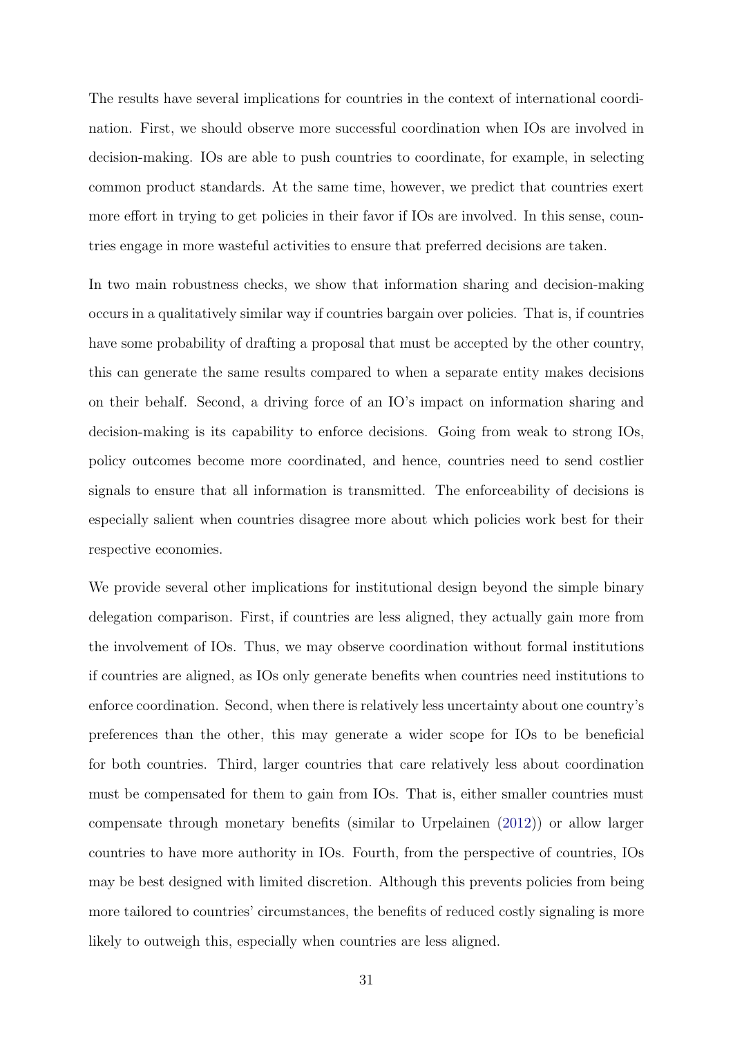The results have several implications for countries in the context of international coordination. First, we should observe more successful coordination when IOs are involved in decision-making. IOs are able to push countries to coordinate, for example, in selecting common product standards. At the same time, however, we predict that countries exert more effort in trying to get policies in their favor if IOs are involved. In this sense, countries engage in more wasteful activities to ensure that preferred decisions are taken.

In two main robustness checks, we show that information sharing and decision-making occurs in a qualitatively similar way if countries bargain over policies. That is, if countries have some probability of drafting a proposal that must be accepted by the other country, this can generate the same results compared to when a separate entity makes decisions on their behalf. Second, a driving force of an IO's impact on information sharing and decision-making is its capability to enforce decisions. Going from weak to strong IOs, policy outcomes become more coordinated, and hence, countries need to send costlier signals to ensure that all information is transmitted. The enforceability of decisions is especially salient when countries disagree more about which policies work best for their respective economies.

We provide several other implications for institutional design beyond the simple binary delegation comparison. First, if countries are less aligned, they actually gain more from the involvement of IOs. Thus, we may observe coordination without formal institutions if countries are aligned, as IOs only generate benefits when countries need institutions to enforce coordination. Second, when there is relatively less uncertainty about one country's preferences than the other, this may generate a wider scope for IOs to be beneficial for both countries. Third, larger countries that care relatively less about coordination must be compensated for them to gain from IOs. That is, either smaller countries must compensate through monetary benefits (similar to Urpelainen (2012)) or allow larger countries to have more authority in IOs. Fourth, from the perspective of countries, IOs may be best designed with limited discretion. Although this prevents policies from being more tailored to countries' circumstances, the benefits of reduced costly signaling is more likely to outweigh this, especially when countries are less aligned.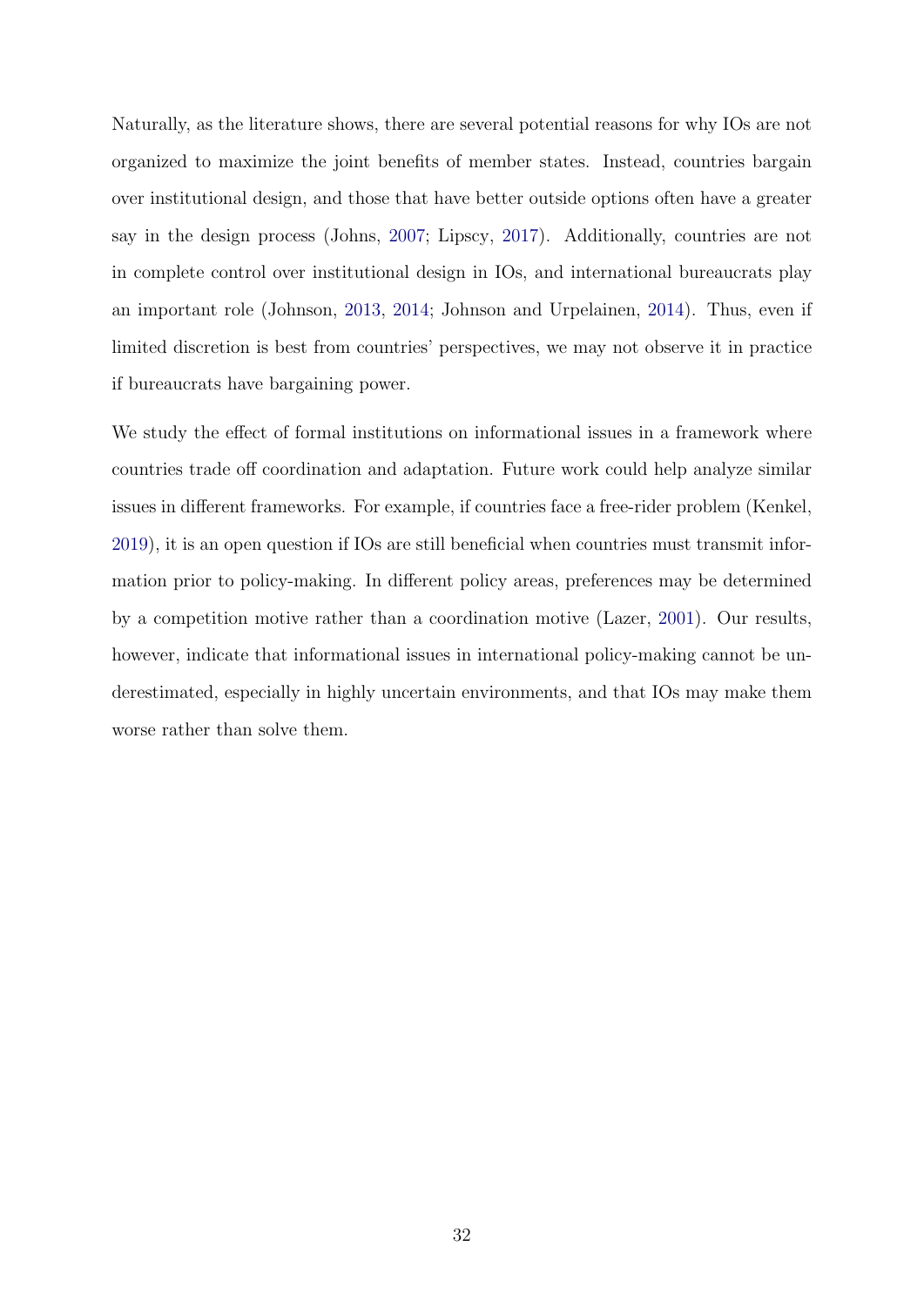Naturally, as the literature shows, there are several potential reasons for why IOs are not organized to maximize the joint benefits of member states. Instead, countries bargain over institutional design, and those that have better outside options often have a greater say in the design process (Johns, 2007; Lipscy, 2017). Additionally, countries are not in complete control over institutional design in IOs, and international bureaucrats play an important role (Johnson, 2013, 2014; Johnson and Urpelainen, 2014). Thus, even if limited discretion is best from countries' perspectives, we may not observe it in practice if bureaucrats have bargaining power.

We study the effect of formal institutions on informational issues in a framework where countries trade off coordination and adaptation. Future work could help analyze similar issues in different frameworks. For example, if countries face a free-rider problem (Kenkel, 2019), it is an open question if IOs are still beneficial when countries must transmit information prior to policy-making. In different policy areas, preferences may be determined by a competition motive rather than a coordination motive (Lazer, 2001). Our results, however, indicate that informational issues in international policy-making cannot be underestimated, especially in highly uncertain environments, and that IOs may make them worse rather than solve them.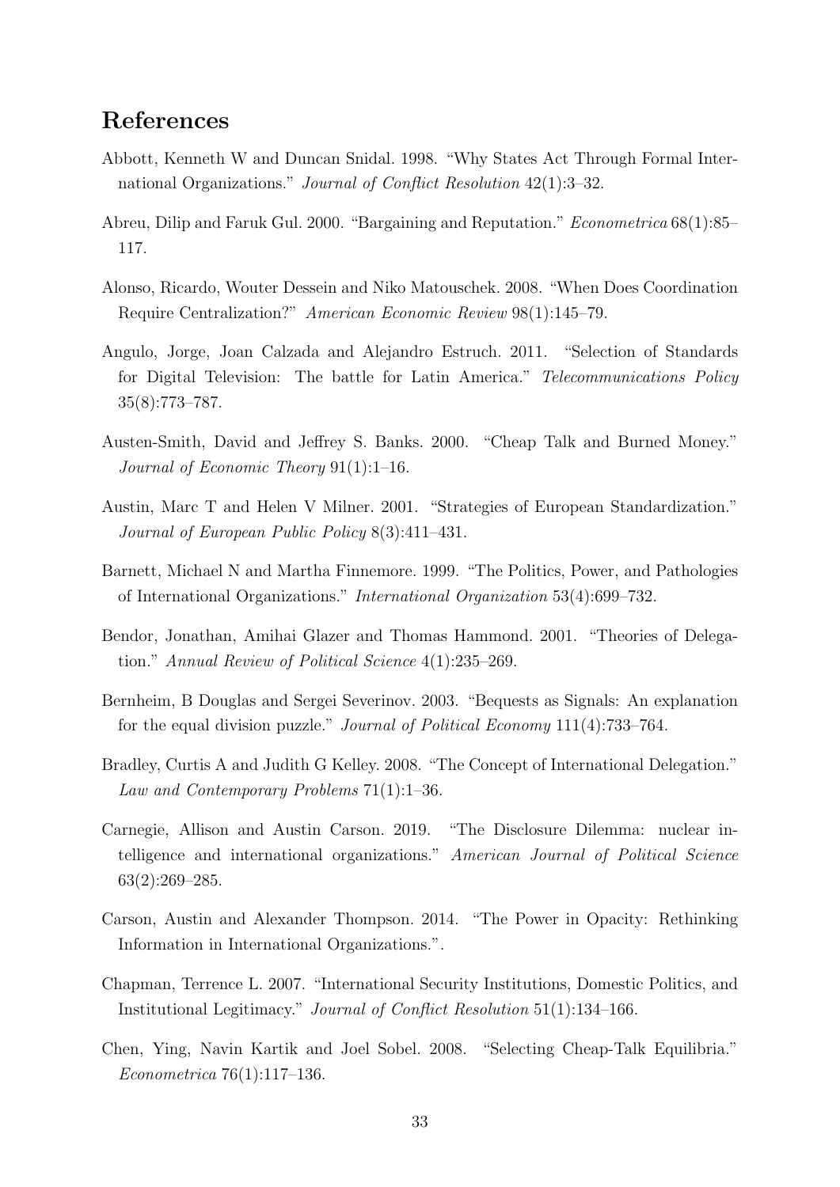# References

Abbott, Kenneth W and Duncan Snidal. 1998. "Why States Act Through Formal International Organizations." *Journal of Conflict Resolution* 42(1):3–32.

Abreu, Dilip and Faruk Gul. 2000. "Bargaining and Reputation." *Econometrica* 68(1):85–117.

Alonso, Ricardo, Wouter Dessein and Niko Matouschek. 2008. "When Does Coordination Require Centralization?" *American Economic Review* 98(1):145–79.

Angulo, Jorge, Joan Calzada and Alejandro Estruch. 2011. "Selection of Standards for Digital Television: The battle for Latin America." *Telecommunications Policy* 35(8):773–787.

Austen-Smith, David and Jeffrey S. Banks. 2000. "Cheap Talk and Burned Money." *Journal of Economic Theory* 91(1):1–16.

Austin, Marc T and Helen V Milner. 2001. "Strategies of European Standardization." *Journal of European Public Policy* 8(3):411–431.

Barnett, Michael N and Martha Finnemore. 1999. "The Politics, Power, and Pathologies of International Organizations." *International Organization* 53(4):699–732.

Bendor, Jonathan, Amihai Glazer and Thomas Hammond. 2001. "Theories of Delegation." *Annual Review of Political Science* 4(1):235–269.

Bernheim, B Douglas and Sergei Severinov. 2003. "Bequests as Signals: An explanation for the equal division puzzle." *Journal of Political Economy* 111(4):733–764.

Bradley, Curtis A and Judith G Kelley. 2008. "The Concept of International Delegation." *Law and Contemporary Problems* 71(1):1–36.

Carnegie, Allison and Austin Carson. 2019. "The Disclosure Dilemma: nuclear intelligence and international organizations." *American Journal of Political Science* 63(2):269–285.

Carson, Austin and Alexander Thompson. 2014. "The Power in Opacity: Rethinking Information in International Organizations.".

Chapman, Terrence L. 2007. "International Security Institutions, Domestic Politics, and Institutional Legitimacy." *Journal of Conflict Resolution* 51(1):134–166.

Chen, Ying, Navin Kartik and Joel Sobel. 2008. "Selecting Cheap-Talk Equilibria." *Econometrica* 76(1):117–136.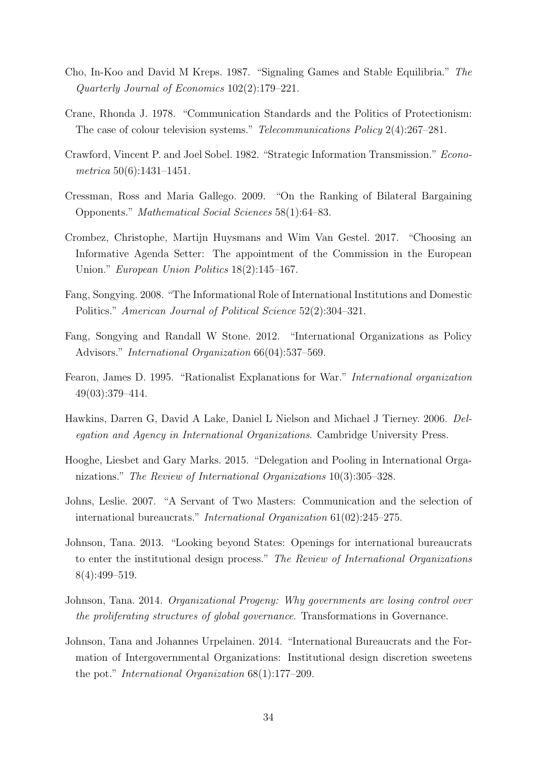Cho, In-Koo and David M Kreps. 1987. "Signaling Games and Stable Equilibria." *The Quarterly Journal of Economics* 102(2):179–221.

Crane, Rhonda J. 1978. "Communication Standards and the Politics of Protectionism: The case of colour television systems." *Telecommunications Policy* 2(4):267–281.

Crawford, Vincent P. and Joel Sobel. 1982. "Strategic Information Transmission." *Econometrica* 50(6):1431–1451.

Cressman, Ross and Maria Gallego. 2009. "On the Ranking of Bilateral Bargaining Opponents." *Mathematical Social Sciences* 58(1):64–83.

Crombez, Christophe, Martijn Huysmans and Wim Van Gestel. 2017. "Choosing an Informative Agenda Setter: The appointment of the Commission in the European Union." *European Union Politics* 18(2):145–167.

Fang, Songying. 2008. "The Informational Role of International Institutions and Domestic Politics." *American Journal of Political Science* 52(2):304–321.

Fang, Songying and Randall W Stone. 2012. "International Organizations as Policy Advisors." *International Organization* 66(04):537–569.

Fearon, James D. 1995. "Rationalist Explanations for War." *International organization* 49(03):379–414.

Hawkins, Darren G, David A Lake, Daniel L Nielson and Michael J Tierney. 2006. *Delegation and Agency in International Organizations*. Cambridge University Press.

Hooghe, Liesbet and Gary Marks. 2015. "Delegation and Pooling in International Organizations." *The Review of International Organizations* 10(3):305–328.

Johns, Leslie. 2007. "A Servant of Two Masters: Communication and the selection of international bureaucrats." *International Organization* 61(02):245–275.

Johnson, Tana. 2013. "Looking beyond States: Openings for international bureaucrats to enter the institutional design process." *The Review of International Organizations* 8(4):499–519.

Johnson, Tana. 2014. *Organizational Progeny: Why governments are losing control over the proliferating structures of global governance*. Transformations in Governance.

Johnson, Tana and Johannes Urpelainen. 2014. "International Bureaucrats and the Formation of Intergovernmental Organizations: Institutional design discretion sweetens the pot." *International Organization* 68(1):177–209.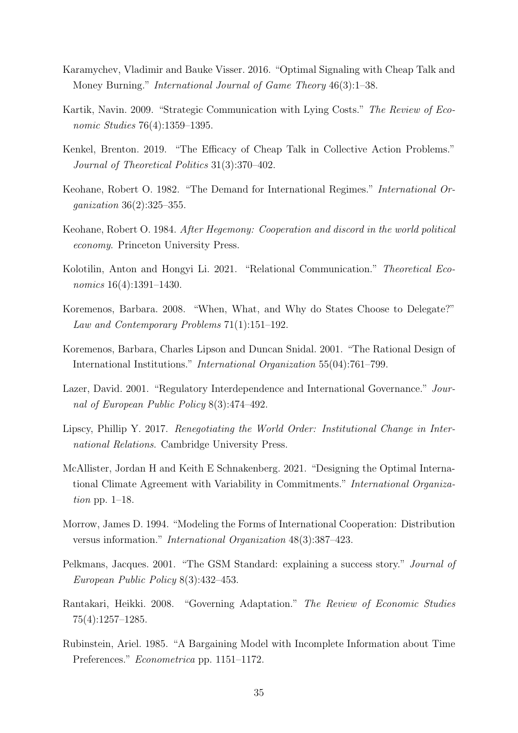Karamychev, Vladimir and Bauke Visser. 2016. "Optimal Signaling with Cheap Talk and Money Burning." *International Journal of Game Theory* 46(3):1–38.

Kartik, Navin. 2009. "Strategic Communication with Lying Costs." *The Review of Economic Studies* 76(4):1359–1395.

Kenkel, Brenton. 2019. "The Efficacy of Cheap Talk in Collective Action Problems." *Journal of Theoretical Politics* 31(3):370–402.

Keohane, Robert O. 1982. "The Demand for International Regimes." *International Organization* 36(2):325–355.

Keohane, Robert O. 1984. *After Hegemony: Cooperation and discord in the world political economy*. Princeton University Press.

Kolotilin, Anton and Hongyi Li. 2021. "Relational Communication." *Theoretical Economics* 16(4):1391–1430.

Koremenos, Barbara. 2008. "When, What, and Why do States Choose to Delegate?" *Law and Contemporary Problems* 71(1):151–192.

Koremenos, Barbara, Charles Lipson and Duncan Snidal. 2001. "The Rational Design of International Institutions." *International Organization* 55(04):761–799.

Lazer, David. 2001. "Regulatory Interdependence and International Governance." *Journal of European Public Policy* 8(3):474–492.

Lipscy, Phillip Y. 2017. *Renegotiating the World Order: Institutional Change in International Relations*. Cambridge University Press.

McAllister, Jordan H and Keith E Schnakenberg. 2021. "Designing the Optimal International Climate Agreement with Variability in Commitments." *International Organization* pp. 1–18.

Morrow, James D. 1994. "Modeling the Forms of International Cooperation: Distribution versus information." *International Organization* 48(3):387–423.

Pelkmans, Jacques. 2001. "The GSM Standard: explaining a success story." *Journal of European Public Policy* 8(3):432–453.

Rantakari, Heikki. 2008. "Governing Adaptation." *The Review of Economic Studies* 75(4):1257–1285.

Rubinstein, Ariel. 1985. "A Bargaining Model with Incomplete Information about Time Preferences." *Econometrica* pp. 1151–1172.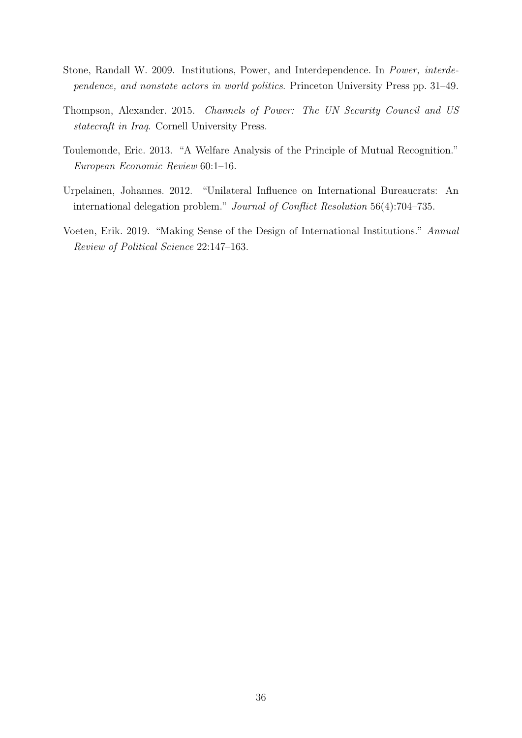Stone, Randall W. 2009. Institutions, Power, and Interdependence. In *Power, interdependence, and nonstate actors in world politics*. Princeton University Press pp. 31–49.

Thompson, Alexander. 2015. *Channels of Power: The UN Security Council and US statecraft in Iraq*. Cornell University Press.

Toulemonde, Eric. 2013. "A Welfare Analysis of the Principle of Mutual Recognition." *European Economic Review* 60:1–16.

Urpelainen, Johannes. 2012. "Unilateral Influence on International Bureaucrats: An international delegation problem." *Journal of Conflict Resolution* 56(4):704–735.

Voeten, Erik. 2019. "Making Sense of the Design of International Institutions." *Annual Review of Political Science* 22:147–163.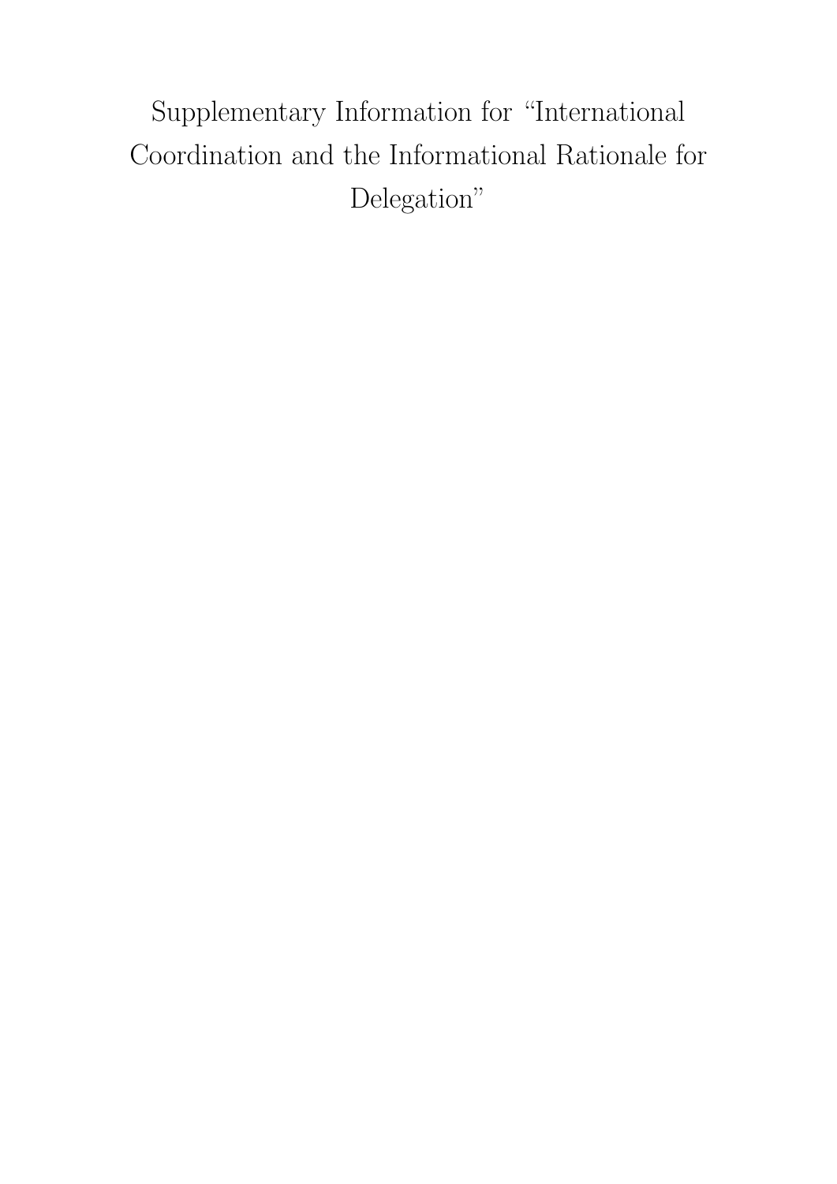# Supplementary Information for "International Coordination and the Informational Rationale for Delegation"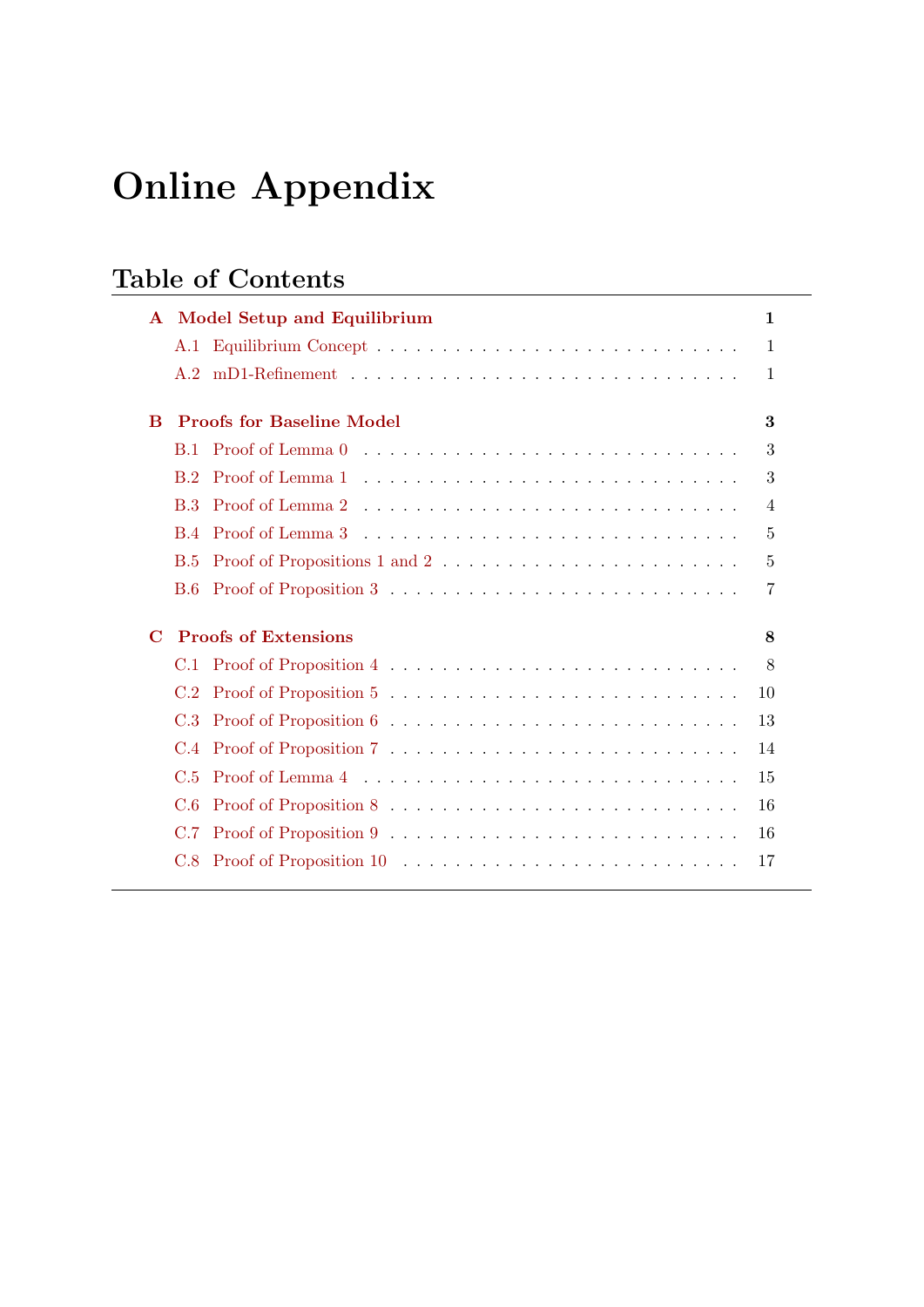# Online Appendix

## Table of Contents

**A Model Setup and Equilibrium** — 1

- A.1 Equilibrium Concept — 1
- A.2 mD1-Refinement — 1

**B Proofs for Baseline Model** — 3

- B.1 Proof of Lemma 0 — 3
- B.2 Proof of Lemma 1 — 3
- B.3 Proof of Lemma 2 — 4
- B.4 Proof of Lemma 3 — 5
- B.5 Proof of Propositions 1 and 2 — 5
- B.6 Proof of Proposition 3 — 7

**C Proofs of Extensions** — 8

- C.1 Proof of Proposition 4 — 8
- C.2 Proof of Proposition 5 — 10
- C.3 Proof of Proposition 6 — 13
- C.4 Proof of Proposition 7 — 14
- C.5 Proof of Lemma 4 — 15
- C.6 Proof of Proposition 8 — 16
- C.7 Proof of Proposition 9 — 16
- C.8 Proof of Proposition 10 — 17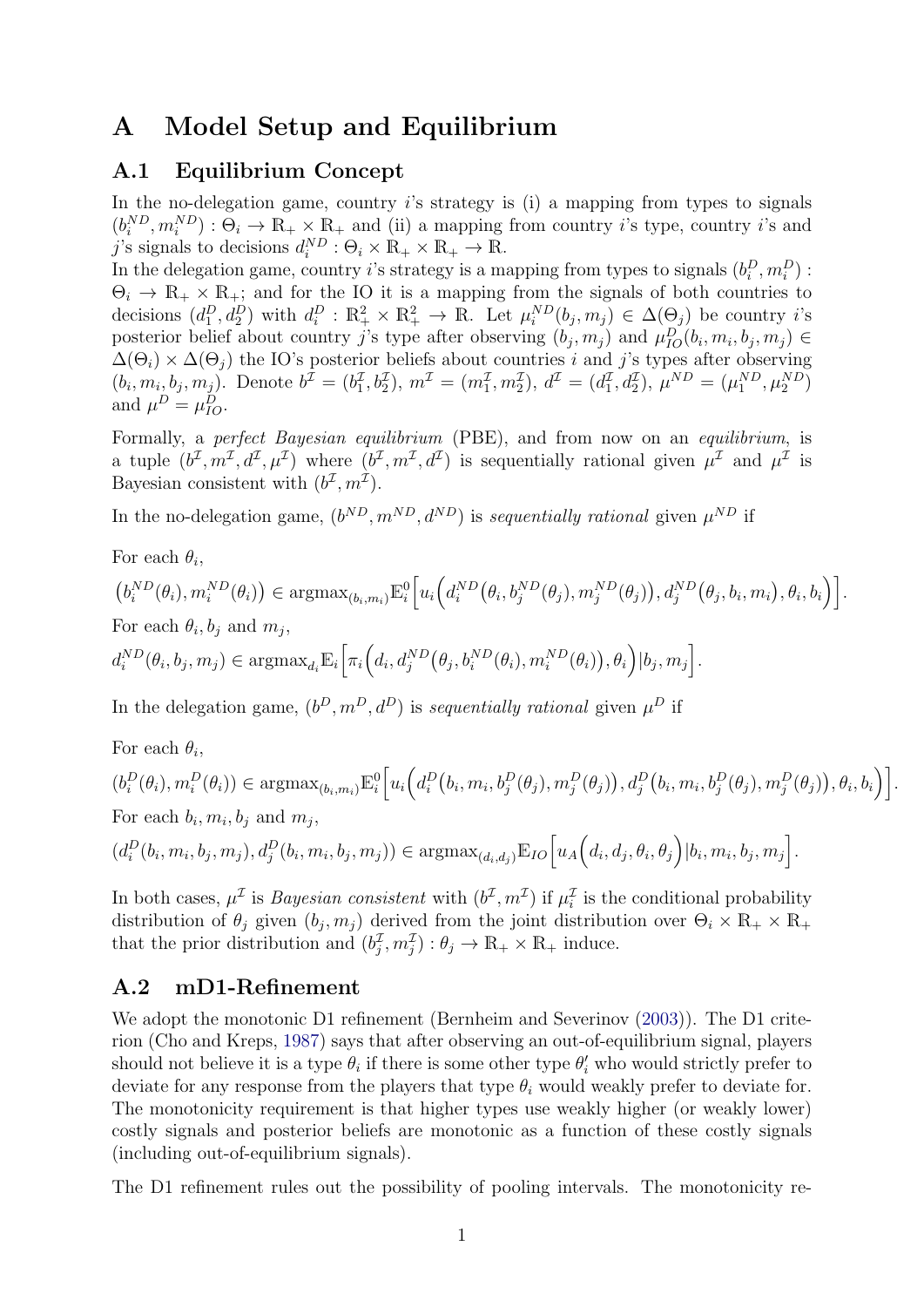# A Model Setup and Equilibrium

## A.1 Equilibrium Concept

In the no-delegation game, country $i$'s strategy is (i) a mapping from types to signals $(b_i^{ND}, m_i^{ND}) : \Theta_i \to \mathbb{R}_+ \times \mathbb{R}_+$ and (ii) a mapping from country $i$'s type, country $i$'s and $j$'s signals to decisions $d_i^{ND} : \Theta_i \times \mathbb{R}_+ \times \mathbb{R}_+ \to \mathbb{R}$.
In the delegation game, country $i$'s strategy is a mapping from types to signals $(b_i^D, m_i^D) : \Theta_i \to \mathbb{R}_+ \times \mathbb{R}_+$; and for the IO it is a mapping from the signals of both countries to decisions $(d_1^D, d_2^D)$ with $d_i^D : \mathbb{R}_+^2 \times \mathbb{R}_+^2 \to \mathbb{R}$. Let $\mu_i^{ND}(b_j, m_j) \in \Delta(\Theta_j)$ be country $i$'s posterior belief about country $j$'s type after observing $(b_j, m_j)$ and $\mu_{IO}^D(b_i, m_i, b_j, m_j) \in \Delta(\Theta_i) \times \Delta(\Theta_j)$ the IO's posterior beliefs about countries $i$ and $j$'s types after observing $(b_i, m_i, b_j, m_j)$. Denote $b^{\mathcal{I}} = (b_1^{\mathcal{I}}, b_2^{\mathcal{I}})$, $m^{\mathcal{I}} = (m_1^{\mathcal{I}}, m_2^{\mathcal{I}})$, $d^{\mathcal{I}} = (d_1^{\mathcal{I}}, d_2^{\mathcal{I}})$, $\mu^{ND} = (\mu_1^{ND}, \mu_2^{ND})$ and $\mu^D = \mu_{IO}^D$.

Formally, a *perfect Bayesian equilibrium* (PBE), and from now on an *equilibrium*, is a tuple $(b^{\mathcal{I}}, m^{\mathcal{I}}, d^{\mathcal{I}}, \mu^{\mathcal{I}})$ where $(b^{\mathcal{I}}, m^{\mathcal{I}}, d^{\mathcal{I}})$ is sequentially rational given $\mu^{\mathcal{I}}$ and $\mu^{\mathcal{I}}$ is Bayesian consistent with $(b^{\mathcal{I}}, m^{\mathcal{I}})$.

In the no-delegation game, $(b^{ND}, m^{ND}, d^{ND})$ is *sequentially rational* given $\mu^{ND}$ if

For each $\theta_i$,

$$\big(b_i^{ND}(\theta_i), m_i^{ND}(\theta_i)\big) \in \text{argmax}_{(b_i, m_i)} \mathbb{E}_i^0\Big[u_i\Big(d_i^{ND}\big(\theta_i, b_j^{ND}(\theta_j), m_j^{ND}(\theta_j)\big), d_j^{ND}\big(\theta_j, b_i, m_i\big), \theta_i, b_i\Big)\Big].$$

For each $\theta_i$, $b_j$ and $m_j$,

$$d_i^{ND}(\theta_i, b_j, m_j) \in \text{argmax}_{d_i} \mathbb{E}_i\Big[\pi_i\Big(d_i, d_j^{ND}\big(\theta_j, b_i^{ND}(\theta_i), m_i^{ND}(\theta_i)\big), \theta_i\Big)|b_j, m_j\Big].$$

In the delegation game, $(b^D, m^D, d^D)$ is *sequentially rational* given $\mu^D$ if

For each $\theta_i$,

$$(b_i^D(\theta_i), m_i^D(\theta_i)) \in \text{argmax}_{(b_i, m_i)} \mathbb{E}_i^0\Big[u_i\Big(d_i^D\big(b_i, m_i, b_j^D(\theta_j), m_j^D(\theta_j)\big), d_j^D\big(b_i, m_i, b_j^D(\theta_j), m_j^D(\theta_j)\big), \theta_i, b_i\Big)\Big].$$

For each $b_i, m_i, b_j$ and $m_j$,

$$(d_i^D(b_i, m_i, b_j, m_j), d_j^D(b_i, m_i, b_j, m_j)) \in \text{argmax}_{(d_i, d_j)} \mathbb{E}_{IO}\Big[u_A\Big(d_i, d_j, \theta_i, \theta_j\Big)|b_i, m_i, b_j, m_j\Big].$$

In both cases, $\mu^{\mathcal{I}}$ is *Bayesian consistent* with $(b^{\mathcal{I}}, m^{\mathcal{I}})$ if $\mu_i^{\mathcal{I}}$ is the conditional probability distribution of $\theta_j$ given $(b_j, m_j)$ derived from the joint distribution over $\Theta_i \times \mathbb{R}_+ \times \mathbb{R}_+$ that the prior distribution and $(b_j^{\mathcal{I}}, m_j^{\mathcal{I}}) : \theta_j \to \mathbb{R}_+ \times \mathbb{R}_+$ induce.

## A.2 mD1-Refinement

We adopt the monotonic D1 refinement (Bernheim and Severinov (2003)). The D1 criterion (Cho and Kreps, 1987) says that after observing an out-of-equilibrium signal, players should not believe it is a type $\theta_i$ if there is some other type $\theta_i'$ who would strictly prefer to deviate for any response from the players that type $\theta_i$ would weakly prefer to deviate for. The monotonicity requirement is that higher types use weakly higher (or weakly lower) costly signals and posterior beliefs are monotonic as a function of these costly signals (including out-of-equilibrium signals).

The D1 refinement rules out the possibility of pooling intervals. The monotonicity re-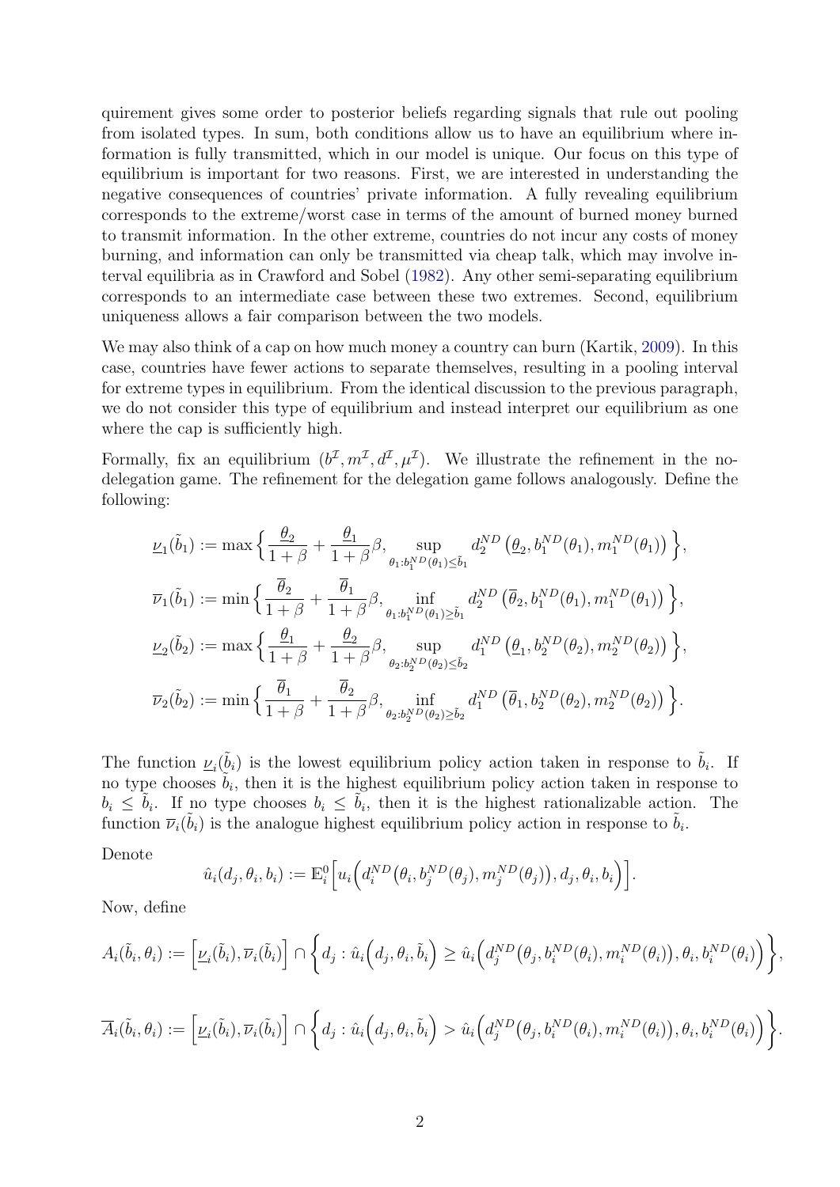quirement gives some order to posterior beliefs regarding signals that rule out pooling from isolated types. In sum, both conditions allow us to have an equilibrium where information is fully transmitted, which in our model is unique. Our focus on this type of equilibrium is important for two reasons. First, we are interested in understanding the negative consequences of countries' private information. A fully revealing equilibrium corresponds to the extreme/worst case in terms of the amount of burned money burned to transmit information. In the other extreme, countries do not incur any costs of money burning, and information can only be transmitted via cheap talk, which may involve interval equilibria as in Crawford and Sobel (1982). Any other semi-separating equilibrium corresponds to an intermediate case between these two extremes. Second, equilibrium uniqueness allows a fair comparison between the two models.

We may also think of a cap on how much money a country can burn (Kartik, 2009). In this case, countries have fewer actions to separate themselves, resulting in a pooling interval for extreme types in equilibrium. From the identical discussion to the previous paragraph, we do not consider this type of equilibrium and instead interpret our equilibrium as one where the cap is sufficiently high.

Formally, fix an equilibrium $(b^{\mathcal{I}}, m^{\mathcal{I}}, d^{\mathcal{I}}, \mu^{\mathcal{I}})$. We illustrate the refinement in the no-delegation game. The refinement for the delegation game follows analogously. Define the following:

$$\underline{\nu}_1(\tilde{b}_1) := \max\Big\{\frac{\underline{\theta}_2}{1+\beta} + \frac{\underline{\theta}_1}{1+\beta}\beta, \sup_{\theta_1 : b_1^{ND}(\theta_1) \leq \tilde{b}_1} d_2^{ND}\left(\underline{\theta}_2, b_1^{ND}(\theta_1), m_1^{ND}(\theta_1)\right)\Big\},$$

$$\overline{\nu}_1(\tilde{b}_1) := \min\Big\{\frac{\overline{\theta}_2}{1+\beta} + \frac{\overline{\theta}_1}{1+\beta}\beta, \inf_{\theta_1 : b_1^{ND}(\theta_1) \geq \tilde{b}_1} d_2^{ND}\left(\overline{\theta}_2, b_1^{ND}(\theta_1), m_1^{ND}(\theta_1)\right)\Big\},$$

$$\underline{\nu}_2(\tilde{b}_2) := \max\Big\{\frac{\underline{\theta}_1}{1+\beta} + \frac{\underline{\theta}_2}{1+\beta}\beta, \sup_{\theta_2 : b_2^{ND}(\theta_2) \leq \tilde{b}_2} d_1^{ND}\left(\underline{\theta}_1, b_2^{ND}(\theta_2), m_2^{ND}(\theta_2)\right)\Big\},$$

$$\overline{\nu}_2(\tilde{b}_2) := \min\Big\{\frac{\overline{\theta}_1}{1+\beta} + \frac{\overline{\theta}_2}{1+\beta}\beta, \inf_{\theta_2 : b_2^{ND}(\theta_2) \geq \tilde{b}_2} d_1^{ND}\left(\overline{\theta}_1, b_2^{ND}(\theta_2), m_2^{ND}(\theta_2)\right)\Big\}.$$

The function $\underline{\nu}_i(\tilde{b}_i)$ is the lowest equilibrium policy action taken in response to $\tilde{b}_i$. If no type chooses $\tilde{b}_i$, then it is the highest equilibrium policy action taken in response to $b_i \leq \tilde{b}_i$. If no type chooses $b_i \leq \tilde{b}_i$, then it is the highest rationalizable action. The function $\overline{\nu}_i(\tilde{b}_i)$ is the analogue highest equilibrium policy action in response to $\tilde{b}_i$.

Denote

$$\hat{u}_i(d_j, \theta_i, b_i) := \mathbb{E}_i^0\Big[u_i\Big(d_i^{ND}\big(\theta_i, b_j^{ND}(\theta_j), m_j^{ND}(\theta_j)\big), d_j, \theta_i, b_i\Big)\Big].$$

Now, define

$$A_i(\tilde{b}_i, \theta_i) := \Big[\underline{\nu}_i(\tilde{b}_i), \overline{\nu}_i(\tilde{b}_i)\Big] \cap \Big\{d_j : \hat{u}_i\Big(d_j, \theta_i, \tilde{b}_i\Big) \geq \hat{u}_i\Big(d_j^{ND}\big(\theta_j, b_i^{ND}(\theta_i), m_i^{ND}(\theta_i)\big), \theta_i, b_i^{ND}(\theta_i)\Big)\Big\},$$

$$\overline{A}_i(\tilde{b}_i, \theta_i) := \Big[\underline{\nu}_i(\tilde{b}_i), \overline{\nu}_i(\tilde{b}_i)\Big] \cap \Big\{d_j : \hat{u}_i\Big(d_j, \theta_i, \tilde{b}_i\Big) > \hat{u}_i\Big(d_j^{ND}\big(\theta_j, b_i^{ND}(\theta_i), m_i^{ND}(\theta_i)\big), \theta_i, b_i^{ND}(\theta_i)\Big)\Big\}.$$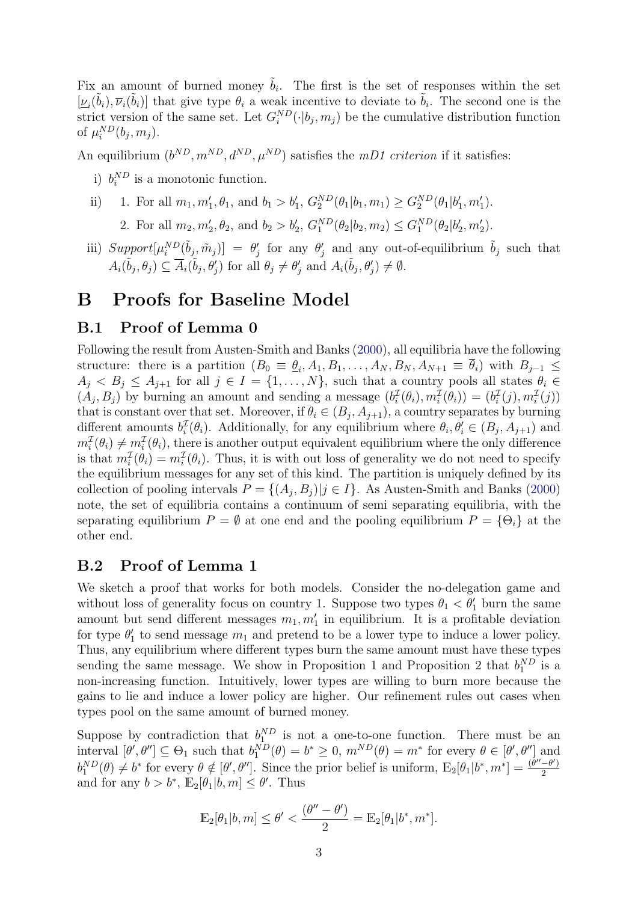Fix an amount of burned money $\tilde{b}_i$. The first is the set of responses within the set $[\underline{\nu}_i(\tilde{b}_i), \overline{\nu}_i(\tilde{b}_i)]$ that give type $\theta_i$ a weak incentive to deviate to $\tilde{b}_i$. The second one is the strict version of the same set. Let $G_i^{ND}(\cdot|b_j, m_j)$ be the cumulative distribution function of $\mu_i^{ND}(b_j, m_j)$.

An equilibrium $(b^{ND}, m^{ND}, d^{ND}, \mu^{ND})$ satisfies the *mD1 criterion* if it satisfies:

i) $b_i^{ND}$ is a monotonic function.

ii) 1. For all $m_1, m_1', \theta_1$, and $b_1 > b_1'$, $G_2^{ND}(\theta_1|b_1, m_1) \geq G_2^{ND}(\theta_1|b_1', m_1')$.

   2. For all $m_2, m_2', \theta_2$, and $b_2 > b_2'$, $G_1^{ND}(\theta_2|b_2, m_2) \leq G_1^{ND}(\theta_2|b_2', m_2')$.

iii) $Support[\mu_i^{ND}(\tilde{b}_j, \tilde{m}_j)] = \theta_j'$ for any $\theta_j'$ and any out-of-equilibrium $\tilde{b}_j$ such that $A_i(\tilde{b}_j, \theta_j) \subseteq \overline{A}_i(\tilde{b}_j, \theta_j')$ for all $\theta_j \neq \theta_j'$ and $A_i(\tilde{b}_j, \theta_j') \neq \emptyset$.

# B Proofs for Baseline Model

## B.1 Proof of Lemma 0

Following the result from Austen-Smith and Banks (2000), all equilibria have the following structure: there is a partition $(B_0 \equiv \underline{\theta}_i, A_1, B_1, \ldots, A_N, B_N, A_{N+1} \equiv \overline{\theta}_i)$ with $B_{j-1} \leq A_j < B_j \leq A_{j+1}$ for all $j \in I = \{1, \ldots, N\}$, such that a country pools all states $\theta_i \in (A_j, B_j)$ by burning an amount and sending a message $(b_i^{\mathcal{I}}(\theta_i), m_i^{\mathcal{I}}(\theta_i)) = (b_i^{\mathcal{I}}(j), m_i^{\mathcal{I}}(j))$ that is constant over that set. Moreover, if $\theta_i \in (B_j, A_{j+1})$, a country separates by burning different amounts $b_i^{\mathcal{I}}(\theta_i)$. Additionally, for any equilibrium where $\theta_i, \theta_i' \in (B_j, A_{j+1})$ and $m_i^{\mathcal{I}}(\theta_i) \neq m_i^{\mathcal{I}}(\theta_i)$, there is another output equivalent equilibrium where the only difference is that $m_i^{\mathcal{I}}(\theta_i) = m_i^{\mathcal{I}}(\theta_i)$. Thus, it is with out loss of generality we do not need to specify the equilibrium messages for any set of this kind. The partition is uniquely defined by its collection of pooling intervals $P = \{(A_j, B_j)|j \in I\}$. As Austen-Smith and Banks (2000) note, the set of equilibria contains a continuum of semi separating equilibria, with the separating equilibrium $P = \emptyset$ at one end and the pooling equilibrium $P = \{\Theta_i\}$ at the other end.

## B.2 Proof of Lemma 1

We sketch a proof that works for both models. Consider the no-delegation game and without loss of generality focus on country 1. Suppose two types $\theta_1 < \theta_1'$ burn the same amount but send different messages $m_1, m_1'$ in equilibrium. It is a profitable deviation for type $\theta_1'$ to send message $m_1$ and pretend to be a lower type to induce a lower policy. Thus, any equilibrium where different types burn the same amount must have these types sending the same message. We show in Proposition 1 and Proposition 2 that $b_1^{ND}$ is a non-increasing function. Intuitively, lower types are willing to burn more because the gains to lie and induce a lower policy are higher. Our refinement rules out cases when types pool on the same amount of burned money.

Suppose by contradiction that $b_1^{ND}$ is not a one-to-one function. There must be an interval $[\theta', \theta''] \subseteq \Theta_1$ such that $b_1^{ND}(\theta) = b^* \geq 0$, $m^{ND}(\theta) = m^*$ for every $\theta \in [\theta', \theta'']$ and $b_1^{ND}(\theta) \neq b^*$ for every $\theta \notin [\theta', \theta'']$. Since the prior belief is uniform, $\mathbb{E}_2[\theta_1|b^*, m^*] = \frac{(\theta'' - \theta')}{2}$ and for any $b > b^*$, $\mathbb{E}_2[\theta_1|b, m] \leq \theta'$. Thus

$$\mathbb{E}_2[\theta_1|b, m] \leq \theta' < \frac{(\theta'' - \theta')}{2} = \mathbb{E}_2[\theta_1|b^*, m^*].$$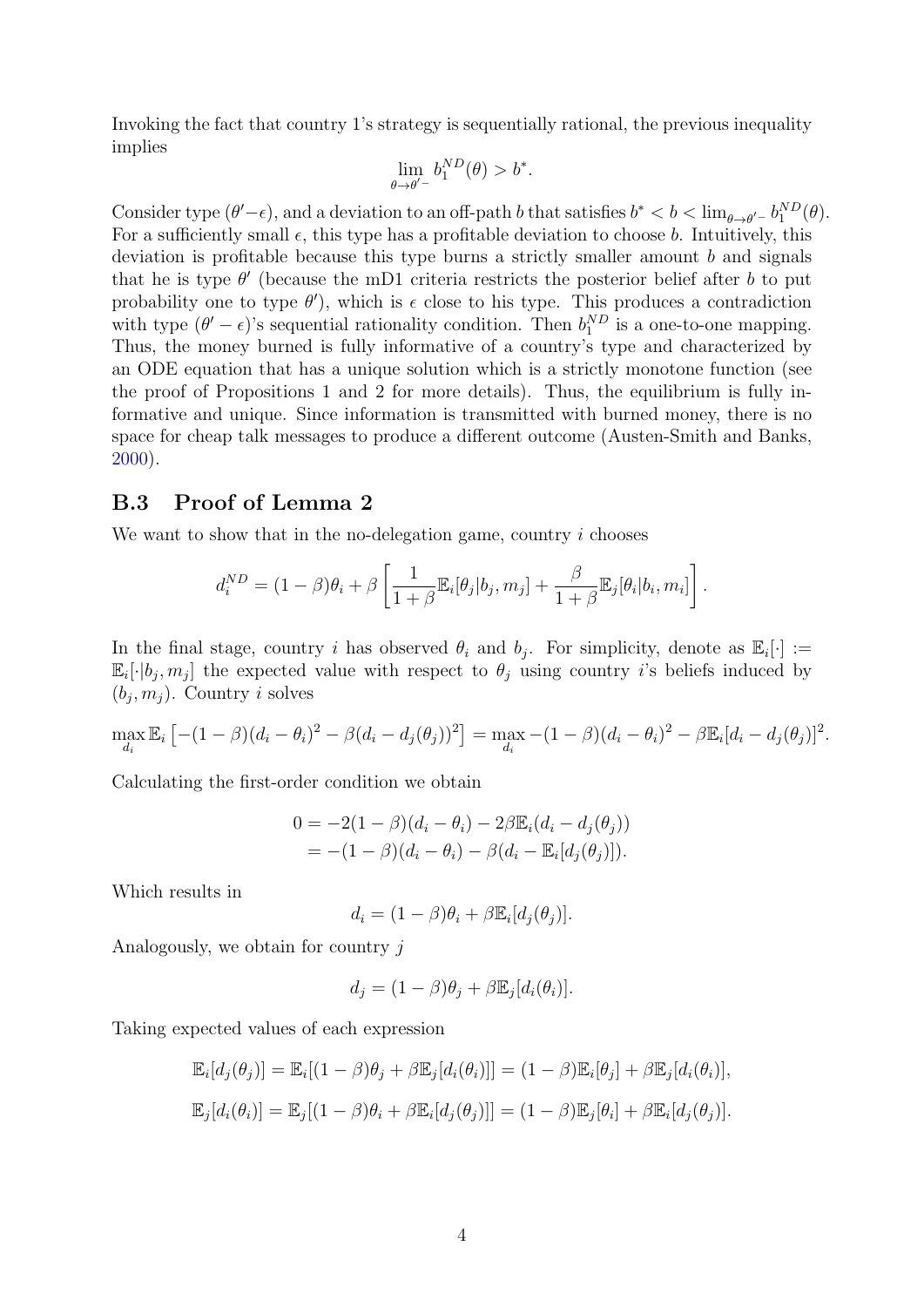Invoking the fact that country 1's strategy is sequentially rational, the previous inequality implies

$$\lim_{\theta \to \theta'-} b_1^{ND}(\theta) > b^*.$$

Consider type $(\theta' - \epsilon)$, and a deviation to an off-path $b$ that satisfies $b^* < b < \lim_{\theta \to \theta'-} b_1^{ND}(\theta)$. For a sufficiently small $\epsilon$, this type has a profitable deviation to choose $b$. Intuitively, this deviation is profitable because this type burns a strictly smaller amount $b$ and signals that he is type $\theta'$ (because the mD1 criteria restricts the posterior belief after $b$ to put probability one to type $\theta'$), which is $\epsilon$ close to his type. This produces a contradiction with type $(\theta' - \epsilon)$'s sequential rationality condition. Then $b_1^{ND}$ is a one-to-one mapping. Thus, the money burned is fully informative of a country's type and characterized by an ODE equation that has a unique solution which is a strictly monotone function (see the proof of Propositions 1 and 2 for more details). Thus, the equilibrium is fully informative and unique. Since information is transmitted with burned money, there is no space for cheap talk messages to produce a different outcome (Austen-Smith and Banks, 2000).

## B.3 Proof of Lemma 2

We want to show that in the no-delegation game, country $i$ chooses

$$d_i^{ND} = (1-\beta)\theta_i + \beta \left[ \frac{1}{1+\beta} \mathbb{E}_i[\theta_j | b_j, m_j] + \frac{\beta}{1+\beta} \mathbb{E}_j[\theta_i | b_i, m_i] \right].$$

In the final stage, country $i$ has observed $\theta_i$ and $b_j$. For simplicity, denote as $\mathbb{E}_i[\cdot] := \mathbb{E}_i[\cdot | b_j, m_j]$ the expected value with respect to $\theta_j$ using country $i$'s beliefs induced by $(b_j, m_j)$. Country $i$ solves

$$\max_{d_i} \mathbb{E}_i \left[ -(1-\beta)(d_i - \theta_i)^2 - \beta(d_i - d_j(\theta_j))^2 \right] = \max_{d_i} -(1-\beta)(d_i - \theta_i)^2 - \beta \mathbb{E}_i[d_i - d_j(\theta_j)]^2.$$

Calculating the first-order condition we obtain

$$\begin{aligned} 0 &= -2(1-\beta)(d_i - \theta_i) - 2\beta \mathbb{E}_i(d_i - d_j(\theta_j)) \\ &= -(1-\beta)(d_i - \theta_i) - \beta(d_i - \mathbb{E}_i[d_j(\theta_j)]). \end{aligned}$$

Which results in

$$d_i = (1-\beta)\theta_i + \beta \mathbb{E}_i[d_j(\theta_j)].$$

Analogously, we obtain for country $j$

$$d_j = (1-\beta)\theta_j + \beta \mathbb{E}_j[d_i(\theta_i)].$$

Taking expected values of each expression

$$\mathbb{E}_i[d_j(\theta_j)] = \mathbb{E}_i[(1-\beta)\theta_j + \beta \mathbb{E}_j[d_i(\theta_i)]] = (1-\beta)\mathbb{E}_i[\theta_j] + \beta \mathbb{E}_j[d_i(\theta_i)],$$

$$\mathbb{E}_j[d_i(\theta_i)] = \mathbb{E}_j[(1-\beta)\theta_i + \beta \mathbb{E}_i[d_j(\theta_j)]] = (1-\beta)\mathbb{E}_j[\theta_i] + \beta \mathbb{E}_i[d_j(\theta_j)].$$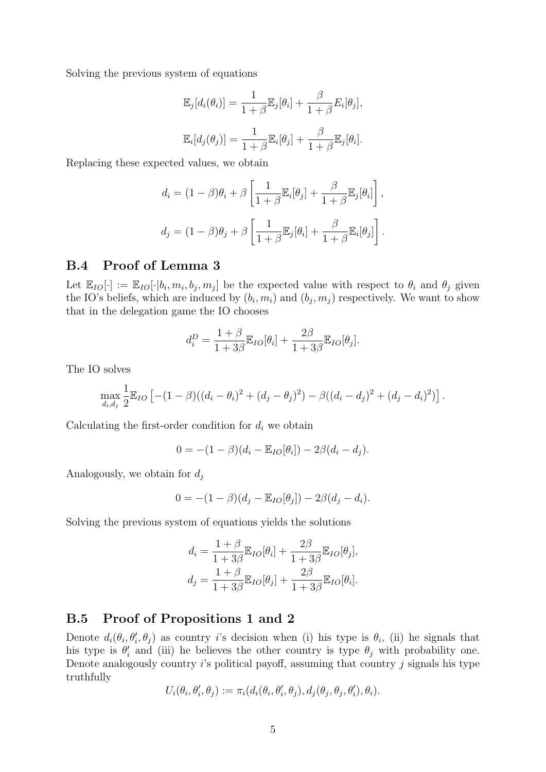Solving the previous system of equations

$$\mathbb{E}_j[d_i(\theta_i)] = \frac{1}{1+\beta}\mathbb{E}_j[\theta_i] + \frac{\beta}{1+\beta}E_i[\theta_j],$$

$$\mathbb{E}_i[d_j(\theta_j)] = \frac{1}{1+\beta}\mathbb{E}_i[\theta_j] + \frac{\beta}{1+\beta}\mathbb{E}_j[\theta_i].$$

Replacing these expected values, we obtain

$$d_i = (1-\beta)\theta_i + \beta\left[\frac{1}{1+\beta}\mathbb{E}_i[\theta_j] + \frac{\beta}{1+\beta}\mathbb{E}_j[\theta_i]\right],$$

$$d_j = (1-\beta)\theta_j + \beta\left[\frac{1}{1+\beta}\mathbb{E}_j[\theta_i] + \frac{\beta}{1+\beta}\mathbb{E}_i[\theta_j]\right].$$

## B.4 Proof of Lemma 3

Let $\mathbb{E}_{IO}[\cdot] := \mathbb{E}_{IO}[\cdot|b_i, m_i, b_j, m_j]$ be the expected value with respect to $\theta_i$ and $\theta_j$ given the IO's beliefs, which are induced by $(b_i, m_i)$ and $(b_j, m_j)$ respectively. We want to show that in the delegation game the IO chooses

$$d_i^D = \frac{1+\beta}{1+3\beta}\mathbb{E}_{IO}[\theta_i] + \frac{2\beta}{1+3\beta}\mathbb{E}_{IO}[\theta_j].$$

The IO solves

$$\max_{d_i, d_j} \frac{1}{2}\mathbb{E}_{IO}\left[-(1-\beta)((d_i-\theta_i)^2 + (d_j-\theta_j)^2) - \beta((d_i-d_j)^2 + (d_j-d_i)^2)\right].$$

Calculating the first-order condition for $d_i$ we obtain

$$0 = -(1-\beta)(d_i - \mathbb{E}_{IO}[\theta_i]) - 2\beta(d_i - d_j).$$

Analogously, we obtain for $d_j$

$$0 = -(1-\beta)(d_j - \mathbb{E}_{IO}[\theta_j]) - 2\beta(d_j - d_i).$$

Solving the previous system of equations yields the solutions

$$d_i = \frac{1+\beta}{1+3\beta}\mathbb{E}_{IO}[\theta_i] + \frac{2\beta}{1+3\beta}\mathbb{E}_{IO}[\theta_j],$$
$$d_j = \frac{1+\beta}{1+3\beta}\mathbb{E}_{IO}[\theta_j] + \frac{2\beta}{1+3\beta}\mathbb{E}_{IO}[\theta_i].$$

## B.5 Proof of Propositions 1 and 2

Denote $d_i(\theta_i, \theta_i', \theta_j)$ as country $i$'s decision when (i) his type is $\theta_i$, (ii) he signals that his type is $\theta_i'$ and (iii) he believes the other country is type $\theta_j$ with probability one. Denote analogously country $i$'s political payoff, assuming that country $j$ signals his type truthfully

$$U_i(\theta_i, \theta_i', \theta_j) := \pi_i(d_i(\theta_i, \theta_i', \theta_j), d_j(\theta_j, \theta_j, \theta_i'), \theta_i).$$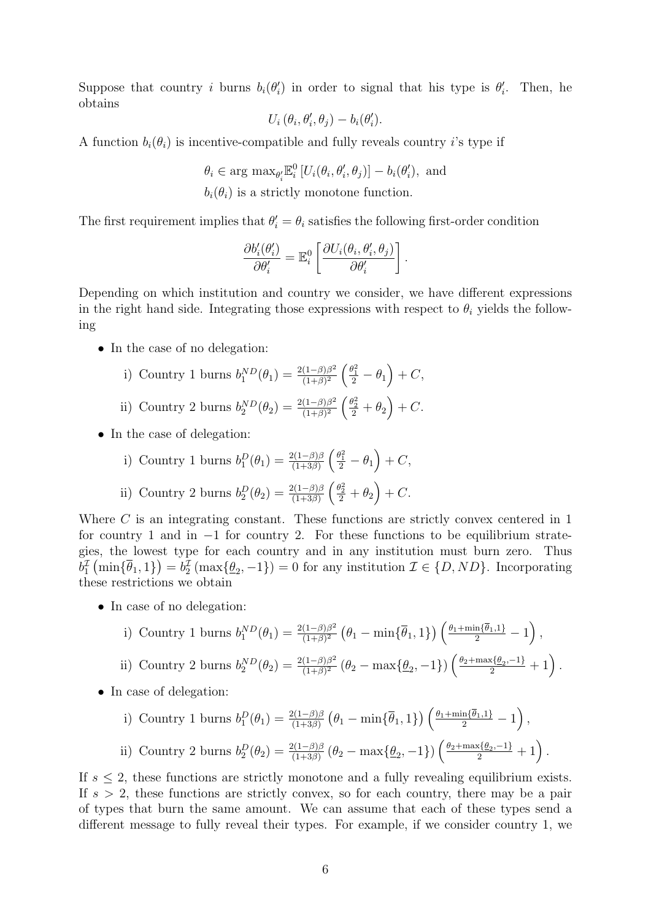Suppose that country $i$ burns $b_i(\theta_i')$ in order to signal that his type is $\theta_i'$. Then, he obtains

$$U_i\left(\theta_i, \theta_i', \theta_j\right) - b_i(\theta_i').$$

A function $b_i(\theta_i)$ is incentive-compatible and fully reveals country $i$'s type if

$$\theta_i \in \arg\max_{\theta_i'} \mathbb{E}_i^0\left[U_i(\theta_i, \theta_i', \theta_j)\right] - b_i(\theta_i'), \text{ and}$$

$$b_i(\theta_i) \text{ is a strictly monotone function.}$$

The first requirement implies that $\theta_i' = \theta_i$ satisfies the following first-order condition

$$\frac{\partial b_i'(\theta_i')}{\partial \theta_i'} = \mathbb{E}_i^0\left[\frac{\partial U_i(\theta_i, \theta_i', \theta_j)}{\partial \theta_i'}\right].$$

Depending on which institution and country we consider, we have different expressions in the right hand side. Integrating those expressions with respect to $\theta_i$ yields the following

- In the case of no delegation:
  i) Country 1 burns $b_1^{ND}(\theta_1) = \frac{2(1-\beta)\beta^2}{(1+\beta)^2}\left(\frac{\theta_1^2}{2} - \theta_1\right) + C$,

  ii) Country 2 burns $b_2^{ND}(\theta_2) = \frac{2(1-\beta)\beta^2}{(1+\beta)^2}\left(\frac{\theta_2^2}{2} + \theta_2\right) + C$.

- In the case of delegation:
  i) Country 1 burns $b_1^{D}(\theta_1) = \frac{2(1-\beta)\beta}{(1+3\beta)}\left(\frac{\theta_1^2}{2} - \theta_1\right) + C$,

  ii) Country 2 burns $b_2^{D}(\theta_2) = \frac{2(1-\beta)\beta}{(1+3\beta)}\left(\frac{\theta_2^2}{2} + \theta_2\right) + C$.

Where $C$ is an integrating constant. These functions are strictly convex centered in 1 for country 1 and in $-1$ for country 2. For these functions to be equilibrium strategies, the lowest type for each country and in any institution must burn zero. Thus $b_1^{\mathcal{I}}\left(\min\{\overline{\theta}_1, 1\}\right) = b_2^{\mathcal{I}}\left(\max\{\underline{\theta}_2, -1\}\right) = 0$ for any institution $\mathcal{I} \in \{D, ND\}$. Incorporating these restrictions we obtain

- In case of no delegation:
  i) Country 1 burns $b_1^{ND}(\theta_1) = \frac{2(1-\beta)\beta^2}{(1+\beta)^2}\left(\theta_1 - \min\{\overline{\theta}_1, 1\}\right)\left(\frac{\theta_1 + \min\{\overline{\theta}_1, 1\}}{2} - 1\right)$,

  ii) Country 2 burns $b_2^{ND}(\theta_2) = \frac{2(1-\beta)\beta^2}{(1+\beta)^2}\left(\theta_2 - \max\{\underline{\theta}_2, -1\}\right)\left(\frac{\theta_2 + \max\{\underline{\theta}_2, -1\}}{2} + 1\right)$.

- In case of delegation:
  i) Country 1 burns $b_1^{D}(\theta_1) = \frac{2(1-\beta)\beta}{(1+3\beta)}\left(\theta_1 - \min\{\overline{\theta}_1, 1\}\right)\left(\frac{\theta_1 + \min\{\overline{\theta}_1, 1\}}{2} - 1\right)$,

  ii) Country 2 burns $b_2^{D}(\theta_2) = \frac{2(1-\beta)\beta}{(1+3\beta)}\left(\theta_2 - \max\{\underline{\theta}_2, -1\}\right)\left(\frac{\theta_2 + \max\{\underline{\theta}_2, -1\}}{2} + 1\right)$.

If $s \leq 2$, these functions are strictly monotone and a fully revealing equilibrium exists. If $s > 2$, these functions are strictly convex, so for each country, there may be a pair of types that burn the same amount. We can assume that each of these types send a different message to fully reveal their types. For example, if we consider country 1, we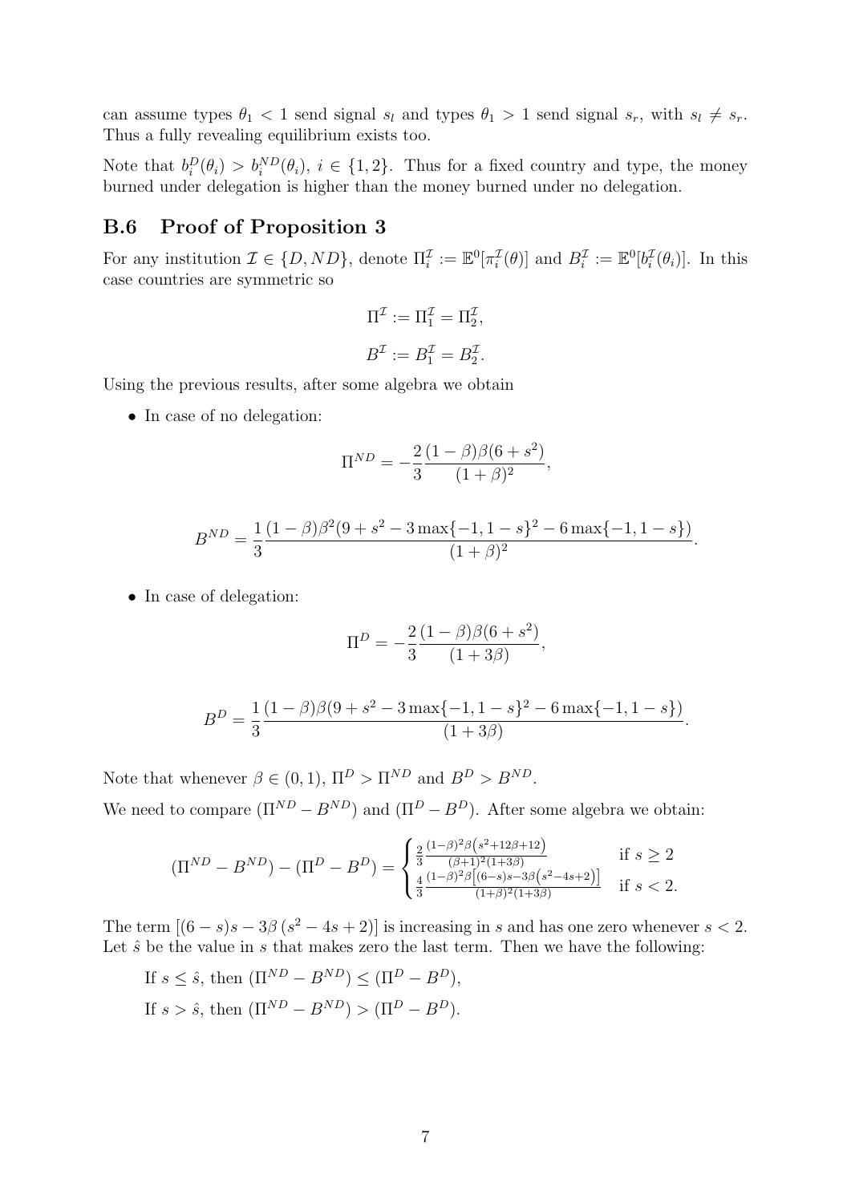can assume types $\theta_1 < 1$ send signal $s_l$ and types $\theta_1 > 1$ send signal $s_r$, with $s_l \neq s_r$. Thus a fully revealing equilibrium exists too.

Note that $b_i^D(\theta_i) > b_i^{ND}(\theta_i)$, $i \in \{1, 2\}$. Thus for a fixed country and type, the money burned under delegation is higher than the money burned under no delegation.

## B.6 Proof of Proposition 3

For any institution $\mathcal{I} \in \{D, ND\}$, denote $\Pi_i^{\mathcal{I}} := \mathbb{E}^0[\pi_i^{\mathcal{I}}(\theta)]$ and $B_i^{\mathcal{I}} := \mathbb{E}^0[b_i^{\mathcal{I}}(\theta_i)]$. In this case countries are symmetric so

$$\Pi^{\mathcal{I}} := \Pi_1^{\mathcal{I}} = \Pi_2^{\mathcal{I}},$$

$$B^{\mathcal{I}} := B_1^{\mathcal{I}} = B_2^{\mathcal{I}}.$$

Using the previous results, after some algebra we obtain

- In case of no delegation:

$$\Pi^{ND} = -\frac{2}{3}\frac{(1-\beta)\beta(6+s^2)}{(1+\beta)^2},$$

$$B^{ND} = \frac{1}{3}\frac{(1-\beta)\beta^2(9+s^2-3\max\{-1,1-s\}^2-6\max\{-1,1-s\})}{(1+\beta)^2}.$$

- In case of delegation:

$$\Pi^{D} = -\frac{2}{3}\frac{(1-\beta)\beta(6+s^2)}{(1+3\beta)},$$

$$B^{D} = \frac{1}{3}\frac{(1-\beta)\beta(9+s^2-3\max\{-1,1-s\}^2-6\max\{-1,1-s\})}{(1+3\beta)}.$$

Note that whenever $\beta \in (0, 1)$, $\Pi^D > \Pi^{ND}$ and $B^D > B^{ND}$.

We need to compare $(\Pi^{ND} - B^{ND})$ and $(\Pi^D - B^D)$. After some algebra we obtain:

$$(\Pi^{ND} - B^{ND}) - (\Pi^D - B^D) = \begin{cases} \frac{2}{3}\frac{(1-\beta)^2\beta\left(s^2+12\beta+12\right)}{(\beta+1)^2(1+3\beta)} & \text{if } s \geq 2 \\ \frac{4}{3}\frac{(1-\beta)^2\beta\left[(6-s)s-3\beta\left(s^2-4s+2\right)\right]}{(1+\beta)^2(1+3\beta)} & \text{if } s < 2. \end{cases}$$

The term $[(6-s)s - 3\beta(s^2 - 4s + 2)]$ is increasing in $s$ and has one zero whenever $s < 2$. Let $\hat{s}$ be the value in $s$ that makes zero the last term. Then we have the following:

If $s \leq \hat{s}$, then $(\Pi^{ND} - B^{ND}) \leq (\Pi^D - B^D)$,

If $s > \hat{s}$, then $(\Pi^{ND} - B^{ND}) > (\Pi^D - B^D)$.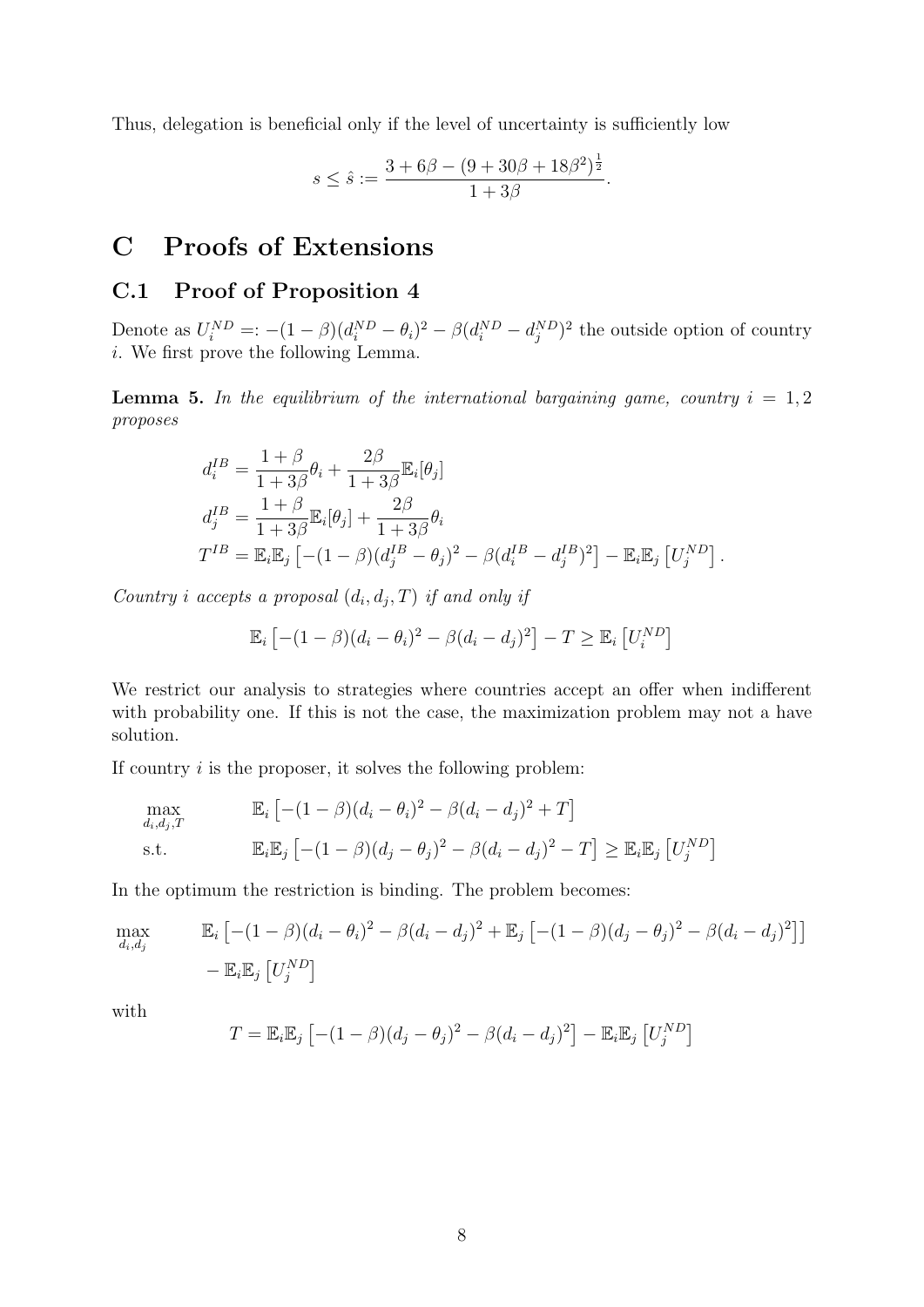Thus, delegation is beneficial only if the level of uncertainty is sufficiently low

$$s \leq \hat{s} := \frac{3 + 6\beta - (9 + 30\beta + 18\beta^2)^{\frac{1}{2}}}{1 + 3\beta}.$$

# C Proofs of Extensions

## C.1 Proof of Proposition 4

Denote as $U_i^{ND} =: -(1-\beta)(d_i^{ND} - \theta_i)^2 - \beta(d_i^{ND} - d_j^{ND})^2$ the outside option of country $i$. We first prove the following Lemma.

**Lemma 5.** *In the equilibrium of the international bargaining game, country $i = 1, 2$ proposes*

$$d_i^{IB} = \frac{1+\beta}{1+3\beta}\theta_i + \frac{2\beta}{1+3\beta}\mathbb{E}_i[\theta_j]$$
$$d_j^{IB} = \frac{1+\beta}{1+3\beta}\mathbb{E}_i[\theta_j] + \frac{2\beta}{1+3\beta}\theta_i$$
$$T^{IB} = \mathbb{E}_i\mathbb{E}_j\left[-(1-\beta)(d_j^{IB} - \theta_j)^2 - \beta(d_i^{IB} - d_j^{IB})^2\right] - \mathbb{E}_i\mathbb{E}_j\left[U_j^{ND}\right].$$

*Country $i$ accepts a proposal $(d_i, d_j, T)$ if and only if*

$$\mathbb{E}_i\left[-(1-\beta)(d_i - \theta_i)^2 - \beta(d_i - d_j)^2\right] - T \geq \mathbb{E}_i\left[U_i^{ND}\right]$$

We restrict our analysis to strategies where countries accept an offer when indifferent with probability one. If this is not the case, the maximization problem may not a have solution.

If country $i$ is the proposer, it solves the following problem:

$$\begin{aligned}
\max_{d_i, d_j, T} \quad & \mathbb{E}_i\left[-(1-\beta)(d_i - \theta_i)^2 - \beta(d_i - d_j)^2 + T\right] \\
\text{s.t.} \quad & \mathbb{E}_i\mathbb{E}_j\left[-(1-\beta)(d_j - \theta_j)^2 - \beta(d_i - d_j)^2 - T\right] \geq \mathbb{E}_i\mathbb{E}_j\left[U_j^{ND}\right]
\end{aligned}$$

In the optimum the restriction is binding. The problem becomes:

$$\begin{aligned}
\max_{d_i, d_j} \quad & \mathbb{E}_i\left[-(1-\beta)(d_i - \theta_i)^2 - \beta(d_i - d_j)^2 + \mathbb{E}_j\left[-(1-\beta)(d_j - \theta_j)^2 - \beta(d_i - d_j)^2\right]\right] \\
& - \mathbb{E}_i\mathbb{E}_j\left[U_j^{ND}\right]
\end{aligned}$$

with

$$T = \mathbb{E}_i\mathbb{E}_j\left[-(1-\beta)(d_j - \theta_j)^2 - \beta(d_i - d_j)^2\right] - \mathbb{E}_i\mathbb{E}_j\left[U_j^{ND}\right]$$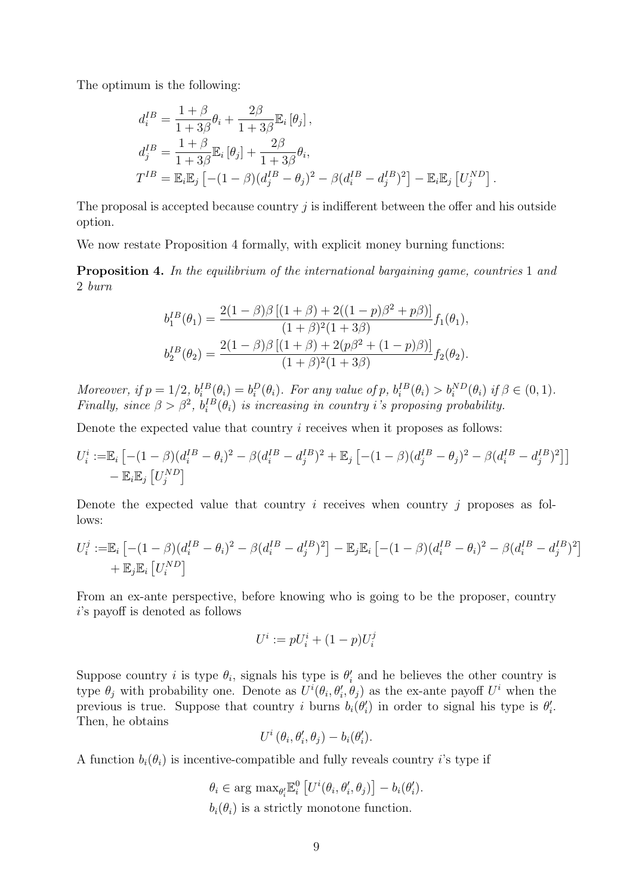The optimum is the following:

$$
\begin{aligned}
d_i^{IB} &= \frac{1+\beta}{1+3\beta}\theta_i + \frac{2\beta}{1+3\beta}\mathbb{E}_i\left[\theta_j\right], \\
d_j^{IB} &= \frac{1+\beta}{1+3\beta}\mathbb{E}_i\left[\theta_j\right] + \frac{2\beta}{1+3\beta}\theta_i, \\
T^{IB} &= \mathbb{E}_i\mathbb{E}_j\left[-(1-\beta)(d_j^{IB}-\theta_j)^2 - \beta(d_i^{IB}-d_j^{IB})^2\right] - \mathbb{E}_i\mathbb{E}_j\left[U_j^{ND}\right].
\end{aligned}
$$

The proposal is accepted because country $j$ is indifferent between the offer and his outside option.

We now restate Proposition 4 formally, with explicit money burning functions:

**Proposition 4.** *In the equilibrium of the international bargaining game, countries* 1 *and* 2 *burn*

$$
\begin{aligned}
b_1^{IB}(\theta_1) &= \frac{2(1-\beta)\beta\left[(1+\beta)+2((1-p)\beta^2+p\beta)\right]}{(1+\beta)^2(1+3\beta)}f_1(\theta_1), \\
b_2^{IB}(\theta_2) &= \frac{2(1-\beta)\beta\left[(1+\beta)+2(p\beta^2+(1-p)\beta)\right]}{(1+\beta)^2(1+3\beta)}f_2(\theta_2).
\end{aligned}
$$

*Moreover, if* $p=1/2$, $b_i^{IB}(\theta_i)=b_i^D(\theta_i)$. *For any value of* $p$, $b_i^{IB}(\theta_i) > b_i^{ND}(\theta_i)$ *if* $\beta\in(0,1)$. *Finally, since* $\beta>\beta^2$, $b_i^{IB}(\theta_i)$ *is increasing in country* $i$*'s proposing probability.*

Denote the expected value that country $i$ receives when it proposes as follows:

$$
\begin{aligned}
U_i^i :=& \mathbb{E}_i\left[-(1-\beta)(d_i^{IB}-\theta_i)^2 - \beta(d_i^{IB}-d_j^{IB})^2 + \mathbb{E}_j\left[-(1-\beta)(d_j^{IB}-\theta_j)^2 - \beta(d_i^{IB}-d_j^{IB})^2\right]\right] \\
&- \mathbb{E}_i\mathbb{E}_j\left[U_j^{ND}\right]
\end{aligned}
$$

Denote the expected value that country $i$ receives when country $j$ proposes as follows:

$$
\begin{aligned}
U_i^j :=& \mathbb{E}_i\left[-(1-\beta)(d_i^{IB}-\theta_i)^2 - \beta(d_i^{IB}-d_j^{IB})^2\right] - \mathbb{E}_j\mathbb{E}_i\left[-(1-\beta)(d_i^{IB}-\theta_i)^2 - \beta(d_i^{IB}-d_j^{IB})^2\right] \\
&+ \mathbb{E}_j\mathbb{E}_i\left[U_i^{ND}\right]
\end{aligned}
$$

From an ex-ante perspective, before knowing who is going to be the proposer, country $i$'s payoff is denoted as follows

$$
U^i := pU_i^i + (1-p)U_i^j
$$

Suppose country $i$ is type $\theta_i$, signals his type is $\theta_i'$ and he believes the other country is type $\theta_j$ with probability one. Denote as $U^i(\theta_i,\theta_i',\theta_j)$ as the ex-ante payoff $U^i$ when the previous is true. Suppose that country $i$ burns $b_i(\theta_i')$ in order to signal his type is $\theta_i'$. Then, he obtains

$$
U^i\left(\theta_i,\theta_i',\theta_j\right) - b_i(\theta_i').
$$

A function $b_i(\theta_i)$ is incentive-compatible and fully reveals country $i$'s type if

$$
\theta_i \in \arg\max_{\theta_i'} \mathbb{E}_i^0\left[U^i(\theta_i,\theta_i',\theta_j)\right] - b_i(\theta_i').
$$

$b_i(\theta_i)$ is a strictly monotone function.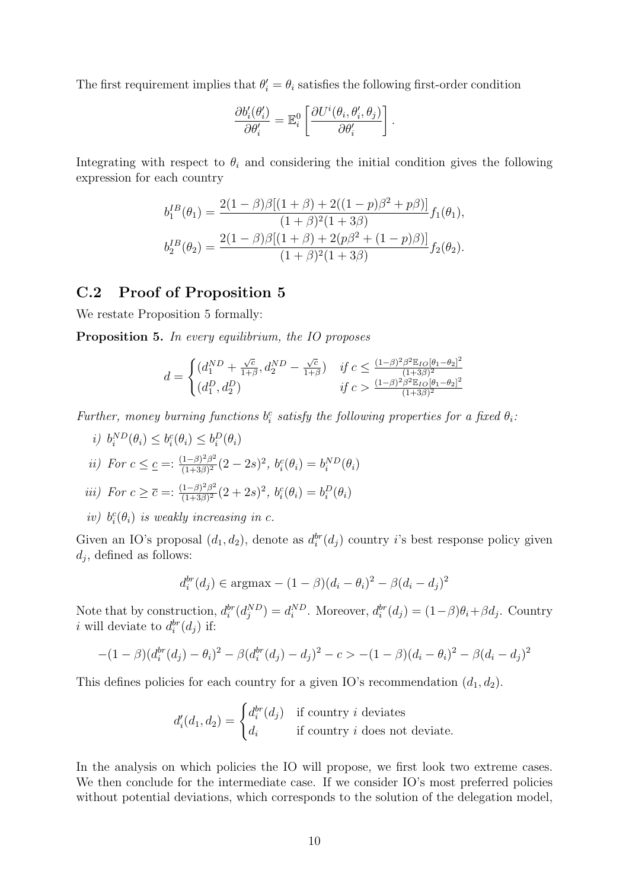The first requirement implies that $\theta_i' = \theta_i$ satisfies the following first-order condition

$$\frac{\partial b_i'(\theta_i')}{\partial \theta_i'} = \mathbb{E}_i^0 \left[ \frac{\partial U^i(\theta_i, \theta_i', \theta_j)}{\partial \theta_i'} \right].$$

Integrating with respect to $\theta_i$ and considering the initial condition gives the following expression for each country

$$b_1^{IB}(\theta_1) = \frac{2(1-\beta)\beta[(1+\beta) + 2((1-p)\beta^2 + p\beta)]}{(1+\beta)^2(1+3\beta)} f_1(\theta_1),$$

$$b_2^{IB}(\theta_2) = \frac{2(1-\beta)\beta[(1+\beta) + 2(p\beta^2 + (1-p)\beta)]}{(1+\beta)^2(1+3\beta)} f_2(\theta_2).$$

## C.2 Proof of Proposition 5

We restate Proposition 5 formally:

**Proposition 5.** *In every equilibrium, the IO proposes*

$$d = \begin{cases} (d_1^{ND} + \frac{\sqrt{c}}{1+\beta}, d_2^{ND} - \frac{\sqrt{c}}{1+\beta}) & \text{if } c \leq \frac{(1-\beta)^2\beta^2 \mathbb{E}_{IO}[\theta_1 - \theta_2]^2}{(1+3\beta)^2} \\ (d_1^D, d_2^D) & \text{if } c > \frac{(1-\beta)^2\beta^2 \mathbb{E}_{IO}[\theta_1 - \theta_2]^2}{(1+3\beta)^2} \end{cases}$$

*Further, money burning functions $b_i^c$ satisfy the following properties for a fixed $\theta_i$:*

*i)* $b_i^{ND}(\theta_i) \leq b_i^c(\theta_i) \leq b_i^D(\theta_i)$

*ii) For* $c \leq \underline{c} =: \frac{(1-\beta)^2\beta^2}{(1+3\beta)^2}(2-2s)^2$, $b_i^c(\theta_i) = b_i^{ND}(\theta_i)$

*iii) For* $c \geq \overline{c} =: \frac{(1-\beta)^2\beta^2}{(1+3\beta)^2}(2+2s)^2$, $b_i^c(\theta_i) = b_i^D(\theta_i)$

*iv)* $b_i^c(\theta_i)$ *is weakly increasing in* $c$.

Given an IO's proposal $(d_1, d_2)$, denote as $d_i^{br}(d_j)$ country $i$'s best response policy given $d_j$, defined as follows:

$$d_i^{br}(d_j) \in \text{argmax} - (1-\beta)(d_i - \theta_i)^2 - \beta(d_i - d_j)^2$$

Note that by construction, $d_i^{br}(d_j^{ND}) = d_i^{ND}$. Moreover, $d_i^{br}(d_j) = (1-\beta)\theta_i + \beta d_j$. Country $i$ will deviate to $d_i^{br}(d_j)$ if:

$$-(1-\beta)(d_i^{br}(d_j) - \theta_i)^2 - \beta(d_i^{br}(d_j) - d_j)^2 - c > -(1-\beta)(d_i - \theta_i)^2 - \beta(d_i - d_j)^2$$

This defines policies for each country for a given IO's recommendation $(d_1, d_2)$.

$$d_i'(d_1, d_2) = \begin{cases} d_i^{br}(d_j) & \text{if country } i \text{ deviates} \\ d_i & \text{if country } i \text{ does not deviate.} \end{cases}$$

In the analysis on which policies the IO will propose, we first look two extreme cases. We then conclude for the intermediate case. If we consider IO's most preferred policies without potential deviations, which corresponds to the solution of the delegation model,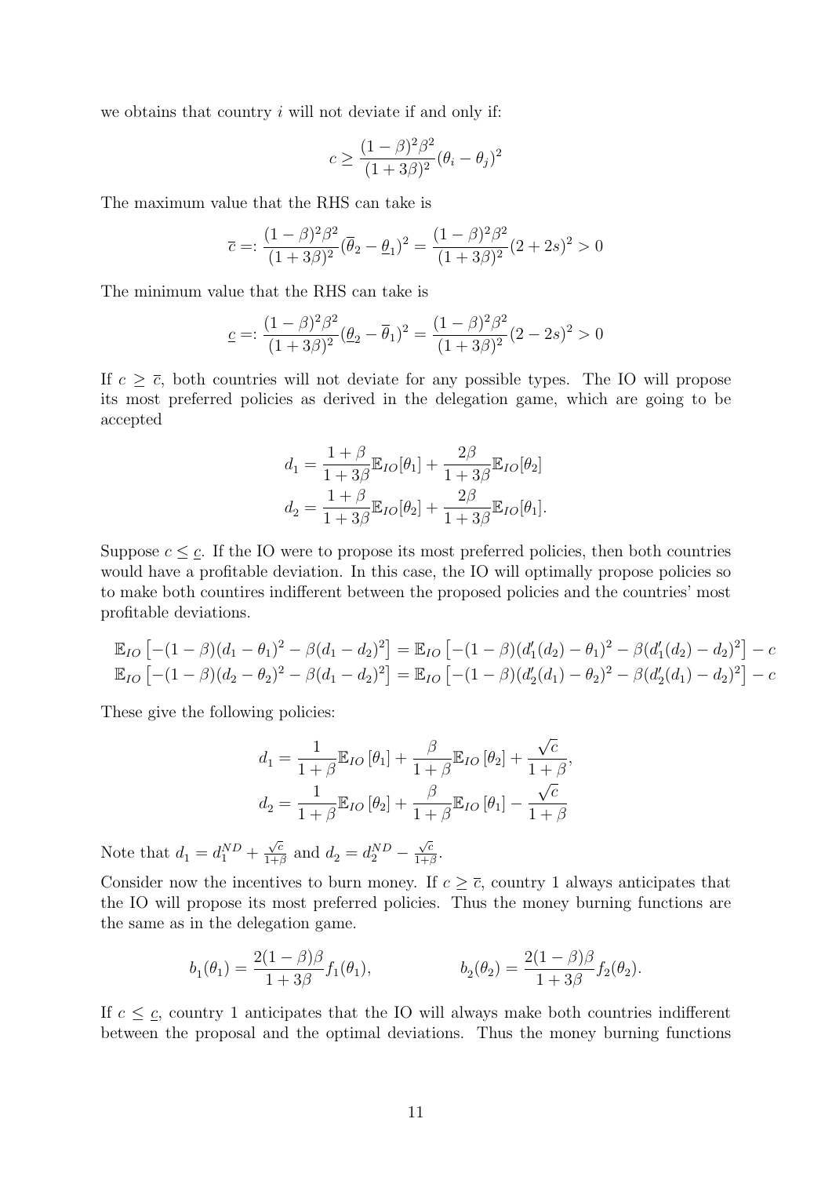we obtains that country $i$ will not deviate if and only if:

$$c \geq \frac{(1-\beta)^2\beta^2}{(1+3\beta)^2}(\theta_i - \theta_j)^2$$

The maximum value that the RHS can take is

$$\overline{c} =: \frac{(1-\beta)^2\beta^2}{(1+3\beta)^2}(\overline{\theta}_2 - \underline{\theta}_1)^2 = \frac{(1-\beta)^2\beta^2}{(1+3\beta)^2}(2+2s)^2 > 0$$

The minimum value that the RHS can take is

$$\underline{c} =: \frac{(1-\beta)^2\beta^2}{(1+3\beta)^2}(\underline{\theta}_2 - \overline{\theta}_1)^2 = \frac{(1-\beta)^2\beta^2}{(1+3\beta)^2}(2-2s)^2 > 0$$

If $c \geq \overline{c}$, both countries will not deviate for any possible types. The IO will propose its most preferred policies as derived in the delegation game, which are going to be accepted

$$d_1 = \frac{1+\beta}{1+3\beta}\mathbb{E}_{IO}[\theta_1] + \frac{2\beta}{1+3\beta}\mathbb{E}_{IO}[\theta_2]$$
$$d_2 = \frac{1+\beta}{1+3\beta}\mathbb{E}_{IO}[\theta_2] + \frac{2\beta}{1+3\beta}\mathbb{E}_{IO}[\theta_1].$$

Suppose $c \leq \underline{c}$. If the IO were to propose its most preferred policies, then both countries would have a profitable deviation. In this case, the IO will optimally propose policies so to make both countires indifferent between the proposed policies and the countries' most profitable deviations.

$$\mathbb{E}_{IO}\left[-(1-\beta)(d_1-\theta_1)^2 - \beta(d_1-d_2)^2\right] = \mathbb{E}_{IO}\left[-(1-\beta)(d_1'(d_2)-\theta_1)^2 - \beta(d_1'(d_2)-d_2)^2\right] - c$$
$$\mathbb{E}_{IO}\left[-(1-\beta)(d_2-\theta_2)^2 - \beta(d_1-d_2)^2\right] = \mathbb{E}_{IO}\left[-(1-\beta)(d_2'(d_1)-\theta_2)^2 - \beta(d_2'(d_1)-d_2)^2\right] - c$$

These give the following policies:

$$d_1 = \frac{1}{1+\beta}\mathbb{E}_{IO}[\theta_1] + \frac{\beta}{1+\beta}\mathbb{E}_{IO}[\theta_2] + \frac{\sqrt{c}}{1+\beta},$$
$$d_2 = \frac{1}{1+\beta}\mathbb{E}_{IO}[\theta_2] + \frac{\beta}{1+\beta}\mathbb{E}_{IO}[\theta_1] - \frac{\sqrt{c}}{1+\beta}$$

Note that $d_1 = d_1^{ND} + \frac{\sqrt{c}}{1+\beta}$ and $d_2 = d_2^{ND} - \frac{\sqrt{c}}{1+\beta}$.

Consider now the incentives to burn money. If $c \geq \overline{c}$, country 1 always anticipates that the IO will propose its most preferred policies. Thus the money burning functions are the same as in the delegation game.

$$b_1(\theta_1) = \frac{2(1-\beta)\beta}{1+3\beta}f_1(\theta_1), \qquad b_2(\theta_2) = \frac{2(1-\beta)\beta}{1+3\beta}f_2(\theta_2).$$

If $c \leq \underline{c}$, country 1 anticipates that the IO will always make both countries indifferent between the proposal and the optimal deviations. Thus the money burning functions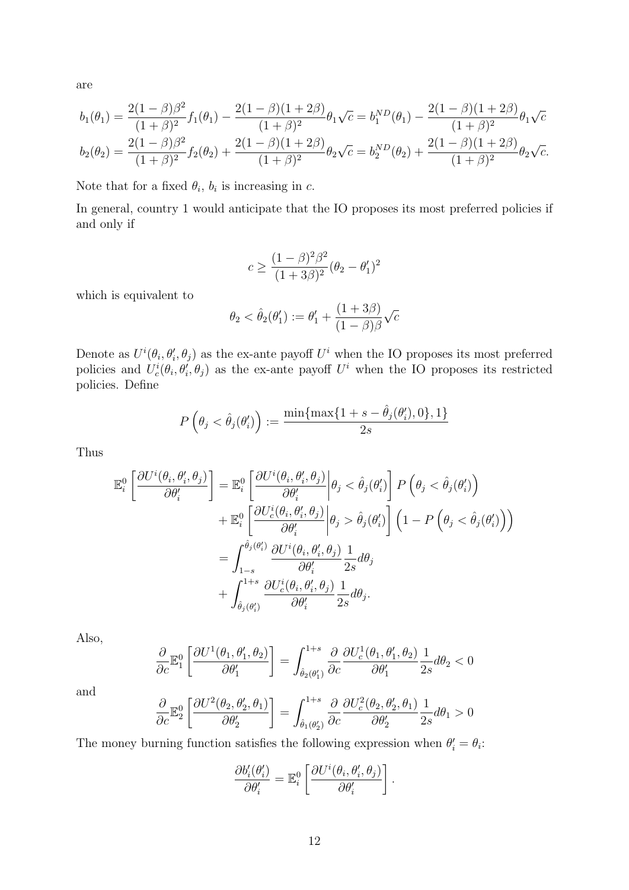are

$$b_1(\theta_1) = \frac{2(1-\beta)\beta^2}{(1+\beta)^2} f_1(\theta_1) - \frac{2(1-\beta)(1+2\beta)}{(1+\beta)^2}\theta_1\sqrt{c} = b_1^{ND}(\theta_1) - \frac{2(1-\beta)(1+2\beta)}{(1+\beta)^2}\theta_1\sqrt{c}$$
$$b_2(\theta_2) = \frac{2(1-\beta)\beta^2}{(1+\beta)^2} f_2(\theta_2) + \frac{2(1-\beta)(1+2\beta)}{(1+\beta)^2}\theta_2\sqrt{c} = b_2^{ND}(\theta_2) + \frac{2(1-\beta)(1+2\beta)}{(1+\beta)^2}\theta_2\sqrt{c}.$$

Note that for a fixed $\theta_i$, $b_i$ is increasing in $c$.

In general, country 1 would anticipate that the IO proposes its most preferred policies if and only if

$$c \geq \frac{(1-\beta)^2\beta^2}{(1+3\beta)^2}(\theta_2 - \theta_1')^2$$

which is equivalent to

$$\theta_2 < \hat{\theta}_2(\theta_1') := \theta_1' + \frac{(1+3\beta)}{(1-\beta)\beta}\sqrt{c}$$

Denote as $U^i(\theta_i, \theta_i', \theta_j)$ as the ex-ante payoff $U^i$ when the IO proposes its most preferred policies and $U_c^i(\theta_i, \theta_i', \theta_j)$ as the ex-ante payoff $U^i$ when the IO proposes its restricted policies. Define

$$P\left(\theta_j < \hat{\theta}_j(\theta_i')\right) := \frac{\min\{\max\{1+s-\hat{\theta}_j(\theta_i'), 0\}, 1\}}{2s}$$

Thus

$$\begin{aligned}
\mathbb{E}_i^0\left[\frac{\partial U^i(\theta_i, \theta_i', \theta_j)}{\partial \theta_i'}\right] &= \mathbb{E}_i^0\left[\frac{\partial U^i(\theta_i, \theta_i', \theta_j)}{\partial \theta_i'}\bigg|\theta_j < \hat{\theta}_j(\theta_i')\right] P\left(\theta_j < \hat{\theta}_j(\theta_i')\right) \\
&\quad + \mathbb{E}_i^0\left[\frac{\partial U_c^i(\theta_i, \theta_i', \theta_j)}{\partial \theta_i'}\bigg|\theta_j > \hat{\theta}_j(\theta_i')\right]\left(1 - P\left(\theta_j < \hat{\theta}_j(\theta_i')\right)\right) \\
&= \int_{1-s}^{\hat{\theta}_j(\theta_i')} \frac{\partial U^i(\theta_i, \theta_i', \theta_j)}{\partial \theta_i'}\frac{1}{2s}d\theta_j \\
&\quad + \int_{\hat{\theta}_j(\theta_i')}^{1+s} \frac{\partial U_c^i(\theta_i, \theta_i', \theta_j)}{\partial \theta_i'}\frac{1}{2s}d\theta_j.
\end{aligned}$$

Also,

$$\frac{\partial}{\partial c}\mathbb{E}_1^0\left[\frac{\partial U^1(\theta_1, \theta_1', \theta_2)}{\partial \theta_1'}\right] = \int_{\hat{\theta}_2(\theta_1')}^{1+s} \frac{\partial}{\partial c}\frac{\partial U_c^1(\theta_1, \theta_1', \theta_2)}{\partial \theta_1'}\frac{1}{2s}d\theta_2 < 0$$

and

$$\frac{\partial}{\partial c}\mathbb{E}_2^0\left[\frac{\partial U^2(\theta_2, \theta_2', \theta_1)}{\partial \theta_2'}\right] = \int_{\hat{\theta}_1(\theta_2')}^{1+s} \frac{\partial}{\partial c}\frac{\partial U_c^2(\theta_2, \theta_2', \theta_1)}{\partial \theta_2'}\frac{1}{2s}d\theta_1 > 0$$

The money burning function satisfies the following expression when $\theta_i' = \theta_i$:

$$\frac{\partial b_i'(\theta_i')}{\partial \theta_i'} = \mathbb{E}_i^0\left[\frac{\partial U^i(\theta_i, \theta_i', \theta_j)}{\partial \theta_i'}\right].$$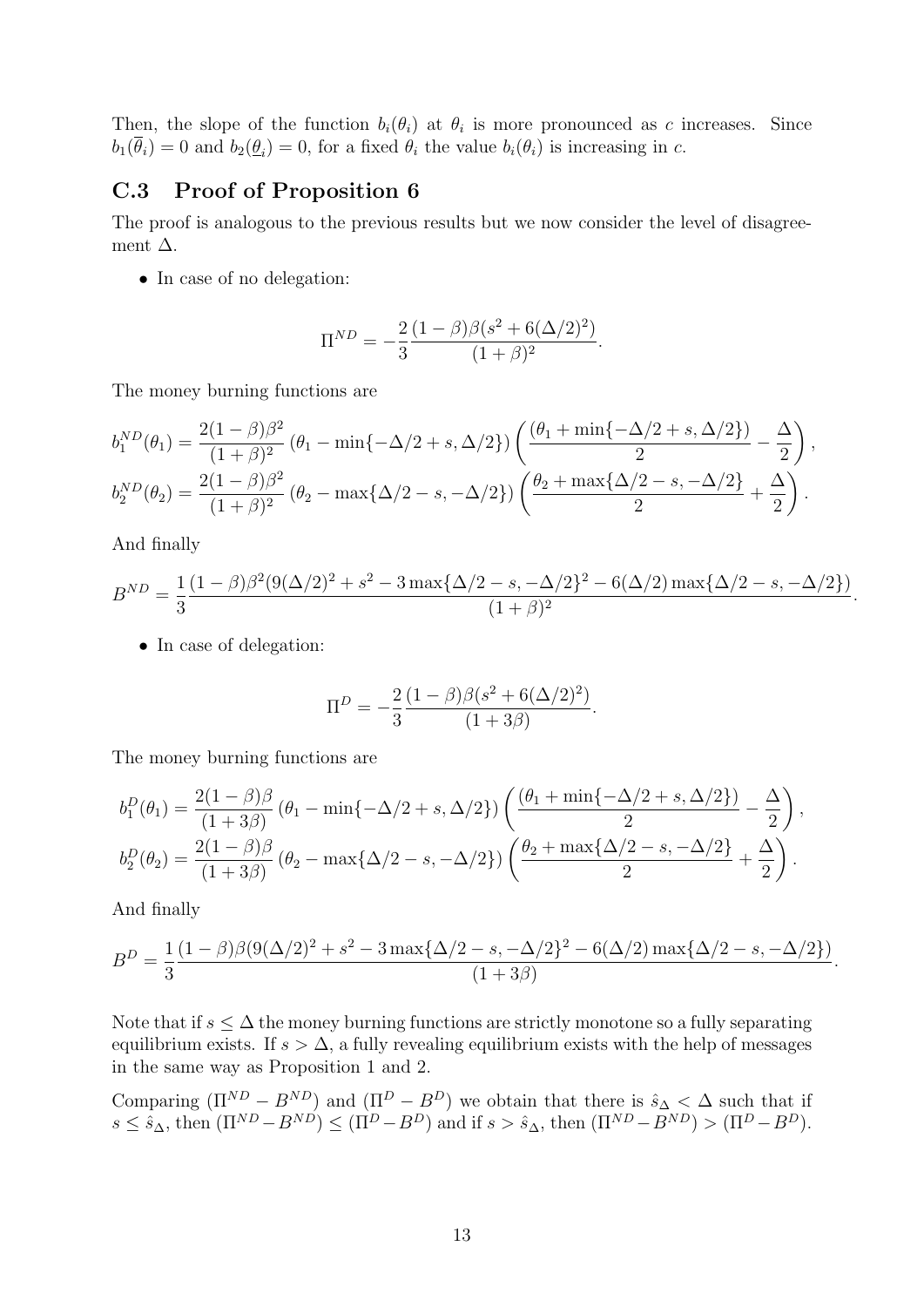Then, the slope of the function $b_i(\theta_i)$ at $\theta_i$ is more pronounced as $c$ increases. Since $b_1(\overline{\theta}_i) = 0$ and $b_2(\underline{\theta}_i) = 0$, for a fixed $\theta_i$ the value $b_i(\theta_i)$ is increasing in $c$.

## C.3 Proof of Proposition 6

The proof is analogous to the previous results but we now consider the level of disagreement $\Delta$.

- In case of no delegation:

$$\Pi^{ND} = -\frac{2}{3}\frac{(1-\beta)\beta(s^2 + 6(\Delta/2)^2)}{(1+\beta)^2}.$$

The money burning functions are

$$b_1^{ND}(\theta_1) = \frac{2(1-\beta)\beta^2}{(1+\beta)^2}\left(\theta_1 - \min\{-\Delta/2 + s, \Delta/2\}\right)\left(\frac{(\theta_1 + \min\{-\Delta/2 + s, \Delta/2\})}{2} - \frac{\Delta}{2}\right),$$

$$b_2^{ND}(\theta_2) = \frac{2(1-\beta)\beta^2}{(1+\beta)^2}\left(\theta_2 - \max\{\Delta/2 - s, -\Delta/2\}\right)\left(\frac{\theta_2 + \max\{\Delta/2 - s, -\Delta/2\}}{2} + \frac{\Delta}{2}\right).$$

And finally

$$B^{ND} = \frac{1}{3}\frac{(1-\beta)\beta^2(9(\Delta/2)^2 + s^2 - 3\max\{\Delta/2 - s, -\Delta/2\}^2 - 6(\Delta/2)\max\{\Delta/2 - s, -\Delta/2\})}{(1+\beta)^2}.$$

- In case of delegation:

$$\Pi^{D} = -\frac{2}{3}\frac{(1-\beta)\beta(s^2 + 6(\Delta/2)^2)}{(1+3\beta)}.$$

The money burning functions are

$$b_1^{D}(\theta_1) = \frac{2(1-\beta)\beta}{(1+3\beta)}\left(\theta_1 - \min\{-\Delta/2 + s, \Delta/2\}\right)\left(\frac{(\theta_1 + \min\{-\Delta/2 + s, \Delta/2\})}{2} - \frac{\Delta}{2}\right),$$

$$b_2^{D}(\theta_2) = \frac{2(1-\beta)\beta}{(1+3\beta)}\left(\theta_2 - \max\{\Delta/2 - s, -\Delta/2\}\right)\left(\frac{\theta_2 + \max\{\Delta/2 - s, -\Delta/2\}}{2} + \frac{\Delta}{2}\right).$$

And finally

$$B^{D} = \frac{1}{3}\frac{(1-\beta)\beta(9(\Delta/2)^2 + s^2 - 3\max\{\Delta/2 - s, -\Delta/2\}^2 - 6(\Delta/2)\max\{\Delta/2 - s, -\Delta/2\})}{(1+3\beta)}.$$

Note that if $s \leq \Delta$ the money burning functions are strictly monotone so a fully separating equilibrium exists. If $s > \Delta$, a fully revealing equilibrium exists with the help of messages in the same way as Proposition 1 and 2.

Comparing $(\Pi^{ND} - B^{ND})$ and $(\Pi^{D} - B^{D})$ we obtain that there is $\hat{s}_\Delta < \Delta$ such that if $s \leq \hat{s}_\Delta$, then $(\Pi^{ND} - B^{ND}) \leq (\Pi^{D} - B^{D})$ and if $s > \hat{s}_\Delta$, then $(\Pi^{ND} - B^{ND}) > (\Pi^{D} - B^{D})$.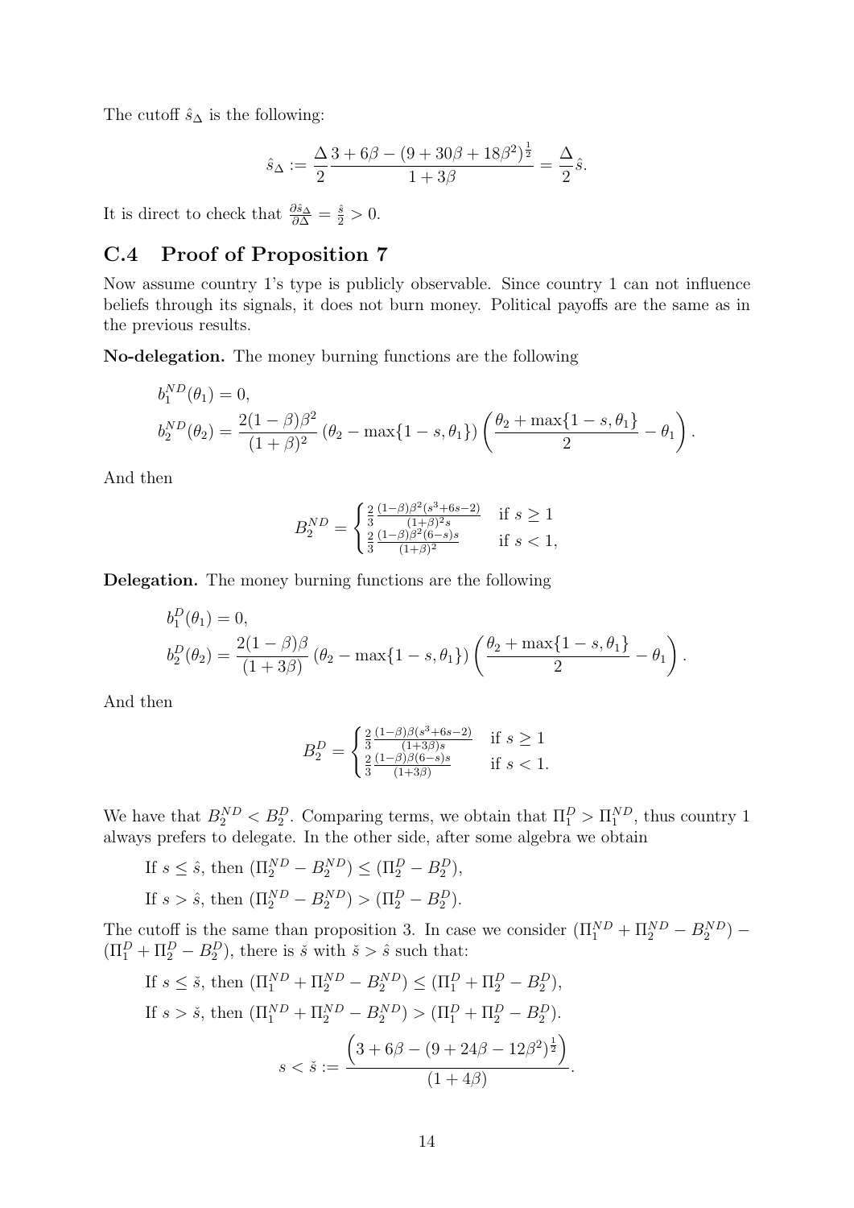The cutoff $\hat{s}_\Delta$ is the following:

$$\hat{s}_\Delta := \frac{\Delta}{2} \frac{3 + 6\beta - (9 + 30\beta + 18\beta^2)^{\frac{1}{2}}}{1 + 3\beta} = \frac{\Delta}{2} \hat{s}.$$

It is direct to check that $\frac{\partial \hat{s}_\Delta}{\partial \Delta} = \frac{\hat{s}}{2} > 0$.

## C.4 Proof of Proposition 7

Now assume country 1's type is publicly observable. Since country 1 can not influence beliefs through its signals, it does not burn money. Political payoffs are the same as in the previous results.

**No-delegation.** The money burning functions are the following

$$\begin{aligned}
b_1^{ND}(\theta_1) &= 0, \\
b_2^{ND}(\theta_2) &= \frac{2(1-\beta)\beta^2}{(1+\beta)^2} \left(\theta_2 - \max\{1-s, \theta_1\}\right) \left( \frac{\theta_2 + \max\{1-s, \theta_1\}}{2} - \theta_1 \right).
\end{aligned}$$

And then

$$B_2^{ND} = \begin{cases} \frac{2}{3} \frac{(1-\beta)\beta^2 (s^3 + 6s - 2)}{(1+\beta)^2 s} & \text{if } s \geq 1 \\ \frac{2}{3} \frac{(1-\beta)\beta^2 (6-s) s}{(1+\beta)^2} & \text{if } s < 1, \end{cases}$$

**Delegation.** The money burning functions are the following

$$\begin{aligned}
b_1^{D}(\theta_1) &= 0, \\
b_2^{D}(\theta_2) &= \frac{2(1-\beta)\beta}{(1+3\beta)} \left(\theta_2 - \max\{1-s, \theta_1\}\right) \left( \frac{\theta_2 + \max\{1-s, \theta_1\}}{2} - \theta_1 \right).
\end{aligned}$$

And then

$$B_2^{D} = \begin{cases} \frac{2}{3} \frac{(1-\beta)\beta (s^3 + 6s - 2)}{(1+3\beta) s} & \text{if } s \geq 1 \\ \frac{2}{3} \frac{(1-\beta)\beta (6-s) s}{(1+3\beta)} & \text{if } s < 1. \end{cases}$$

We have that $B_2^{ND} < B_2^D$. Comparing terms, we obtain that $\Pi_1^D > \Pi_1^{ND}$, thus country 1 always prefers to delegate. In the other side, after some algebra we obtain

If $s \leq \hat{s}$, then $(\Pi_2^{ND} - B_2^{ND}) \leq (\Pi_2^D - B_2^D)$,

If $s > \hat{s}$, then $(\Pi_2^{ND} - B_2^{ND}) > (\Pi_2^D - B_2^D)$.

The cutoff is the same than proposition 3. In case we consider $(\Pi_1^{ND} + \Pi_2^{ND} - B_2^{ND}) - (\Pi_1^D + \Pi_2^D - B_2^D)$, there is $\check{s}$ with $\check{s} > \hat{s}$ such that:

If $s \leq \check{s}$, then $(\Pi_1^{ND} + \Pi_2^{ND} - B_2^{ND}) \leq (\Pi_1^D + \Pi_2^D - B_2^D)$,

If $s > \check{s}$, then $(\Pi_1^{ND} + \Pi_2^{ND} - B_2^{ND}) > (\Pi_1^D + \Pi_2^D - B_2^D)$.

$$s < \check{s} := \frac{\left(3 + 6\beta - (9 + 24\beta - 12\beta^2)^{\frac{1}{2}}\right)}{(1 + 4\beta)}.$$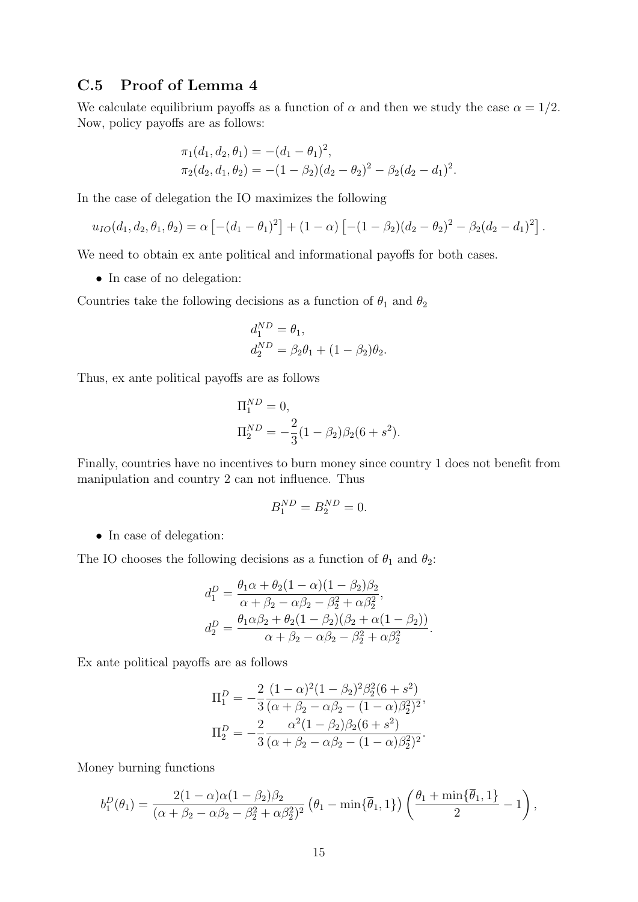### C.5 Proof of Lemma 4

We calculate equilibrium payoffs as a function of $\alpha$ and then we study the case $\alpha = 1/2$. Now, policy payoffs are as follows:

$$
\begin{aligned}
\pi_1(d_1, d_2, \theta_1) &= -(d_1 - \theta_1)^2, \\
\pi_2(d_2, d_1, \theta_2) &= -(1 - \beta_2)(d_2 - \theta_2)^2 - \beta_2(d_2 - d_1)^2.
\end{aligned}
$$

In the case of delegation the IO maximizes the following

$$
u_{IO}(d_1, d_2, \theta_1, \theta_2) = \alpha \left[-(d_1 - \theta_1)^2\right] + (1 - \alpha) \left[-(1 - \beta_2)(d_2 - \theta_2)^2 - \beta_2(d_2 - d_1)^2\right].
$$

We need to obtain ex ante political and informational payoffs for both cases.

- In case of no delegation:

Countries take the following decisions as a function of $\theta_1$ and $\theta_2$

$$
\begin{aligned}
d_1^{ND} &= \theta_1, \\
d_2^{ND} &= \beta_2\theta_1 + (1 - \beta_2)\theta_2.
\end{aligned}
$$

Thus, ex ante political payoffs are as follows

$$
\begin{aligned}
\Pi_1^{ND} &= 0, \\
\Pi_2^{ND} &= -\frac{2}{3}(1 - \beta_2)\beta_2(6 + s^2).
\end{aligned}
$$

Finally, countries have no incentives to burn money since country 1 does not benefit from manipulation and country 2 can not influence. Thus

$$
B_1^{ND} = B_2^{ND} = 0.
$$

- In case of delegation:

The IO chooses the following decisions as a function of $\theta_1$ and $\theta_2$:

$$
\begin{aligned}
d_1^D &= \frac{\theta_1\alpha + \theta_2(1 - \alpha)(1 - \beta_2)\beta_2}{\alpha + \beta_2 - \alpha\beta_2 - \beta_2^2 + \alpha\beta_2^2}, \\
d_2^D &= \frac{\theta_1\alpha\beta_2 + \theta_2(1 - \beta_2)(\beta_2 + \alpha(1 - \beta_2))}{\alpha + \beta_2 - \alpha\beta_2 - \beta_2^2 + \alpha\beta_2^2}.
\end{aligned}
$$

Ex ante political payoffs are as follows

$$
\begin{aligned}
\Pi_1^D &= -\frac{2}{3}\frac{(1 - \alpha)^2(1 - \beta_2)^2\beta_2^2(6 + s^2)}{(\alpha + \beta_2 - \alpha\beta_2 - (1 - \alpha)\beta_2^2)^2}, \\
\Pi_2^D &= -\frac{2}{3}\frac{\alpha^2(1 - \beta_2)\beta_2(6 + s^2)}{(\alpha + \beta_2 - \alpha\beta_2 - (1 - \alpha)\beta_2^2)^2}.
\end{aligned}
$$

Money burning functions

$$
b_1^D(\theta_1) = \frac{2(1 - \alpha)\alpha(1 - \beta_2)\beta_2}{(\alpha + \beta_2 - \alpha\beta_2 - \beta_2^2 + \alpha\beta_2^2)^2}\left(\theta_1 - \min\{\overline{\theta}_1, 1\}\right)\left(\frac{\theta_1 + \min\{\overline{\theta}_1, 1\}}{2} - 1\right),
$$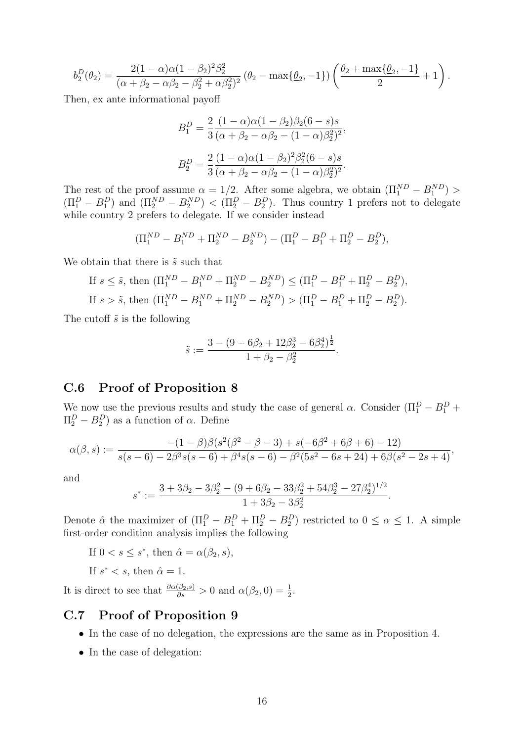$$
b_2^D(\theta_2) = \frac{2(1-\alpha)\alpha(1-\beta_2)^2\beta_2^2}{(\alpha+\beta_2-\alpha\beta_2-\beta_2^2+\alpha\beta_2^2)^2}\left(\theta_2 - \max\{\underline{\theta}_2, -1\}\right)\left(\frac{\theta_2+\max\{\underline{\theta}_2,-1\}}{2}+1\right).
$$

Then, ex ante informational payoff

$$
B_1^D = \frac{2}{3}\frac{(1-\alpha)\alpha(1-\beta_2)\beta_2(6-s)s}{(\alpha+\beta_2-\alpha\beta_2-(1-\alpha)\beta_2^2)^2},
$$

$$
B_2^D = \frac{2}{3}\frac{(1-\alpha)\alpha(1-\beta_2)^2\beta_2^2(6-s)s}{(\alpha+\beta_2-\alpha\beta_2-(1-\alpha)\beta_2^2)^2}.
$$

The rest of the proof assume $\alpha = 1/2$. After some algebra, we obtain $(\Pi_1^{ND} - B_1^{ND}) > (\Pi_1^D - B_1^D)$ and $(\Pi_2^{ND} - B_2^{ND}) < (\Pi_2^D - B_2^D)$. Thus country 1 prefers not to delegate while country 2 prefers to delegate. If we consider instead

$$
(\Pi_1^{ND} - B_1^{ND} + \Pi_2^{ND} - B_2^{ND}) - (\Pi_1^D - B_1^D + \Pi_2^D - B_2^D),
$$

We obtain that there is $\tilde{s}$ such that

If $s \le \tilde{s}$, then $(\Pi_1^{ND} - B_1^{ND} + \Pi_2^{ND} - B_2^{ND}) \le (\Pi_1^D - B_1^D + \Pi_2^D - B_2^D)$,

If $s > \tilde{s}$, then $(\Pi_1^{ND} - B_1^{ND} + \Pi_2^{ND} - B_2^{ND}) > (\Pi_1^D - B_1^D + \Pi_2^D - B_2^D)$.

The cutoff $\tilde{s}$ is the following

$$
\tilde{s} := \frac{3-(9-6\beta_2+12\beta_2^3-6\beta_2^4)^{\frac{1}{2}}}{1+\beta_2-\beta_2^2}.
$$

## C.6 Proof of Proposition 8

We now use the previous results and study the case of general $\alpha$. Consider $(\Pi_1^D - B_1^D + \Pi_2^D - B_2^D)$ as a function of $\alpha$. Define

$$
\alpha(\beta, s) := \frac{-(1-\beta)\beta(s^2(\beta^2-\beta-3)+s(-6\beta^2+6\beta+6)-12)}{s(s-6)-2\beta^3 s(s-6)+\beta^4 s(s-6)-\beta^2(5s^2-6s+24)+6\beta(s^2-2s+4)},
$$

and

$$
s^* := \frac{3+3\beta_2-3\beta_2^2-(9+6\beta_2-33\beta_2^2+54\beta_2^3-27\beta_2^4)^{1/2}}{1+3\beta_2-3\beta_2^2}.
$$

Denote $\hat{\alpha}$ the maximizer of $(\Pi_1^D - B_1^D + \Pi_2^D - B_2^D)$ restricted to $0 \le \alpha \le 1$. A simple first-order condition analysis implies the following

If $0 < s \le s^*$, then $\hat{\alpha} = \alpha(\beta_2, s)$,

If $s^* < s$, then $\hat{\alpha} = 1$.

It is direct to see that $\frac{\partial \alpha(\beta_2, s)}{\partial s} > 0$ and $\alpha(\beta_2, 0) = \frac{1}{2}$.

## C.7 Proof of Proposition 9

- In the case of no delegation, the expressions are the same as in Proposition 4.
- In the case of delegation: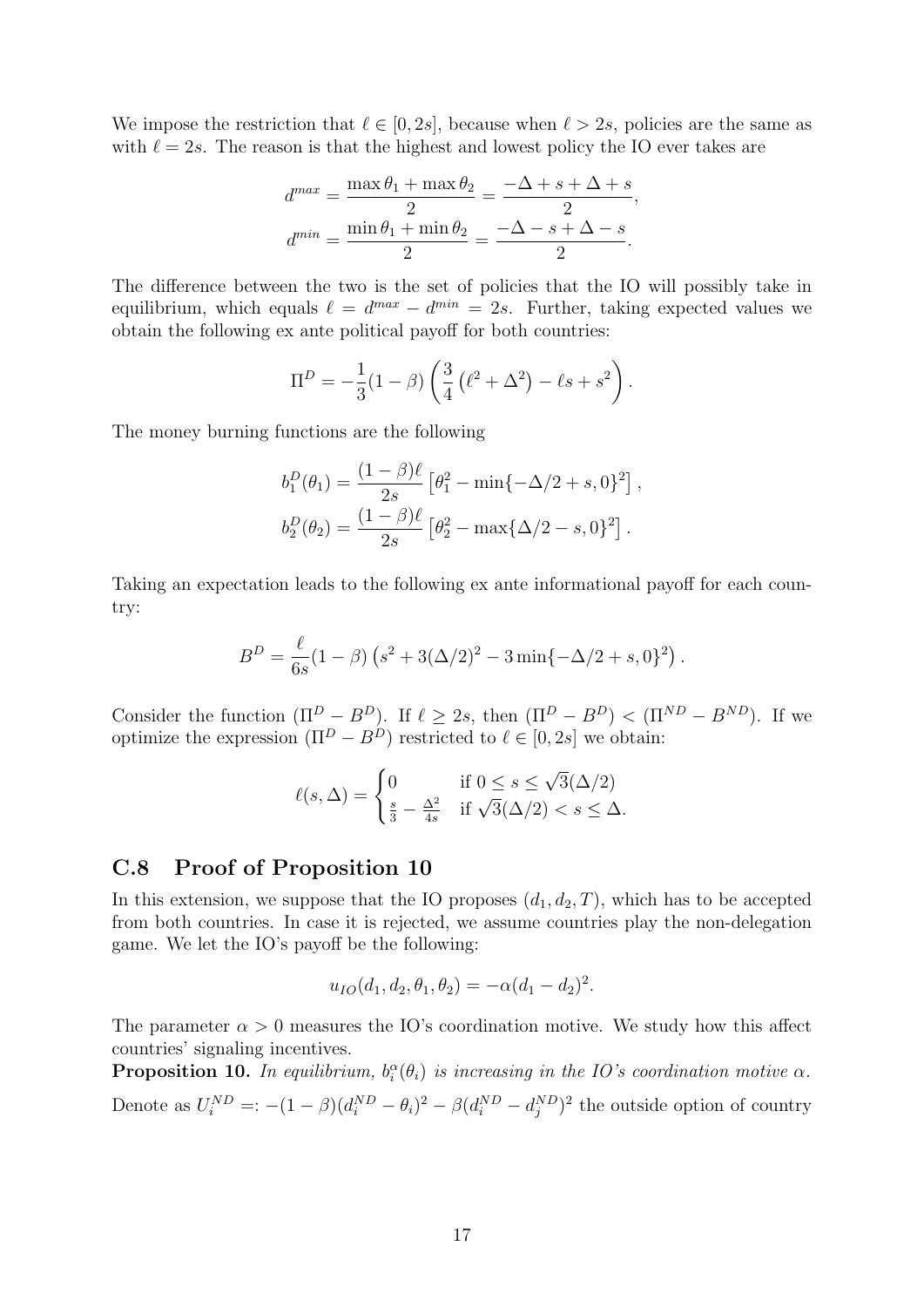We impose the restriction that $\ell \in [0, 2s]$, because when $\ell > 2s$, policies are the same as with $\ell = 2s$. The reason is that the highest and lowest policy the IO ever takes are

$$d^{max} = \frac{\max\theta_1 + \max\theta_2}{2} = \frac{-\Delta + s + \Delta + s}{2},$$
$$d^{min} = \frac{\min\theta_1 + \min\theta_2}{2} = \frac{-\Delta - s + \Delta - s}{2}.$$

The difference between the two is the set of policies that the IO will possibly take in equilibrium, which equals $\ell = d^{max} - d^{min} = 2s$. Further, taking expected values we obtain the following ex ante political payoff for both countries:

$$\Pi^D = -\frac{1}{3}(1-\beta)\left(\frac{3}{4}\left(\ell^2 + \Delta^2\right) - \ell s + s^2\right).$$

The money burning functions are the following

$$b_1^D(\theta_1) = \frac{(1-\beta)\ell}{2s}\left[\theta_1^2 - \min\{-\Delta/2 + s, 0\}^2\right],$$
$$b_2^D(\theta_2) = \frac{(1-\beta)\ell}{2s}\left[\theta_2^2 - \max\{\Delta/2 - s, 0\}^2\right].$$

Taking an expectation leads to the following ex ante informational payoff for each country:

$$B^D = \frac{\ell}{6s}(1-\beta)\left(s^2 + 3(\Delta/2)^2 - 3\min\{-\Delta/2 + s, 0\}^2\right).$$

Consider the function $(\Pi^D - B^D)$. If $\ell \geq 2s$, then $(\Pi^D - B^D) < (\Pi^{ND} - B^{ND})$. If we optimize the expression $(\Pi^D - B^D)$ restricted to $\ell \in [0, 2s]$ we obtain:

$$\ell(s, \Delta) = \begin{cases} 0 & \text{if } 0 \leq s \leq \sqrt{3}(\Delta/2) \\ \frac{s}{3} - \frac{\Delta^2}{4s} & \text{if } \sqrt{3}(\Delta/2) < s \leq \Delta. \end{cases}$$

## C.8 Proof of Proposition 10

In this extension, we suppose that the IO proposes $(d_1, d_2, T)$, which has to be accepted from both countries. In case it is rejected, we assume countries play the non-delegation game. We let the IO's payoff be the following:

$$u_{IO}(d_1, d_2, \theta_1, \theta_2) = -\alpha(d_1 - d_2)^2.$$

The parameter $\alpha > 0$ measures the IO's coordination motive. We study how this affect countries' signaling incentives.

**Proposition 10.** *In equilibrium, $b_i^\alpha(\theta_i)$ is increasing in the IO's coordination motive $\alpha$.*

Denote as $U_i^{ND} =: -(1-\beta)(d_i^{ND} - \theta_i)^2 - \beta(d_i^{ND} - d_j^{ND})^2$ the outside option of country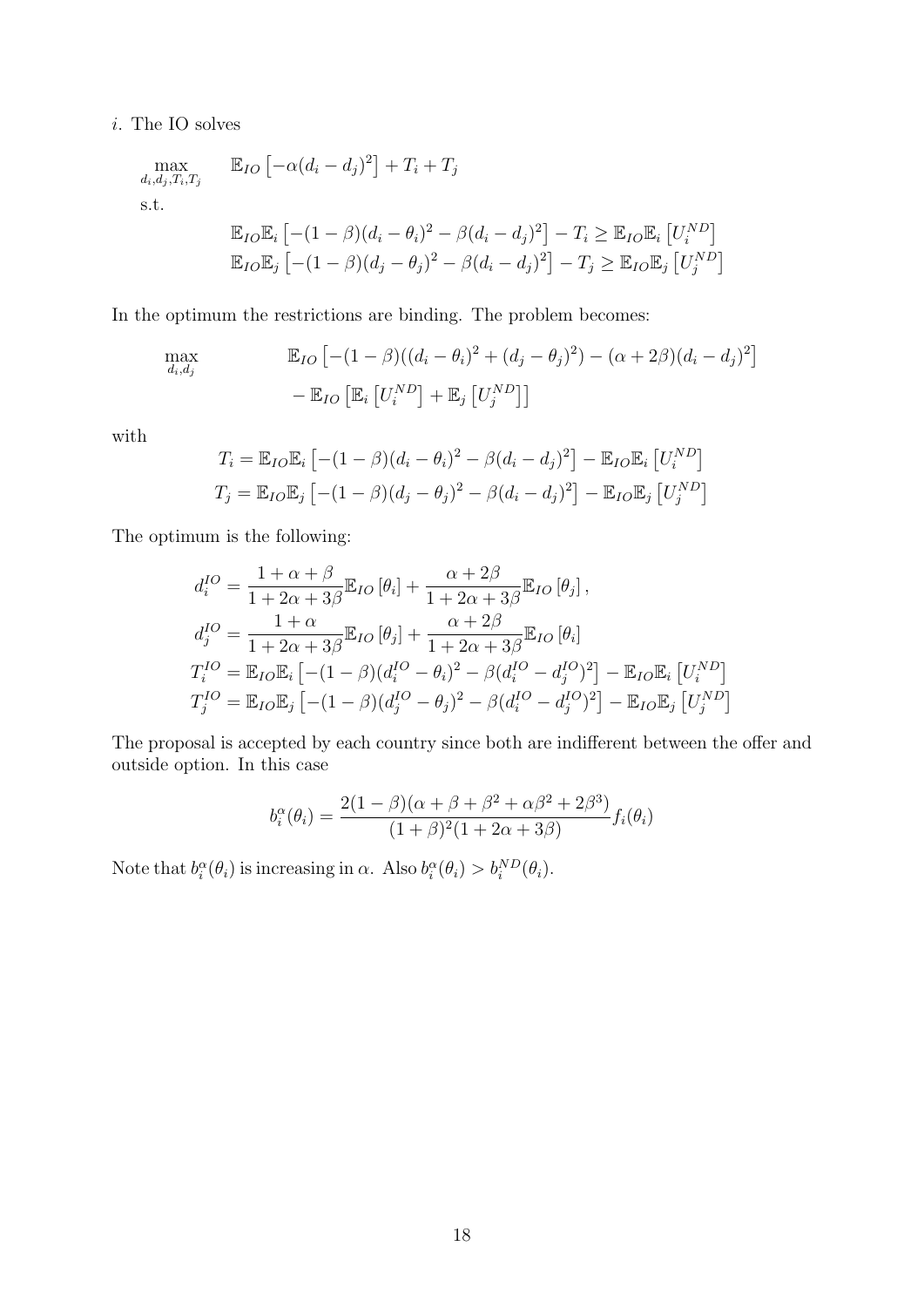$i$. The IO solves

$$\max_{d_i, d_j, T_i, T_j} \quad \mathbb{E}_{IO}\left[-\alpha(d_i - d_j)^2\right] + T_i + T_j$$

s.t.

$$\mathbb{E}_{IO}\mathbb{E}_i\left[-(1-\beta)(d_i - \theta_i)^2 - \beta(d_i - d_j)^2\right] - T_i \geq \mathbb{E}_{IO}\mathbb{E}_i\left[U_i^{ND}\right]$$
$$\mathbb{E}_{IO}\mathbb{E}_j\left[-(1-\beta)(d_j - \theta_j)^2 - \beta(d_i - d_j)^2\right] - T_j \geq \mathbb{E}_{IO}\mathbb{E}_j\left[U_j^{ND}\right]$$

In the optimum the restrictions are binding. The problem becomes:

$$\max_{d_i, d_j} \quad \mathbb{E}_{IO}\left[-(1-\beta)((d_i - \theta_i)^2 + (d_j - \theta_j)^2) - (\alpha + 2\beta)(d_i - d_j)^2\right]$$
$$- \mathbb{E}_{IO}\left[\mathbb{E}_i\left[U_i^{ND}\right] + \mathbb{E}_j\left[U_j^{ND}\right]\right]$$

with

$$T_i = \mathbb{E}_{IO}\mathbb{E}_i\left[-(1-\beta)(d_i - \theta_i)^2 - \beta(d_i - d_j)^2\right] - \mathbb{E}_{IO}\mathbb{E}_i\left[U_i^{ND}\right]$$
$$T_j = \mathbb{E}_{IO}\mathbb{E}_j\left[-(1-\beta)(d_j - \theta_j)^2 - \beta(d_i - d_j)^2\right] - \mathbb{E}_{IO}\mathbb{E}_j\left[U_j^{ND}\right]$$

The optimum is the following:

$$d_i^{IO} = \frac{1 + \alpha + \beta}{1 + 2\alpha + 3\beta}\mathbb{E}_{IO}\left[\theta_i\right] + \frac{\alpha + 2\beta}{1 + 2\alpha + 3\beta}\mathbb{E}_{IO}\left[\theta_j\right],$$
$$d_j^{IO} = \frac{1 + \alpha}{1 + 2\alpha + 3\beta}\mathbb{E}_{IO}\left[\theta_j\right] + \frac{\alpha + 2\beta}{1 + 2\alpha + 3\beta}\mathbb{E}_{IO}\left[\theta_i\right]$$
$$T_i^{IO} = \mathbb{E}_{IO}\mathbb{E}_i\left[-(1-\beta)(d_i^{IO} - \theta_i)^2 - \beta(d_i^{IO} - d_j^{IO})^2\right] - \mathbb{E}_{IO}\mathbb{E}_i\left[U_i^{ND}\right]$$
$$T_j^{IO} = \mathbb{E}_{IO}\mathbb{E}_j\left[-(1-\beta)(d_j^{IO} - \theta_j)^2 - \beta(d_i^{IO} - d_j^{IO})^2\right] - \mathbb{E}_{IO}\mathbb{E}_j\left[U_j^{ND}\right]$$

The proposal is accepted by each country since both are indifferent between the offer and outside option. In this case

$$b_i^{\alpha}(\theta_i) = \frac{2(1-\beta)(\alpha + \beta + \beta^2 + \alpha\beta^2 + 2\beta^3)}{(1+\beta)^2(1 + 2\alpha + 3\beta)} f_i(\theta_i)$$

Note that $b_i^{\alpha}(\theta_i)$ is increasing in $\alpha$. Also $b_i^{\alpha}(\theta_i) > b_i^{ND}(\theta_i)$.